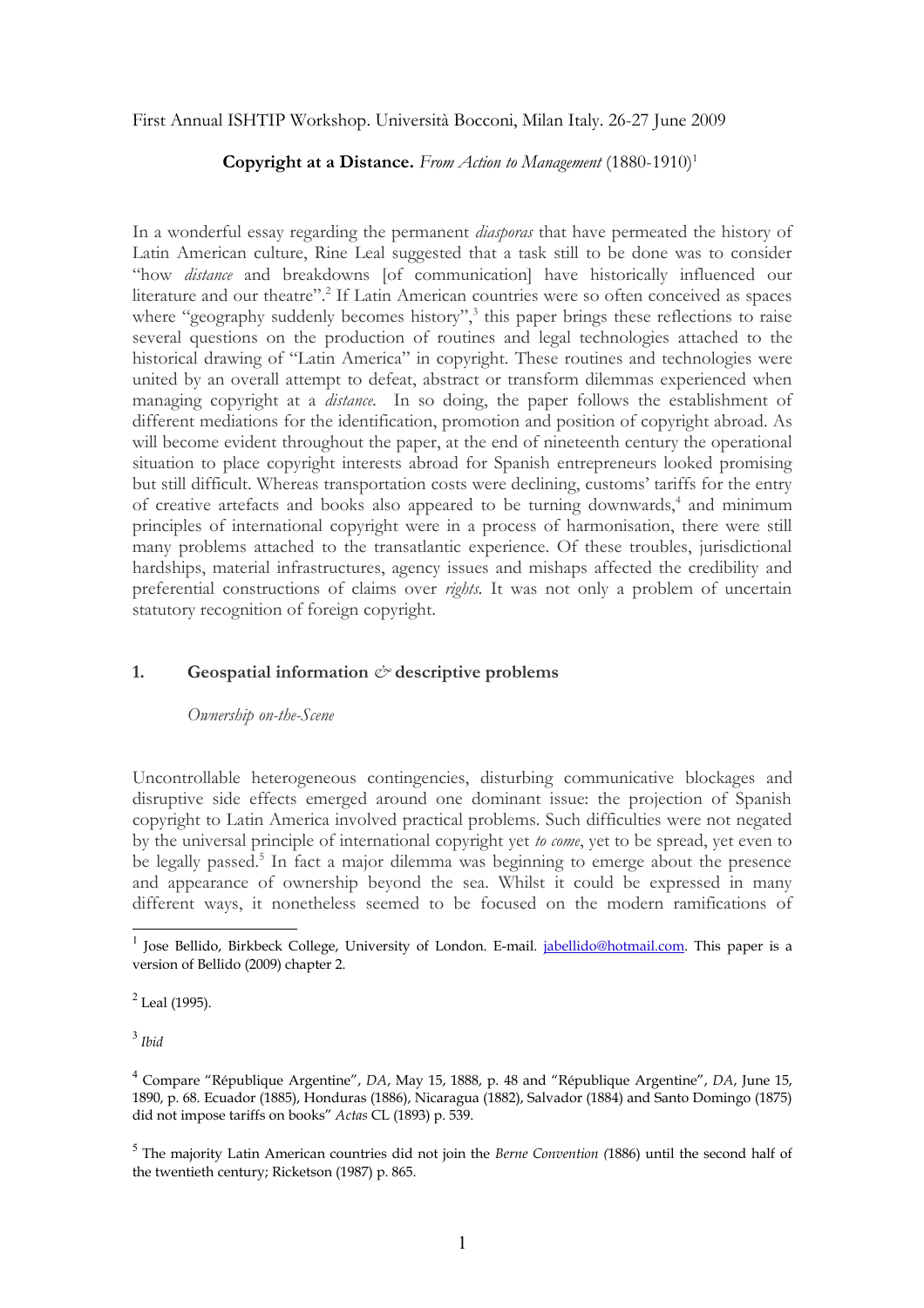First Annual ISHTIP Workshop. Università Bocconi, Milan Italy. 26-27 June 2009

**Copyright at a Distance.** *From Action to Management* (1880-1910)[1]

In a wonderful essay regarding the permanent *diasporas* that have permeated the history of Latin American culture, Rine Leal suggested that a task still to be done was to consider "how *distance* and breakdowns [of communication] have historically influenced our literature and our theatre".[2] If Latin American countries were so often conceived as spaces where "geography suddenly becomes history",[3] this paper brings these reflections to raise several questions on the production of routines and legal technologies attached to the historical drawing of "Latin America" in copyright. These routines and technologies were united by an overall attempt to defeat, abstract or transform dilemmas experienced when managing copyright at a *distance*. In so doing, the paper follows the establishment of different mediations for the identification, promotion and position of copyright abroad. As will become evident throughout the paper, at the end of nineteenth century the operational situation to place copyright interests abroad for Spanish entrepreneurs looked promising but still difficult. Whereas transportation costs were declining, customs' tariffs for the entry of creative artefacts and books also appeared to be turning downwards,[4] and minimum principles of international copyright were in a process of harmonisation, there were still many problems attached to the transatlantic experience. Of these troubles, jurisdictional hardships, material infrastructures, agency issues and mishaps affected the credibility and preferential constructions of claims over *rights*. It was not only a problem of uncertain statutory recognition of foreign copyright.

## 1. Geospatial information *&* descriptive problems

*Ownership on-the-Scene*

Uncontrollable heterogeneous contingencies, disturbing communicative blockages and disruptive side effects emerged around one dominant issue: the projection of Spanish copyright to Latin America involved practical problems. Such difficulties were not negated by the universal principle of international copyright yet *to come*, yet to be spread, yet even to be legally passed.[5] In fact a major dilemma was beginning to emerge about the presence and appearance of ownership beyond the sea. Whilst it could be expressed in many different ways, it nonetheless seemed to be focused on the modern ramifications of

---

[1] Jose Bellido, Birkbeck College, University of London. E-mail. jabellido@hotmail.com. This paper is a version of Bellido (2009) chapter 2.

[2] Leal (1995).

[3] *Ibid*

[4] Compare "République Argentine", *DA*, May 15, 1888, p. 48 and "République Argentine", *DA*, June 15, 1890, p. 68. Ecuador (1885), Honduras (1886), Nicaragua (1882), Salvador (1884) and Santo Domingo (1875) did not impose tariffs on books" *Actas* CL (1893) p. 539.

[5] The majority Latin American countries did not join the *Berne Convention (*1886) until the second half of the twentieth century; Ricketson (1987) p. 865.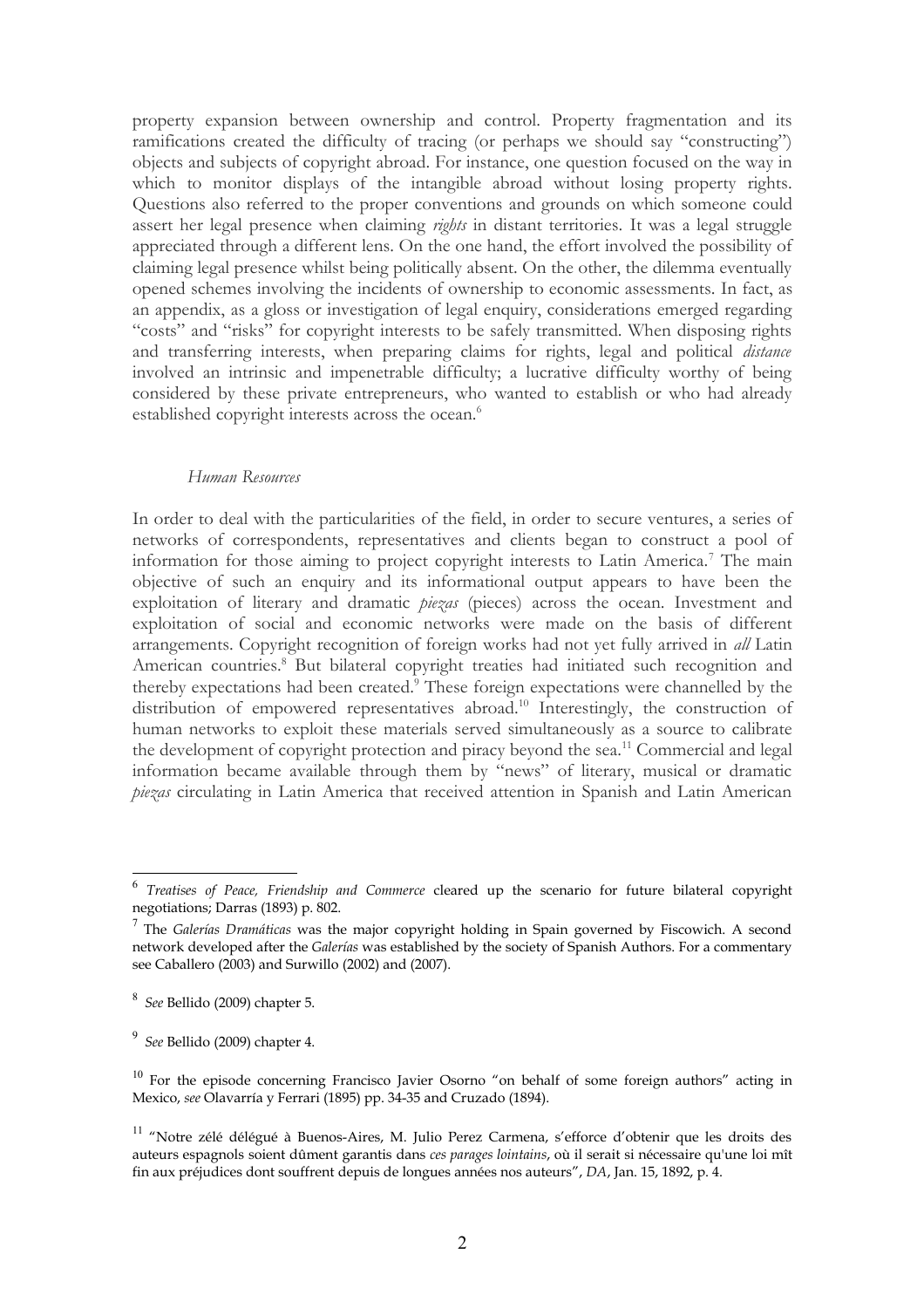property expansion between ownership and control. Property fragmentation and its ramifications created the difficulty of tracing (or perhaps we should say "constructing") objects and subjects of copyright abroad. For instance, one question focused on the way in which to monitor displays of the intangible abroad without losing property rights. Questions also referred to the proper conventions and grounds on which someone could assert her legal presence when claiming *rights* in distant territories. It was a legal struggle appreciated through a different lens. On the one hand, the effort involved the possibility of claiming legal presence whilst being politically absent. On the other, the dilemma eventually opened schemes involving the incidents of ownership to economic assessments. In fact, as an appendix, as a gloss or investigation of legal enquiry, considerations emerged regarding "costs" and "risks" for copyright interests to be safely transmitted. When disposing rights and transferring interests, when preparing claims for rights, legal and political *distance* involved an intrinsic and impenetrable difficulty; a lucrative difficulty worthy of being considered by these private entrepreneurs, who wanted to establish or who had already established copyright interests across the ocean.[6]

### *Human Resources*

In order to deal with the particularities of the field, in order to secure ventures, a series of networks of correspondents, representatives and clients began to construct a pool of information for those aiming to project copyright interests to Latin America.[7] The main objective of such an enquiry and its informational output appears to have been the exploitation of literary and dramatic *piezas* (pieces) across the ocean. Investment and exploitation of social and economic networks were made on the basis of different arrangements. Copyright recognition of foreign works had not yet fully arrived in *all* Latin American countries.[8] But bilateral copyright treaties had initiated such recognition and thereby expectations had been created.[9] These foreign expectations were channelled by the distribution of empowered representatives abroad.[10] Interestingly, the construction of human networks to exploit these materials served simultaneously as a source to calibrate the development of copyright protection and piracy beyond the sea.[11] Commercial and legal information became available through them by "news" of literary, musical or dramatic *piezas* circulating in Latin America that received attention in Spanish and Latin American

---

[6] *Treatises of Peace, Friendship and Commerce* cleared up the scenario for future bilateral copyright negotiations; Darras (1893) p. 802.

[7] The *Galerías Dramáticas* was the major copyright holding in Spain governed by Fiscowich. A second network developed after the *Galerías* was established by the society of Spanish Authors. For a commentary see Caballero (2003) and Surwillo (2002) and (2007).

[8] *See* Bellido (2009) chapter 5.

[9] *See* Bellido (2009) chapter 4.

[10] For the episode concerning Francisco Javier Osorno "on behalf of some foreign authors" acting in Mexico, *see* Olavarría y Ferrari (1895) pp. 34-35 and Cruzado (1894).

[11] "Notre zélé délégué à Buenos-Aires, M. Julio Perez Carmena, s'efforce d'obtenir que les droits des auteurs espagnols soient dûment garantis dans *ces parages lointains*, où il serait si nécessaire qu'une loi mît fin aux préjudices dont souffrent depuis de longues années nos auteurs", *DA*, Jan. 15, 1892, p. 4.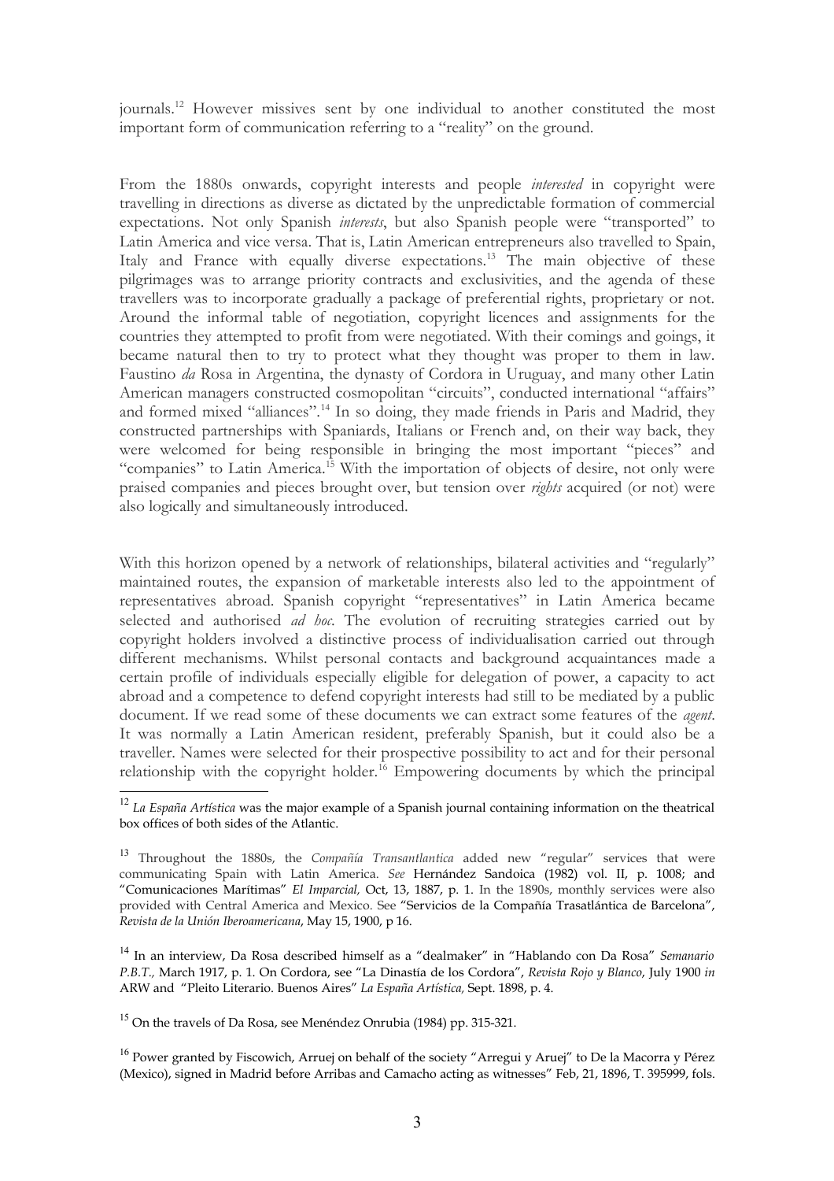journals.[12] However missives sent by one individual to another constituted the most important form of communication referring to a "reality" on the ground.

From the 1880s onwards, copyright interests and people *interested* in copyright were travelling in directions as diverse as dictated by the unpredictable formation of commercial expectations. Not only Spanish *interests*, but also Spanish people were "transported" to Latin America and vice versa. That is, Latin American entrepreneurs also travelled to Spain, Italy and France with equally diverse expectations.[13] The main objective of these pilgrimages was to arrange priority contracts and exclusivities, and the agenda of these travellers was to incorporate gradually a package of preferential rights, proprietary or not. Around the informal table of negotiation, copyright licences and assignments for the countries they attempted to profit from were negotiated. With their comings and goings, it became natural then to try to protect what they thought was proper to them in law. Faustino *da* Rosa in Argentina, the dynasty of Cordora in Uruguay, and many other Latin American managers constructed cosmopolitan "circuits", conducted international "affairs" and formed mixed "alliances".[14] In so doing, they made friends in Paris and Madrid, they constructed partnerships with Spaniards, Italians or French and, on their way back, they were welcomed for being responsible in bringing the most important "pieces" and "companies" to Latin America.[15] With the importation of objects of desire, not only were praised companies and pieces brought over, but tension over *rights* acquired (or not) were also logically and simultaneously introduced.

With this horizon opened by a network of relationships, bilateral activities and "regularly" maintained routes, the expansion of marketable interests also led to the appointment of representatives abroad. Spanish copyright "representatives" in Latin America became selected and authorised *ad hoc*. The evolution of recruiting strategies carried out by copyright holders involved a distinctive process of individualisation carried out through different mechanisms. Whilst personal contacts and background acquaintances made a certain profile of individuals especially eligible for delegation of power, a capacity to act abroad and a competence to defend copyright interests had still to be mediated by a public document. If we read some of these documents we can extract some features of the *agent*. It was normally a Latin American resident, preferably Spanish, but it could also be a traveller. Names were selected for their prospective possibility to act and for their personal relationship with the copyright holder.[16] Empowering documents by which the principal

---

[12] *La España Artística* was the major example of a Spanish journal containing information on the theatrical box offices of both sides of the Atlantic.

[13] Throughout the 1880s, the *Compañía Transantlantica* added new "regular" services that were communicating Spain with Latin America. *See* Hernández Sandoica (1982) vol. II, p. 1008; and "Comunicaciones Marítimas" *El Imparcial,* Oct, 13, 1887, p. 1. In the 1890s, monthly services were also provided with Central America and Mexico. See "Servicios de la Compañía Trasatlántica de Barcelona", *Revista de la Unión Iberoamericana*, May 15, 1900, p 16.

[14] In an interview, Da Rosa described himself as a "dealmaker" in "Hablando con Da Rosa" *Semanario P.B.T.,* March 1917, p. 1. On Cordora, see "La Dinastía de los Cordora", *Revista Rojo y Blanco*, July 1900 *in* ARW and "Pleito Literario. Buenos Aires" *La España Artística,* Sept. 1898, p. 4.

[15] On the travels of Da Rosa, see Menéndez Onrubia (1984) pp. 315-321.

[16] Power granted by Fiscowich, Arruej on behalf of the society "Arregui y Aruej" to De la Macorra y Pérez (Mexico), signed in Madrid before Arribas and Camacho acting as witnesses" Feb, 21, 1896, T. 395999, fols.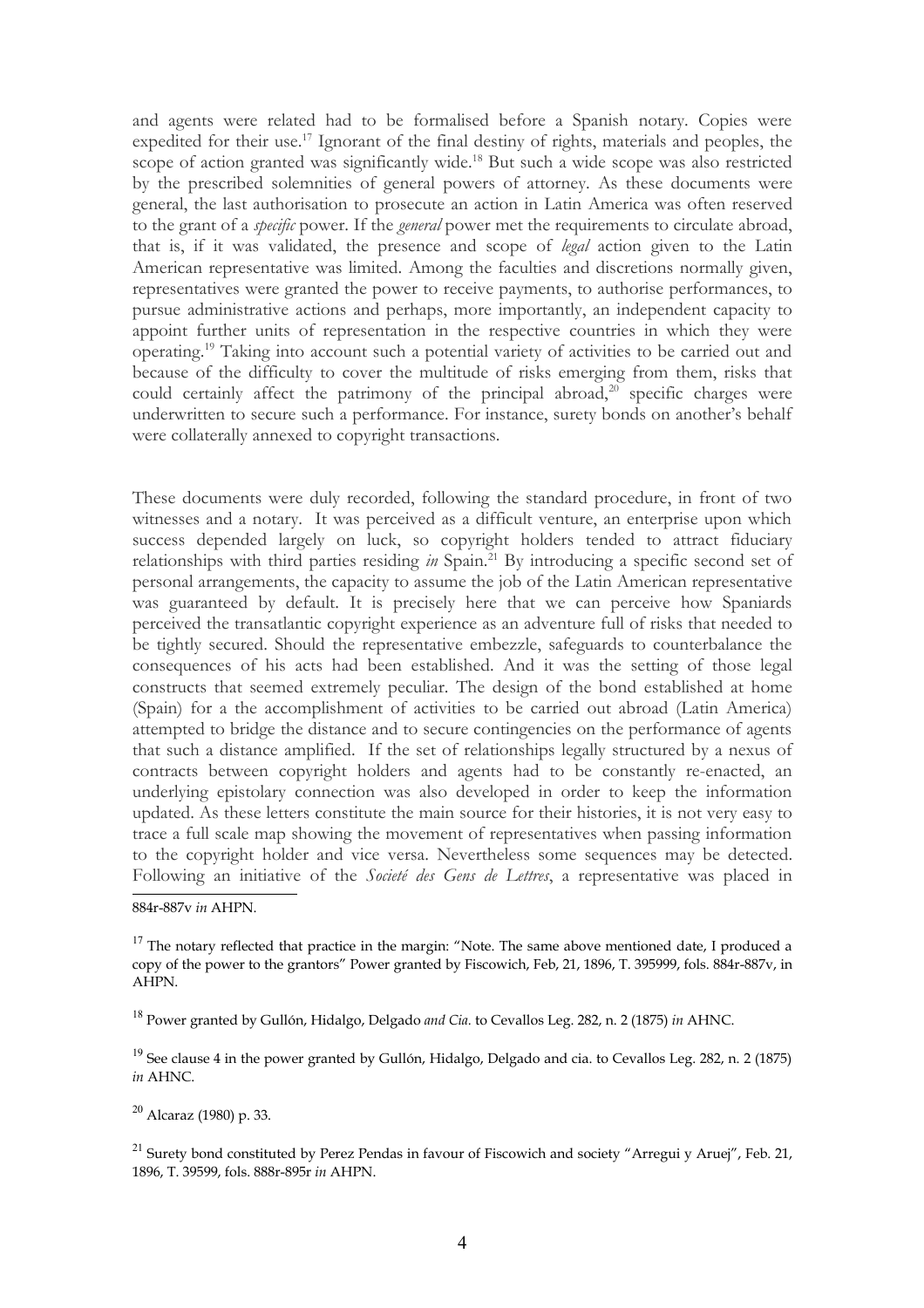and agents were related had to be formalised before a Spanish notary. Copies were expedited for their use.[17] Ignorant of the final destiny of rights, materials and peoples, the scope of action granted was significantly wide.[18] But such a wide scope was also restricted by the prescribed solemnities of general powers of attorney. As these documents were general, the last authorisation to prosecute an action in Latin America was often reserved to the grant of a *specific* power. If the *general* power met the requirements to circulate abroad, that is, if it was validated, the presence and scope of *legal* action given to the Latin American representative was limited. Among the faculties and discretions normally given, representatives were granted the power to receive payments, to authorise performances, to pursue administrative actions and perhaps, more importantly, an independent capacity to appoint further units of representation in the respective countries in which they were operating.[19] Taking into account such a potential variety of activities to be carried out and because of the difficulty to cover the multitude of risks emerging from them, risks that could certainly affect the patrimony of the principal abroad,[20] specific charges were underwritten to secure such a performance. For instance, surety bonds on another's behalf were collaterally annexed to copyright transactions.

These documents were duly recorded, following the standard procedure, in front of two witnesses and a notary. It was perceived as a difficult venture, an enterprise upon which success depended largely on luck, so copyright holders tended to attract fiduciary relationships with third parties residing *in* Spain.[21] By introducing a specific second set of personal arrangements, the capacity to assume the job of the Latin American representative was guaranteed by default. It is precisely here that we can perceive how Spaniards perceived the transatlantic copyright experience as an adventure full of risks that needed to be tightly secured. Should the representative embezzle, safeguards to counterbalance the consequences of his acts had been established. And it was the setting of those legal constructs that seemed extremely peculiar. The design of the bond established at home (Spain) for a the accomplishment of activities to be carried out abroad (Latin America) attempted to bridge the distance and to secure contingencies on the performance of agents that such a distance amplified. If the set of relationships legally structured by a nexus of contracts between copyright holders and agents had to be constantly re-enacted, an underlying epistolary connection was also developed in order to keep the information updated. As these letters constitute the main source for their histories, it is not very easy to trace a full scale map showing the movement of representatives when passing information to the copyright holder and vice versa. Nevertheless some sequences may be detected. Following an initiative of the *Societé des Gens de Lettres*, a representative was placed in

---

884r-887v *in* AHPN.

[17] The notary reflected that practice in the margin: "Note. The same above mentioned date, I produced a copy of the power to the grantors" Power granted by Fiscowich, Feb, 21, 1896, T. 395999, fols. 884r-887v, in AHPN.

[18] Power granted by Gullón, Hidalgo, Delgado *and Cia.* to Cevallos Leg. 282, n. 2 (1875) *in* AHNC.

[19] See clause 4 in the power granted by Gullón, Hidalgo, Delgado and cia. to Cevallos Leg. 282, n. 2 (1875) *in* AHNC.

[20] Alcaraz (1980) p. 33.

[21] Surety bond constituted by Perez Pendas in favour of Fiscowich and society "Arregui y Aruej", Feb. 21, 1896, T. 39599, fols. 888r-895r *in* AHPN.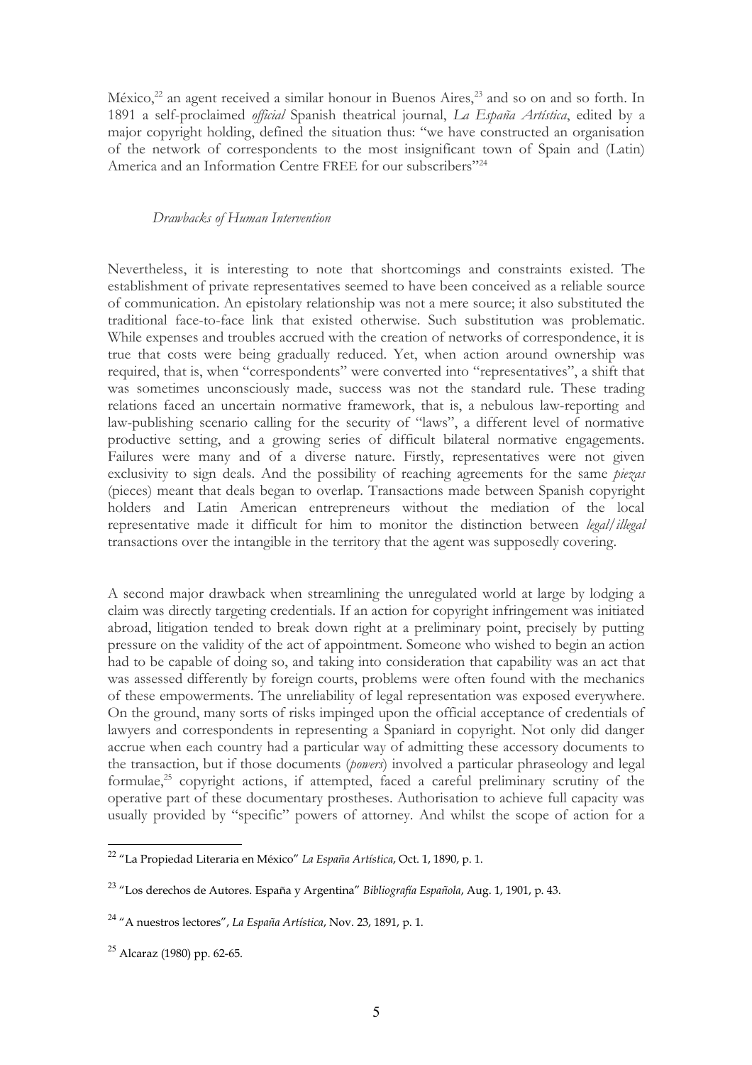México,[22] an agent received a similar honour in Buenos Aires,[23] and so on and so forth. In 1891 a self-proclaimed *official* Spanish theatrical journal, *La España Artística*, edited by a major copyright holding, defined the situation thus: "we have constructed an organisation of the network of correspondents to the most insignificant town of Spain and (Latin) America and an Information Centre FREE for our subscribers"[24]

### *Drawbacks of Human Intervention*

Nevertheless, it is interesting to note that shortcomings and constraints existed. The establishment of private representatives seemed to have been conceived as a reliable source of communication. An epistolary relationship was not a mere source; it also substituted the traditional face-to-face link that existed otherwise. Such substitution was problematic. While expenses and troubles accrued with the creation of networks of correspondence, it is true that costs were being gradually reduced. Yet, when action around ownership was required, that is, when "correspondents" were converted into "representatives", a shift that was sometimes unconsciously made, success was not the standard rule. These trading relations faced an uncertain normative framework, that is, a nebulous law-reporting and law-publishing scenario calling for the security of "laws", a different level of normative productive setting, and a growing series of difficult bilateral normative engagements. Failures were many and of a diverse nature. Firstly, representatives were not given exclusivity to sign deals. And the possibility of reaching agreements for the same *piezas* (pieces) meant that deals began to overlap. Transactions made between Spanish copyright holders and Latin American entrepreneurs without the mediation of the local representative made it difficult for him to monitor the distinction between *legal/illegal* transactions over the intangible in the territory that the agent was supposedly covering.

A second major drawback when streamlining the unregulated world at large by lodging a claim was directly targeting credentials. If an action for copyright infringement was initiated abroad, litigation tended to break down right at a preliminary point, precisely by putting pressure on the validity of the act of appointment. Someone who wished to begin an action had to be capable of doing so, and taking into consideration that capability was an act that was assessed differently by foreign courts, problems were often found with the mechanics of these empowerments. The unreliability of legal representation was exposed everywhere. On the ground, many sorts of risks impinged upon the official acceptance of credentials of lawyers and correspondents in representing a Spaniard in copyright. Not only did danger accrue when each country had a particular way of admitting these accessory documents to the transaction, but if those documents (*powers*) involved a particular phraseology and legal formulae,[25] copyright actions, if attempted, faced a careful preliminary scrutiny of the operative part of these documentary prostheses. Authorisation to achieve full capacity was usually provided by "specific" powers of attorney. And whilst the scope of action for a

---

[22] "La Propiedad Literaria en México" *La España Artística*, Oct. 1, 1890, p. 1.

[23] "Los derechos de Autores. España y Argentina" *Bibliografía Española*, Aug. 1, 1901, p. 43.

[24] "A nuestros lectores", *La España Artística*, Nov. 23, 1891, p. 1.

[25] Alcaraz (1980) pp. 62-65.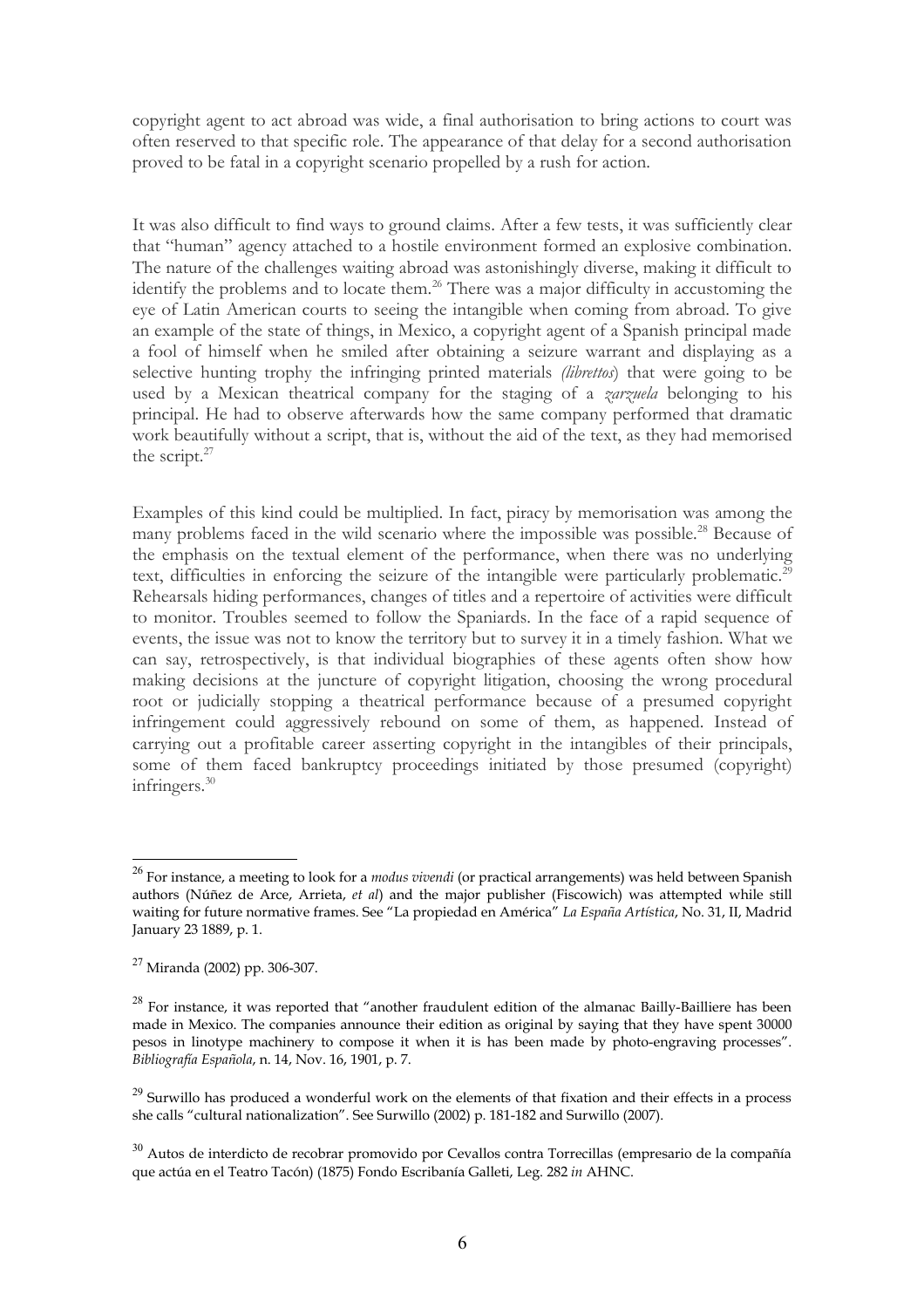copyright agent to act abroad was wide, a final authorisation to bring actions to court was often reserved to that specific role. The appearance of that delay for a second authorisation proved to be fatal in a copyright scenario propelled by a rush for action.

It was also difficult to find ways to ground claims. After a few tests, it was sufficiently clear that "human" agency attached to a hostile environment formed an explosive combination. The nature of the challenges waiting abroad was astonishingly diverse, making it difficult to identify the problems and to locate them.[26] There was a major difficulty in accustoming the eye of Latin American courts to seeing the intangible when coming from abroad. To give an example of the state of things, in Mexico, a copyright agent of a Spanish principal made a fool of himself when he smiled after obtaining a seizure warrant and displaying as a selective hunting trophy the infringing printed materials *(librettos*) that were going to be used by a Mexican theatrical company for the staging of a *zarzuela* belonging to his principal. He had to observe afterwards how the same company performed that dramatic work beautifully without a script, that is, without the aid of the text, as they had memorised the script.[27]

Examples of this kind could be multiplied. In fact, piracy by memorisation was among the many problems faced in the wild scenario where the impossible was possible.[28] Because of the emphasis on the textual element of the performance, when there was no underlying text, difficulties in enforcing the seizure of the intangible were particularly problematic.[29] Rehearsals hiding performances, changes of titles and a repertoire of activities were difficult to monitor. Troubles seemed to follow the Spaniards. In the face of a rapid sequence of events, the issue was not to know the territory but to survey it in a timely fashion. What we can say, retrospectively, is that individual biographies of these agents often show how making decisions at the juncture of copyright litigation, choosing the wrong procedural root or judicially stopping a theatrical performance because of a presumed copyright infringement could aggressively rebound on some of them, as happened. Instead of carrying out a profitable career asserting copyright in the intangibles of their principals, some of them faced bankruptcy proceedings initiated by those presumed (copyright) infringers.[30]

---

[26] For instance, a meeting to look for a *modus vivendi* (or practical arrangements) was held between Spanish authors (Núñez de Arce, Arrieta, *et al*) and the major publisher (Fiscowich) was attempted while still waiting for future normative frames. See "La propiedad en América" *La España Artística*, No. 31, II, Madrid January 23 1889, p. 1.

[27] Miranda (2002) pp. 306-307.

[28] For instance, it was reported that "another fraudulent edition of the almanac Bailly-Bailliere has been made in Mexico. The companies announce their edition as original by saying that they have spent 30000 pesos in linotype machinery to compose it when it is has been made by photo-engraving processes". *Bibliografía Española*, n. 14, Nov. 16, 1901, p. 7.

[29] Surwillo has produced a wonderful work on the elements of that fixation and their effects in a process she calls "cultural nationalization". See Surwillo (2002) p. 181-182 and Surwillo (2007).

[30] Autos de interdicto de recobrar promovido por Cevallos contra Torrecillas (empresario de la compañía que actúa en el Teatro Tacón) (1875) Fondo Escribanía Galleti, Leg. 282 *in* AHNC.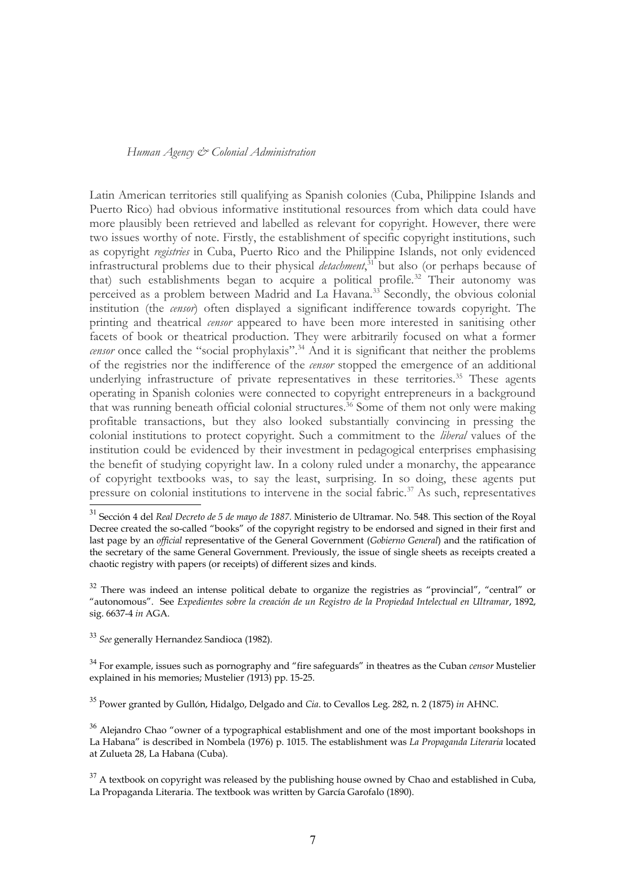Latin American territories still qualifying as Spanish colonies (Cuba, Philippine Islands and Puerto Rico) had obvious informative institutional resources from which data could have more plausibly been retrieved and labelled as relevant for copyright. However, there were two issues worthy of note. Firstly, the establishment of specific copyright institutions, such as copyright *registries* in Cuba, Puerto Rico and the Philippine Islands, not only evidenced infrastructural problems due to their physical *detachment*,[31] but also (or perhaps because of that) such establishments began to acquire a political profile.[32] Their autonomy was perceived as a problem between Madrid and La Havana.[33] Secondly, the obvious colonial institution (the *censor*) often displayed a significant indifference towards copyright. The printing and theatrical *censor* appeared to have been more interested in sanitising other facets of book or theatrical production. They were arbitrarily focused on what a former *censor* once called the "social prophylaxis".[34] And it is significant that neither the problems of the registries nor the indifference of the *censor* stopped the emergence of an additional underlying infrastructure of private representatives in these territories.[35] These agents operating in Spanish colonies were connected to copyright entrepreneurs in a background that was running beneath official colonial structures.[36] Some of them not only were making profitable transactions, but they also looked substantially convincing in pressing the colonial institutions to protect copyright. Such a commitment to the *liberal* values of the institution could be evidenced by their investment in pedagogical enterprises emphasising the benefit of studying copyright law. In a colony ruled under a monarchy, the appearance of copyright textbooks was, to say the least, surprising. In so doing, these agents put pressure on colonial institutions to intervene in the social fabric.[37] As such, representatives

---

[31] Sección 4 del *Real Decreto de 5 de mayo de 1887*. Ministerio de Ultramar. No. 548. This section of the Royal Decree created the so-called "books" of the copyright registry to be endorsed and signed in their first and last page by an *official* representative of the General Government (*Gobierno General*) and the ratification of the secretary of the same General Government. Previously, the issue of single sheets as receipts created a chaotic registry with papers (or receipts) of different sizes and kinds.

[32] There was indeed an intense political debate to organize the registries as "provincial", "central" or "autonomous". See *Expedientes sobre la creación de un Registro de la Propiedad Intelectual en Ultramar*, 1892, sig. 6637-4 *in* AGA.

[33] *See* generally Hernandez Sandioca (1982).

[34] For example, issues such as pornography and "fire safeguards" in theatres as the Cuban *censor* Mustelier explained in his memories; Mustelier (1913) pp. 15-25.

[35] Power granted by Gullón, Hidalgo, Delgado and *Cia*. to Cevallos Leg. 282, n. 2 (1875) *in* AHNC.

[36] Alejandro Chao "owner of a typographical establishment and one of the most important bookshops in La Habana" is described in Nombela (1976) p. 1015. The establishment was *La Propaganda Literaria* located at Zulueta 28, La Habana (Cuba).

[37] A textbook on copyright was released by the publishing house owned by Chao and established in Cuba, La Propaganda Literaria. The textbook was written by García Garofalo (1890).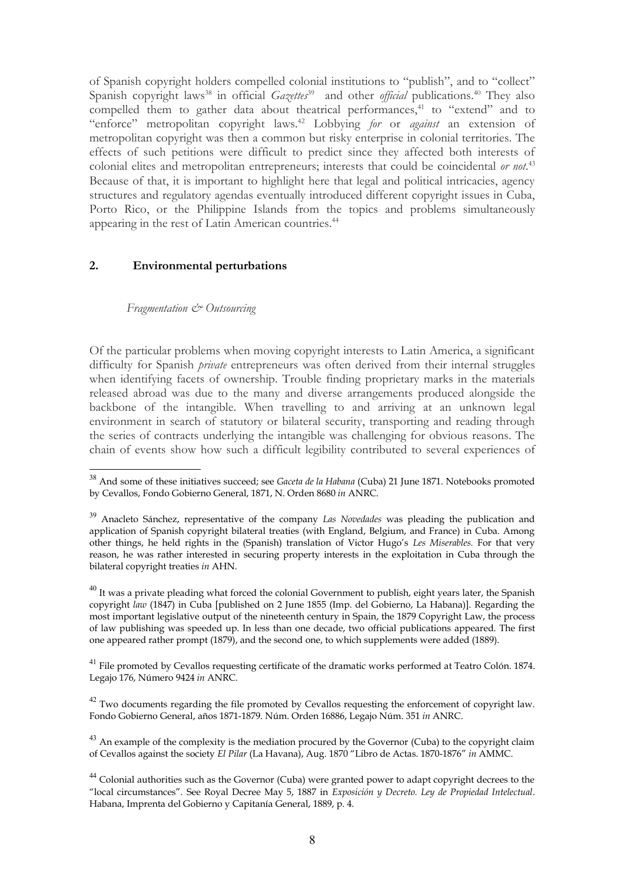of Spanish copyright holders compelled colonial institutions to "publish", and to "collect" Spanish copyright laws[38] in official *Gazettes*[39] and other *official* publications.[40] They also compelled them to gather data about theatrical performances,[41] to "extend" and to "enforce" metropolitan copyright laws.[42] Lobbying *for* or *against* an extension of metropolitan copyright was then a common but risky enterprise in colonial territories. The effects of such petitions were difficult to predict since they affected both interests of colonial elites and metropolitan entrepreneurs; interests that could be coincidental *or not*.[43] Because of that, it is important to highlight here that legal and political intricacies, agency structures and regulatory agendas eventually introduced different copyright issues in Cuba, Porto Rico, or the Philippine Islands from the topics and problems simultaneously appearing in the rest of Latin American countries.[44]

## 2. Environmental perturbations

### *Fragmentation & Outsourcing*

Of the particular problems when moving copyright interests to Latin America, a significant difficulty for Spanish *private* entrepreneurs was often derived from their internal struggles when identifying facets of ownership. Trouble finding proprietary marks in the materials released abroad was due to the many and diverse arrangements produced alongside the backbone of the intangible. When travelling to and arriving at an unknown legal environment in search of statutory or bilateral security, transporting and reading through the series of contracts underlying the intangible was challenging for obvious reasons. The chain of events show how such a difficult legibility contributed to several experiences of

---

[38] And some of these initiatives succeed; see *Gaceta de la Habana* (Cuba) 21 June 1871. Notebooks promoted by Cevallos, Fondo Gobierno General, 1871, N. Orden 8680 *in* ANRC.

[39] Anacleto Sánchez, representative of the company *Las Novedades* was pleading the publication and application of Spanish copyright bilateral treaties (with England, Belgium, and France) in Cuba. Among other things, he held rights in the (Spanish) translation of Victor Hugo's *Les Miserables.* For that very reason, he was rather interested in securing property interests in the exploitation in Cuba through the bilateral copyright treaties *in* AHN.

[40] It was a private pleading what forced the colonial Government to publish, eight years later, the Spanish copyright *law* (1847) in Cuba [published on 2 June 1855 (Imp. del Gobierno, La Habana)]. Regarding the most important legislative output of the nineteenth century in Spain, the 1879 Copyright Law, the process of law publishing was speeded up. In less than one decade, two official publications appeared. The first one appeared rather prompt (1879), and the second one, to which supplements were added (1889).

[41] File promoted by Cevallos requesting certificate of the dramatic works performed at Teatro Colón. 1874. Legajo 176, Número 9424 *in* ANRC.

[42] Two documents regarding the file promoted by Cevallos requesting the enforcement of copyright law. Fondo Gobierno General, años 1871-1879. Núm. Orden 16886, Legajo Núm. 351 *in* ANRC.

[43] An example of the complexity is the mediation procured by the Governor (Cuba) to the copyright claim of Cevallos against the society *El Pilar* (La Havana), Aug. 1870 "Libro de Actas. 1870-1876" *in* AMMC.

[44] Colonial authorities such as the Governor (Cuba) were granted power to adapt copyright decrees to the "local circumstances". See Royal Decree May 5, 1887 in *Exposición y Decreto. Ley de Propiedad Intelectual*. Habana, Imprenta del Gobierno y Capitanía General, 1889, p. 4.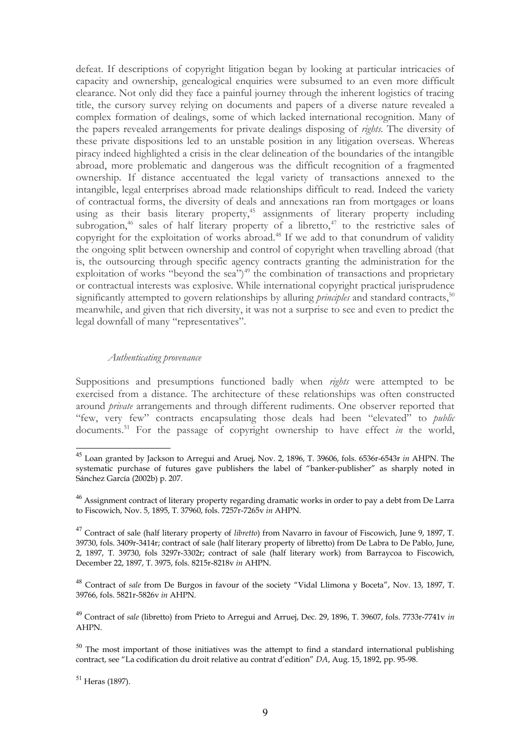defeat. If descriptions of copyright litigation began by looking at particular intricacies of capacity and ownership, genealogical enquiries were subsumed to an even more difficult clearance. Not only did they face a painful journey through the inherent logistics of tracing title, the cursory survey relying on documents and papers of a diverse nature revealed a complex formation of dealings, some of which lacked international recognition. Many of the papers revealed arrangements for private dealings disposing of *rights*. The diversity of these private dispositions led to an unstable position in any litigation overseas. Whereas piracy indeed highlighted a crisis in the clear delineation of the boundaries of the intangible abroad, more problematic and dangerous was the difficult recognition of a fragmented ownership. If distance accentuated the legal variety of transactions annexed to the intangible, legal enterprises abroad made relationships difficult to read. Indeed the variety of contractual forms, the diversity of deals and annexations ran from mortgages or loans using as their basis literary property,[45] assignments of literary property including subrogation,[46] sales of half literary property of a libretto,[47] to the restrictive sales of copyright for the exploitation of works abroad.[48] If we add to that conundrum of validity the ongoing split between ownership and control of copyright when travelling abroad (that is, the outsourcing through specific agency contracts granting the administration for the exploitation of works "beyond the sea")[49] the combination of transactions and proprietary or contractual interests was explosive. While international copyright practical jurisprudence significantly attempted to govern relationships by alluring *principles* and standard contracts,[50] meanwhile, and given that rich diversity, it was not a surprise to see and even to predict the legal downfall of many "representatives".

### *Authenticating provenance*

Suppositions and presumptions functioned badly when *rights* were attempted to be exercised from a distance. The architecture of these relationships was often constructed around *private* arrangements and through different rudiments. One observer reported that "few, very few" contracts encapsulating those deals had been "elevated" to *public* documents.[51] For the passage of copyright ownership to have effect *in* the world,

---

[45] Loan granted by Jackson to Arregui and Aruej, Nov. 2, 1896, T. 39606, fols. 6536r-6543r *in* AHPN. The systematic purchase of futures gave publishers the label of "banker-publisher" as sharply noted in Sánchez García (2002b) p. 207.

[46] Assignment contract of literary property regarding dramatic works in order to pay a debt from De Larra to Fiscowich, Nov. 5, 1895, T. 37960, fols. 7257r-7265v *in* AHPN.

[47] Contract of sale (half literary property of *libretto*) from Navarro in favour of Fiscowich, June 9, 1897, T. 39730, fols. 3409r-3414r; contract of sale (half literary property of libretto) from De Labra to De Pablo, June, 2, 1897, T. 39730, fols 3297r-3302r; contract of sale (half literary work) from Barraycoa to Fiscowich, December 22, 1897, T. 3975, fols. 8215r-8218v *in* AHPN.

[48] Contract of *sale* from De Burgos in favour of the society "Vidal Llimona y Boceta", Nov. 13, 1897, T. 39766, fols. 5821r-5826v *in* AHPN.

[49] Contract of *sale* (libretto) from Prieto to Arregui and Arruej, Dec. 29, 1896, T. 39607, fols. 7733r-7741v *in* AHPN.

[50] The most important of those initiatives was the attempt to find a standard international publishing contract, see "La codification du droit relative au contrat d'edition" *DA*, Aug. 15, 1892, pp. 95-98.

[51] Heras (1897).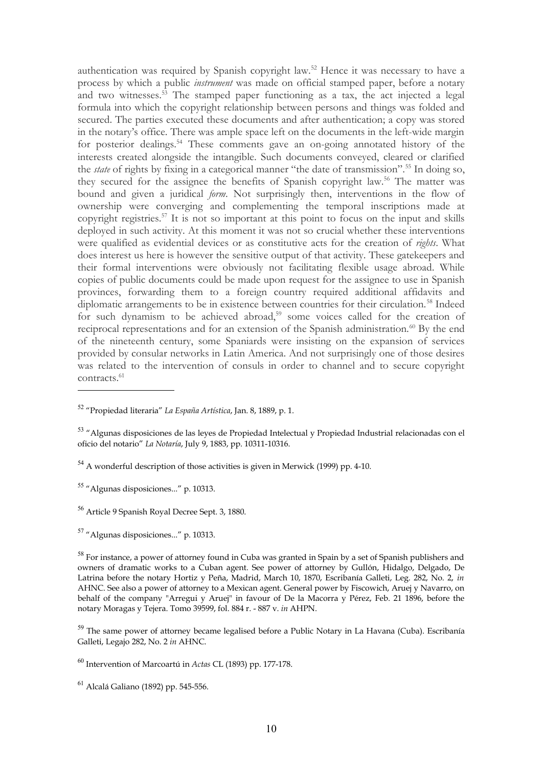authentication was required by Spanish copyright law.[52] Hence it was necessary to have a process by which a public *instrument* was made on official stamped paper, before a notary and two witnesses.[53] The stamped paper functioning as a tax, the act injected a legal formula into which the copyright relationship between persons and things was folded and secured. The parties executed these documents and after authentication; a copy was stored in the notary's office. There was ample space left on the documents in the left-wide margin for posterior dealings.[54] These comments gave an on-going annotated history of the interests created alongside the intangible. Such documents conveyed, cleared or clarified the *state* of rights by fixing in a categorical manner "the date of transmission".[55] In doing so, they secured for the assignee the benefits of Spanish copyright law.[56] The matter was bound and given a juridical *form*. Not surprisingly then, interventions in the flow of ownership were converging and complementing the temporal inscriptions made at copyright registries.[57] It is not so important at this point to focus on the input and skills deployed in such activity. At this moment it was not so crucial whether these interventions were qualified as evidential devices or as constitutive acts for the creation of *rights*. What does interest us here is however the sensitive output of that activity. These gatekeepers and their formal interventions were obviously not facilitating flexible usage abroad. While copies of public documents could be made upon request for the assignee to use in Spanish provinces, forwarding them to a foreign country required additional affidavits and diplomatic arrangements to be in existence between countries for their circulation.[58] Indeed for such dynamism to be achieved abroad,[59] some voices called for the creation of reciprocal representations and for an extension of the Spanish administration.[60] By the end of the nineteenth century, some Spaniards were insisting on the expansion of services provided by consular networks in Latin America. And not surprisingly one of those desires was related to the intervention of consuls in order to channel and to secure copyright contracts.[61]

---

[52] "Propiedad literaria" *La España Artística*, Jan. 8, 1889, p. 1.

[53] "Algunas disposiciones de las leyes de Propiedad Intelectual y Propiedad Industrial relacionadas con el oficio del notario" *La Notaría*, July 9, 1883, pp. 10311-10316.

[54] A wonderful description of those activities is given in Merwick (1999) pp. 4-10.

[55] "Algunas disposiciones..." p. 10313.

[56] Article 9 Spanish Royal Decree Sept. 3, 1880.

[57] "Algunas disposiciones..." p. 10313.

[58] For instance, a power of attorney found in Cuba was granted in Spain by a set of Spanish publishers and owners of dramatic works to a Cuban agent. See power of attorney by Gullón, Hidalgo, Delgado, De Latrina before the notary Hortiz y Peña, Madrid, March 10, 1870, Escribanía Galleti, Leg. 282, No. 2, *in* AHNC. See also a power of attorney to a Mexican agent. General power by Fiscowich, Aruej y Navarro, on behalf of the company "Arregui y Aruej" in favour of De la Macorra y Pérez, Feb. 21 1896, before the notary Moragas y Tejera. Tomo 39599, fol. 884 r. - 887 v. *in* AHPN.

[59] The same power of attorney became legalised before a Public Notary in La Havana (Cuba). Escribanía Galleti, Legajo 282, No. 2 *in* AHNC.

[60] Intervention of Marcoartú in *Actas* CL (1893) pp. 177-178.

[61] Alcalá Galiano (1892) pp. 545-556.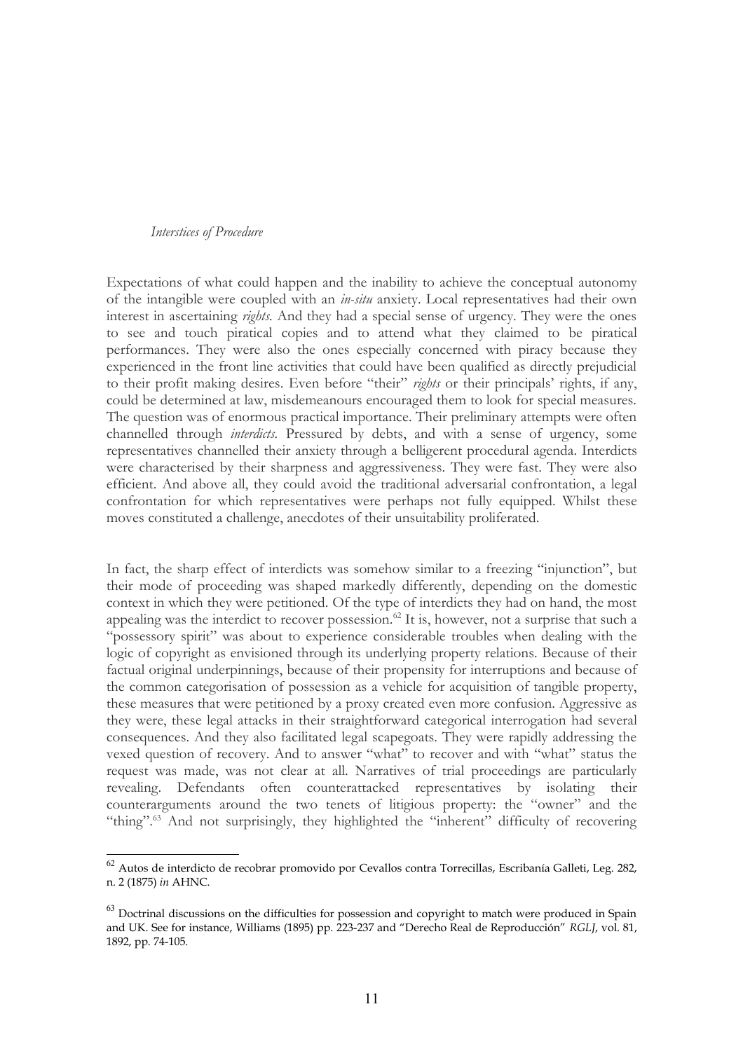*Interstices of Procedure*

Expectations of what could happen and the inability to achieve the conceptual autonomy of the intangible were coupled with an *in-situ* anxiety. Local representatives had their own interest in ascertaining *rights*. And they had a special sense of urgency. They were the ones to see and touch piratical copies and to attend what they claimed to be piratical performances. They were also the ones especially concerned with piracy because they experienced in the front line activities that could have been qualified as directly prejudicial to their profit making desires. Even before "their" *rights* or their principals' rights, if any, could be determined at law, misdemeanours encouraged them to look for special measures. The question was of enormous practical importance. Their preliminary attempts were often channelled through *interdicts*. Pressured by debts, and with a sense of urgency, some representatives channelled their anxiety through a belligerent procedural agenda. Interdicts were characterised by their sharpness and aggressiveness. They were fast. They were also efficient. And above all, they could avoid the traditional adversarial confrontation, a legal confrontation for which representatives were perhaps not fully equipped. Whilst these moves constituted a challenge, anecdotes of their unsuitability proliferated.

In fact, the sharp effect of interdicts was somehow similar to a freezing "injunction", but their mode of proceeding was shaped markedly differently, depending on the domestic context in which they were petitioned. Of the type of interdicts they had on hand, the most appealing was the interdict to recover possession.[62] It is, however, not a surprise that such a "possessory spirit" was about to experience considerable troubles when dealing with the logic of copyright as envisioned through its underlying property relations. Because of their factual original underpinnings, because of their propensity for interruptions and because of the common categorisation of possession as a vehicle for acquisition of tangible property, these measures that were petitioned by a proxy created even more confusion. Aggressive as they were, these legal attacks in their straightforward categorical interrogation had several consequences. And they also facilitated legal scapegoats. They were rapidly addressing the vexed question of recovery. And to answer "what" to recover and with "what" status the request was made, was not clear at all. Narratives of trial proceedings are particularly revealing. Defendants often counterattacked representatives by isolating their counterarguments around the two tenets of litigious property: the "owner" and the "thing".[63] And not surprisingly, they highlighted the "inherent" difficulty of recovering

---

[62] Autos de interdicto de recobrar promovido por Cevallos contra Torrecillas, Escribanía Galleti, Leg. 282, n. 2 (1875) *in* AHNC.

[63] Doctrinal discussions on the difficulties for possession and copyright to match were produced in Spain and UK. See for instance, Williams (1895) pp. 223-237 and "Derecho Real de Reproducción" *RGLJ*, vol. 81, 1892, pp. 74-105.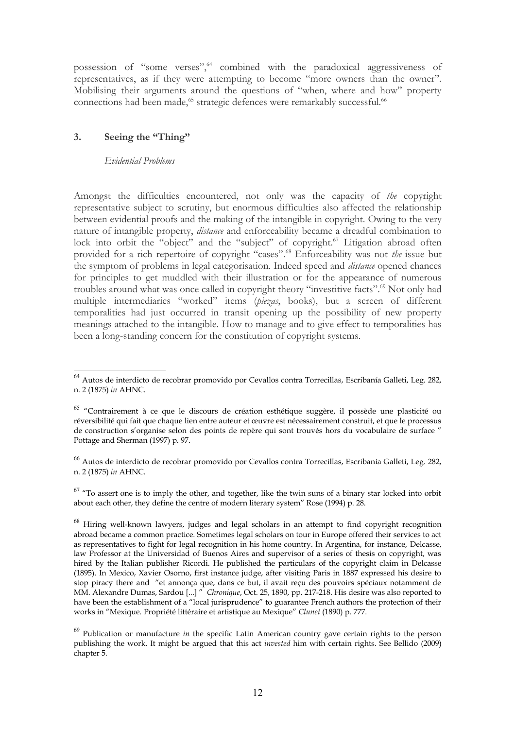possession of "some verses",[64] combined with the paradoxical aggressiveness of representatives, as if they were attempting to become "more owners than the owner". Mobilising their arguments around the questions of "when, where and how" property connections had been made,[65] strategic defences were remarkably successful.[66]

## 3. Seeing the "Thing"

### *Evidential Problems*

Amongst the difficulties encountered, not only was the capacity of *the* copyright representative subject to scrutiny, but enormous difficulties also affected the relationship between evidential proofs and the making of the intangible in copyright. Owing to the very nature of intangible property, *distance* and enforceability became a dreadful combination to lock into orbit the "object" and the "subject" of copyright.[67] Litigation abroad often provided for a rich repertoire of copyright "cases".[68] Enforceability was not *the* issue but the symptom of problems in legal categorisation. Indeed speed and *distance* opened chances for principles to get muddled with their illustration or for the appearance of numerous troubles around what was once called in copyright theory "investitive facts".[69] Not only had multiple intermediaries "worked" items (*piezas*, books), but a screen of different temporalities had just occurred in transit opening up the possibility of new property meanings attached to the intangible. How to manage and to give effect to temporalities has been a long-standing concern for the constitution of copyright systems.

---

[64] Autos de interdicto de recobrar promovido por Cevallos contra Torrecillas, Escribanía Galleti, Leg. 282, n. 2 (1875) *in* AHNC.

[65] "Contrairement à ce que le discours de création esthétique suggère, il possède une plasticité ou réversibilité qui fait que chaque lien entre auteur et œuvre est nécessairement construit, et que le processus de construction s'organise selon des points de repère qui sont trouvés hors du vocabulaire de surface " Pottage and Sherman (1997) p. 97.

[66] Autos de interdicto de recobrar promovido por Cevallos contra Torrecillas, Escribanía Galleti, Leg. 282, n. 2 (1875) *in* AHNC.

[67] "To assert one is to imply the other, and together, like the twin suns of a binary star locked into orbit about each other, they define the centre of modern literary system" Rose (1994) p. 28.

[68] Hiring well-known lawyers, judges and legal scholars in an attempt to find copyright recognition abroad became a common practice. Sometimes legal scholars on tour in Europe offered their services to act as representatives to fight for legal recognition in his home country. In Argentina, for instance, Delcasse, law Professor at the Universidad of Buenos Aires and supervisor of a series of thesis on copyright, was hired by the Italian publisher Ricordi. He published the particulars of the copyright claim in Delcasse (1895). In Mexico, Xavier Osorno, first instance judge, after visiting Paris in 1887 expressed his desire to stop piracy there and "et annonça que, dans ce but, il avait reçu des pouvoirs spéciaux notamment de MM. Alexandre Dumas, Sardou [...] " *Chronique*, Oct. 25, 1890, pp. 217-218. His desire was also reported to have been the establishment of a "local jurisprudence" to guarantee French authors the protection of their works in "Mexique. Propriété littéraire et artistique au Mexique" *Clunet* (1890) p. 777.

[69] Publication or manufacture *in* the specific Latin American country gave certain rights to the person publishing the work. It might be argued that this act *invested* him with certain rights. See Bellido (2009) chapter 5.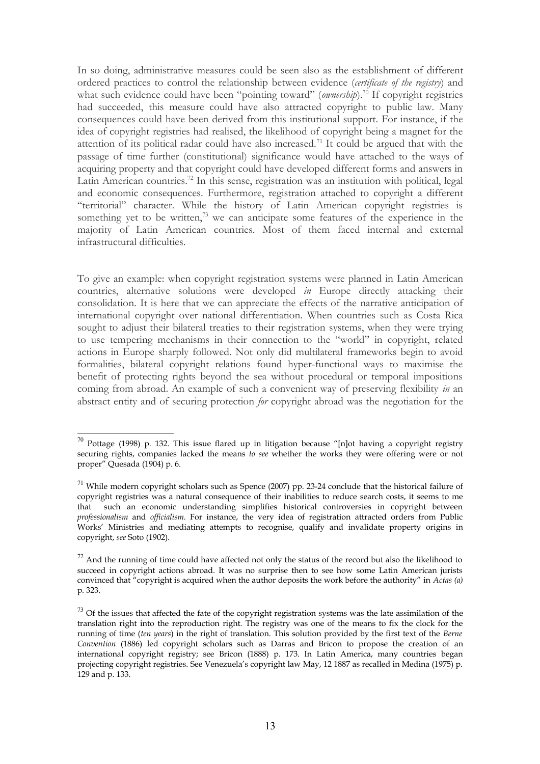In so doing, administrative measures could be seen also as the establishment of different ordered practices to control the relationship between evidence (*certificate of the registry*) and what such evidence could have been "pointing toward" (*ownership*).[70] If copyright registries had succeeded, this measure could have also attracted copyright to public law. Many consequences could have been derived from this institutional support. For instance, if the idea of copyright registries had realised, the likelihood of copyright being a magnet for the attention of its political radar could have also increased.[71] It could be argued that with the passage of time further (constitutional) significance would have attached to the ways of acquiring property and that copyright could have developed different forms and answers in Latin American countries.[72] In this sense, registration was an institution with political, legal and economic consequences. Furthermore, registration attached to copyright a different "territorial" character. While the history of Latin American copyright registries is something yet to be written,[73] we can anticipate some features of the experience in the majority of Latin American countries. Most of them faced internal and external infrastructural difficulties.

To give an example: when copyright registration systems were planned in Latin American countries, alternative solutions were developed *in* Europe directly attacking their consolidation. It is here that we can appreciate the effects of the narrative anticipation of international copyright over national differentiation. When countries such as Costa Rica sought to adjust their bilateral treaties to their registration systems, when they were trying to use tempering mechanisms in their connection to the "world" in copyright, related actions in Europe sharply followed. Not only did multilateral frameworks begin to avoid formalities, bilateral copyright relations found hyper-functional ways to maximise the benefit of protecting rights beyond the sea without procedural or temporal impositions coming from abroad. An example of such a convenient way of preserving flexibility *in* an abstract entity and of securing protection *for* copyright abroad was the negotiation for the

---

[70] Pottage (1998) p. 132. This issue flared up in litigation because "[n]ot having a copyright registry securing rights, companies lacked the means *to see* whether the works they were offering were or not proper" Quesada (1904) p. 6.

[71] While modern copyright scholars such as Spence (2007) pp. 23-24 conclude that the historical failure of copyright registries was a natural consequence of their inabilities to reduce search costs, it seems to me that such an economic understanding simplifies historical controversies in copyright between *professionalism* and *officialism*. For instance, the very idea of registration attracted orders from Public Works' Ministries and mediating attempts to recognise, qualify and invalidate property origins in copyright, *see* Soto (1902).

[72] And the running of time could have affected not only the status of the record but also the likelihood to succeed in copyright actions abroad. It was no surprise then to see how some Latin American jurists convinced that "copyright is acquired when the author deposits the work before the authority" in *Actas (a)* p. 323.

[73] Of the issues that affected the fate of the copyright registration systems was the late assimilation of the translation right into the reproduction right. The registry was one of the means to fix the clock for the running of time (*ten years*) in the right of translation. This solution provided by the first text of the *Berne Convention* (1886) led copyright scholars such as Darras and Bricon to propose the creation of an international copyright registry; see Bricon (1888) p. 173. In Latin America, many countries began projecting copyright registries. See Venezuela's copyright law May, 12 1887 as recalled in Medina (1975) p. 129 and p. 133.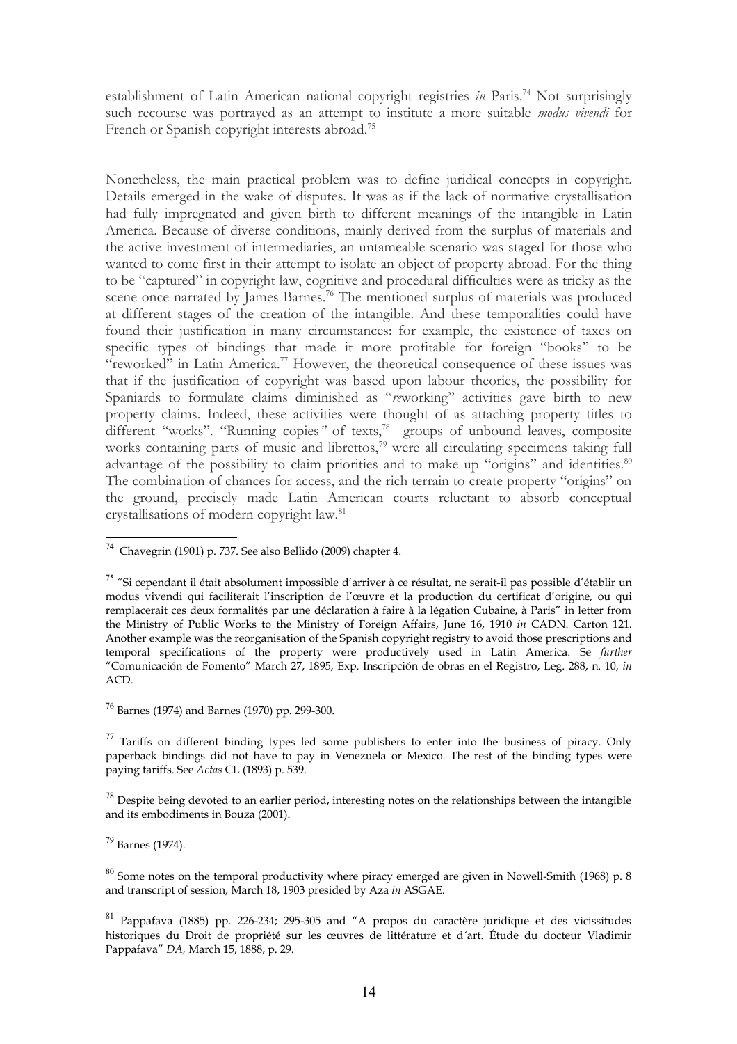establishment of Latin American national copyright registries *in* Paris.[74] Not surprisingly such recourse was portrayed as an attempt to institute a more suitable *modus vivendi* for French or Spanish copyright interests abroad.[75]

Nonetheless, the main practical problem was to define juridical concepts in copyright. Details emerged in the wake of disputes. It was as if the lack of normative crystallisation had fully impregnated and given birth to different meanings of the intangible in Latin America. Because of diverse conditions, mainly derived from the surplus of materials and the active investment of intermediaries, an untameable scenario was staged for those who wanted to come first in their attempt to isolate an object of property abroad. For the thing to be "captured" in copyright law, cognitive and procedural difficulties were as tricky as the scene once narrated by James Barnes.[76] The mentioned surplus of materials was produced at different stages of the creation of the intangible. And these temporalities could have found their justification in many circumstances: for example, the existence of taxes on specific types of bindings that made it more profitable for foreign "books" to be "reworked" in Latin America.[77] However, the theoretical consequence of these issues was that if the justification of copyright was based upon labour theories, the possibility for Spaniards to formulate claims diminished as "*re*working" activities gave birth to new property claims. Indeed, these activities were thought of as attaching property titles to different "works". "Running copies" of texts,[78] groups of unbound leaves, composite works containing parts of music and librettos,[79] were all circulating specimens taking full advantage of the possibility to claim priorities and to make up "origins" and identities.[80] The combination of chances for access, and the rich terrain to create property "origins" on the ground, precisely made Latin American courts reluctant to absorb conceptual crystallisations of modern copyright law.[81]

---

[74] Chavegrin (1901) p. 737. See also Bellido (2009) chapter 4.

[75] "Si cependant il était absolument impossible d'arriver à ce résultat, ne serait-il pas possible d'établir un modus vivendi qui faciliterait l'inscription de l'œuvre et la production du certificat d'origine, ou qui remplacerait ces deux formalités par une déclaration à faire à la légation Cubaine, à Paris" in letter from the Ministry of Public Works to the Ministry of Foreign Affairs, June 16, 1910 *in* CADN. Carton 121. Another example was the reorganisation of the Spanish copyright registry to avoid those prescriptions and temporal specifications of the property were productively used in Latin America. Se *further* "Comunicación de Fomento" March 27, 1895, Exp. Inscripción de obras en el Registro, Leg. 288, n. 10, *in* ACD.

[76] Barnes (1974) and Barnes (1970) pp. 299-300.

[77] Tariffs on different binding types led some publishers to enter into the business of piracy. Only paperback bindings did not have to pay in Venezuela or Mexico. The rest of the binding types were paying tariffs. See *Actas* CL (1893) p. 539.

[78] Despite being devoted to an earlier period, interesting notes on the relationships between the intangible and its embodiments in Bouza (2001).

[79] Barnes (1974).

[80] Some notes on the temporal productivity where piracy emerged are given in Nowell-Smith (1968) p. 8 and transcript of session, March 18, 1903 presided by Aza *in* ASGAE.

[81] Pappafava (1885) pp. 226-234; 295-305 and "A propos du caractère juridique et des vicissitudes historiques du Droit de propriété sur les œuvres de littérature et d´art. Étude du docteur Vladimir Pappafava" *DA*, March 15, 1888, p. 29.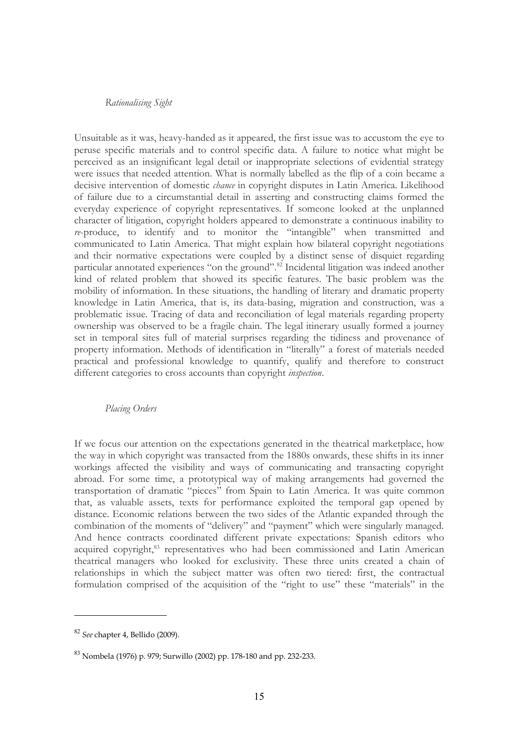*Rationalising Sight*

Unsuitable as it was, heavy-handed as it appeared, the first issue was to accustom the eye to peruse specific materials and to control specific data. A failure to notice what might be perceived as an insignificant legal detail or inappropriate selections of evidential strategy were issues that needed attention. What is normally labelled as the flip of a coin became a decisive intervention of domestic *chance* in copyright disputes in Latin America. Likelihood of failure due to a circumstantial detail in asserting and constructing claims formed the everyday experience of copyright representatives. If someone looked at the unplanned character of litigation, copyright holders appeared to demonstrate a continuous inability to *re*-produce, to identify and to monitor the "intangible" when transmitted and communicated to Latin America. That might explain how bilateral copyright negotiations and their normative expectations were coupled by a distinct sense of disquiet regarding particular annotated experiences "on the ground".[82] Incidental litigation was indeed another kind of related problem that showed its specific features. The basic problem was the mobility of information. In these situations, the handling of literary and dramatic property knowledge in Latin America, that is, its data-basing, migration and construction, was a problematic issue. Tracing of data and reconciliation of legal materials regarding property ownership was observed to be a fragile chain. The legal itinerary usually formed a journey set in temporal sites full of material surprises regarding the tidiness and provenance of property information. Methods of identification in "literally" a forest of materials needed practical and professional knowledge to quantify, qualify and therefore to construct different categories to cross accounts than copyright *inspection*.

*Placing Orders*

If we focus our attention on the expectations generated in the theatrical marketplace, how the way in which copyright was transacted from the 1880s onwards, these shifts in its inner workings affected the visibility and ways of communicating and transacting copyright abroad. For some time, a prototypical way of making arrangements had governed the transportation of dramatic "pieces" from Spain to Latin America. It was quite common that, as valuable assets, texts for performance exploited the temporal gap opened by distance. Economic relations between the two sides of the Atlantic expanded through the combination of the moments of "delivery" and "payment" which were singularly managed. And hence contracts coordinated different private expectations: Spanish editors who acquired copyright,[83] representatives who had been commissioned and Latin American theatrical managers who looked for exclusivity. These three units created a chain of relationships in which the subject matter was often two tiered: first, the contractual formulation comprised of the acquisition of the "right to use" these "materials" in the

---

[82] *See* chapter 4, Bellido (2009).

[83] Nombela (1976) p. 979; Surwillo (2002) pp. 178-180 and pp. 232-233.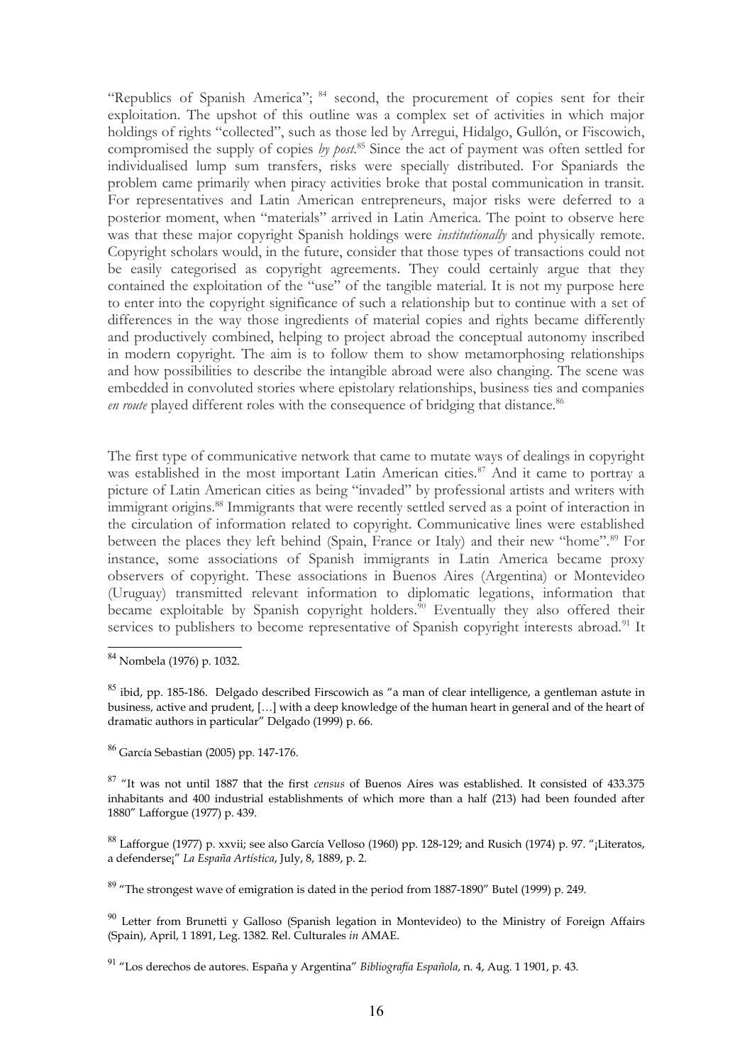"Republics of Spanish America"; [84] second, the procurement of copies sent for their exploitation. The upshot of this outline was a complex set of activities in which major holdings of rights "collected", such as those led by Arregui, Hidalgo, Gullón, or Fiscowich, compromised the supply of copies *by post*.[85] Since the act of payment was often settled for individualised lump sum transfers, risks were specially distributed. For Spaniards the problem came primarily when piracy activities broke that postal communication in transit. For representatives and Latin American entrepreneurs, major risks were deferred to a posterior moment, when "materials" arrived in Latin America. The point to observe here was that these major copyright Spanish holdings were *institutionally* and physically remote. Copyright scholars would, in the future, consider that those types of transactions could not be easily categorised as copyright agreements. They could certainly argue that they contained the exploitation of the "use" of the tangible material. It is not my purpose here to enter into the copyright significance of such a relationship but to continue with a set of differences in the way those ingredients of material copies and rights became differently and productively combined, helping to project abroad the conceptual autonomy inscribed in modern copyright. The aim is to follow them to show metamorphosing relationships and how possibilities to describe the intangible abroad were also changing. The scene was embedded in convoluted stories where epistolary relationships, business ties and companies *en route* played different roles with the consequence of bridging that distance.[86]

The first type of communicative network that came to mutate ways of dealings in copyright was established in the most important Latin American cities.[87] And it came to portray a picture of Latin American cities as being "invaded" by professional artists and writers with immigrant origins.[88] Immigrants that were recently settled served as a point of interaction in the circulation of information related to copyright. Communicative lines were established between the places they left behind (Spain, France or Italy) and their new "home".[89] For instance, some associations of Spanish immigrants in Latin America became proxy observers of copyright. These associations in Buenos Aires (Argentina) or Montevideo (Uruguay) transmitted relevant information to diplomatic legations, information that became exploitable by Spanish copyright holders.[90] Eventually they also offered their services to publishers to become representative of Spanish copyright interests abroad.[91] It

---

[84] Nombela (1976) p. 1032.

[85] ibid, pp. 185-186. Delgado described Firscowich as "a man of clear intelligence, a gentleman astute in business, active and prudent, […] with a deep knowledge of the human heart in general and of the heart of dramatic authors in particular" Delgado (1999) p. 66.

[86] García Sebastian (2005) pp. 147-176.

[87] "It was not until 1887 that the first *census* of Buenos Aires was established. It consisted of 433.375 inhabitants and 400 industrial establishments of which more than a half (213) had been founded after 1880" Lafforgue (1977) p. 439.

[88] Lafforgue (1977) p. xxvii; see also García Velloso (1960) pp. 128-129; and Rusich (1974) p. 97. "¡Literatos, a defenderse¡" *La España Artística*, July, 8, 1889, p. 2.

[89] "The strongest wave of emigration is dated in the period from 1887-1890" Butel (1999) p. 249.

[90] Letter from Brunetti y Galloso (Spanish legation in Montevideo) to the Ministry of Foreign Affairs (Spain), April, 1 1891, Leg. 1382. Rel. Culturales *in* AMAE.

[91] "Los derechos de autores. España y Argentina" *Bibliografía Española*, n. 4, Aug. 1 1901, p. 43.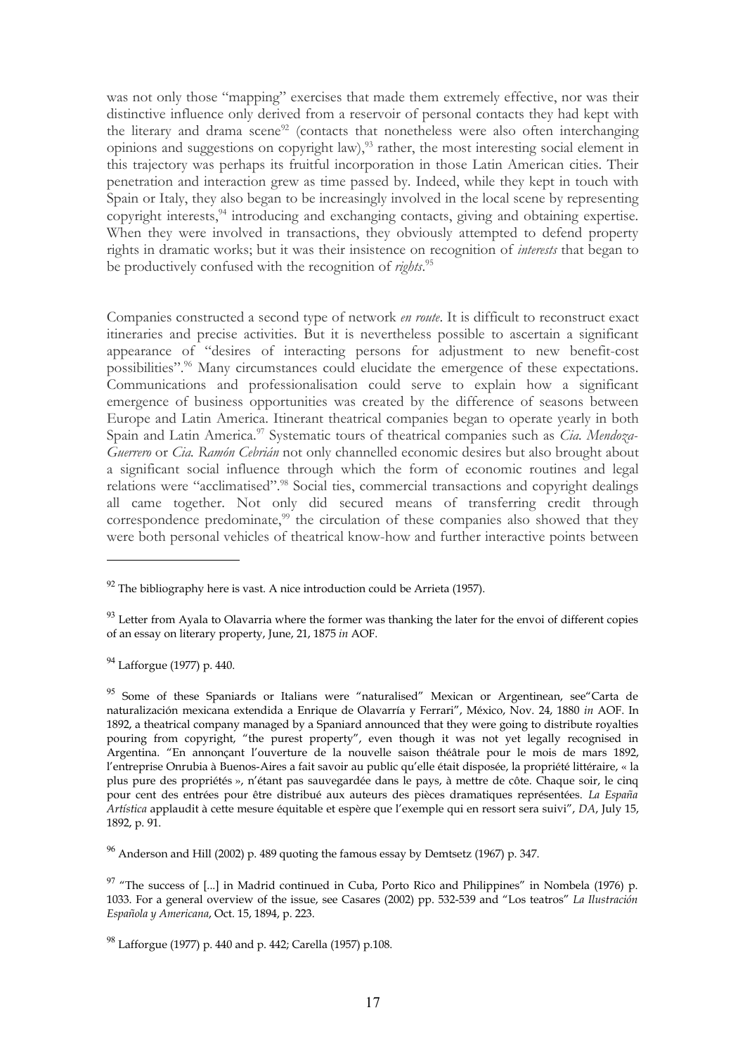was not only those "mapping" exercises that made them extremely effective, nor was their distinctive influence only derived from a reservoir of personal contacts they had kept with the literary and drama scene[92] (contacts that nonetheless were also often interchanging opinions and suggestions on copyright law),[93] rather, the most interesting social element in this trajectory was perhaps its fruitful incorporation in those Latin American cities. Their penetration and interaction grew as time passed by. Indeed, while they kept in touch with Spain or Italy, they also began to be increasingly involved in the local scene by representing copyright interests,[94] introducing and exchanging contacts, giving and obtaining expertise. When they were involved in transactions, they obviously attempted to defend property rights in dramatic works; but it was their insistence on recognition of *interests* that began to be productively confused with the recognition of *rights*.[95]

Companies constructed a second type of network *en route*. It is difficult to reconstruct exact itineraries and precise activities. But it is nevertheless possible to ascertain a significant appearance of "desires of interacting persons for adjustment to new benefit-cost possibilities".[96] Many circumstances could elucidate the emergence of these expectations. Communications and professionalisation could serve to explain how a significant emergence of business opportunities was created by the difference of seasons between Europe and Latin America. Itinerant theatrical companies began to operate yearly in both Spain and Latin America.[97] Systematic tours of theatrical companies such as *Cia. Mendoza-Guerrero* or *Cia. Ramón Cebrián* not only channelled economic desires but also brought about a significant social influence through which the form of economic routines and legal relations were "acclimatised".[98] Social ties, commercial transactions and copyright dealings all came together. Not only did secured means of transferring credit through correspondence predominate,[99] the circulation of these companies also showed that they were both personal vehicles of theatrical know-how and further interactive points between

---

[92] The bibliography here is vast. A nice introduction could be Arrieta (1957).

[93] Letter from Ayala to Olavarria where the former was thanking the later for the envoi of different copies of an essay on literary property, June, 21, 1875 *in* AOF.

[94] Lafforgue (1977) p. 440.

[95] Some of these Spaniards or Italians were "naturalised" Mexican or Argentinean, see"Carta de naturalización mexicana extendida a Enrique de Olavarría y Ferrari", México, Nov. 24, 1880 *in* AOF. In 1892, a theatrical company managed by a Spaniard announced that they were going to distribute royalties pouring from copyright, "the purest property", even though it was not yet legally recognised in Argentina. "En annonçant l'ouverture de la nouvelle saison théâtrale pour le mois de mars 1892, l'entreprise Onrubia à Buenos-Aires a fait savoir au public qu'elle était disposée, la propriété littéraire, « la plus pure des propriétés », n'étant pas sauvegardée dans le pays, à mettre de côte. Chaque soir, le cinq pour cent des entrées pour être distribué aux auteurs des pièces dramatiques représentées. *La España Artística* applaudit à cette mesure équitable et espère que l'exemple qui en ressort sera suivi", *DA*, July 15, 1892, p. 91.

[96] Anderson and Hill (2002) p. 489 quoting the famous essay by Demtsetz (1967) p. 347.

[97] "The success of [...] in Madrid continued in Cuba, Porto Rico and Philippines" in Nombela (1976) p. 1033. For a general overview of the issue, see Casares (2002) pp. 532-539 and "Los teatros" *La Ilustración Española y Americana*, Oct. 15, 1894, p. 223.

[98] Lafforgue (1977) p. 440 and p. 442; Carella (1957) p.108.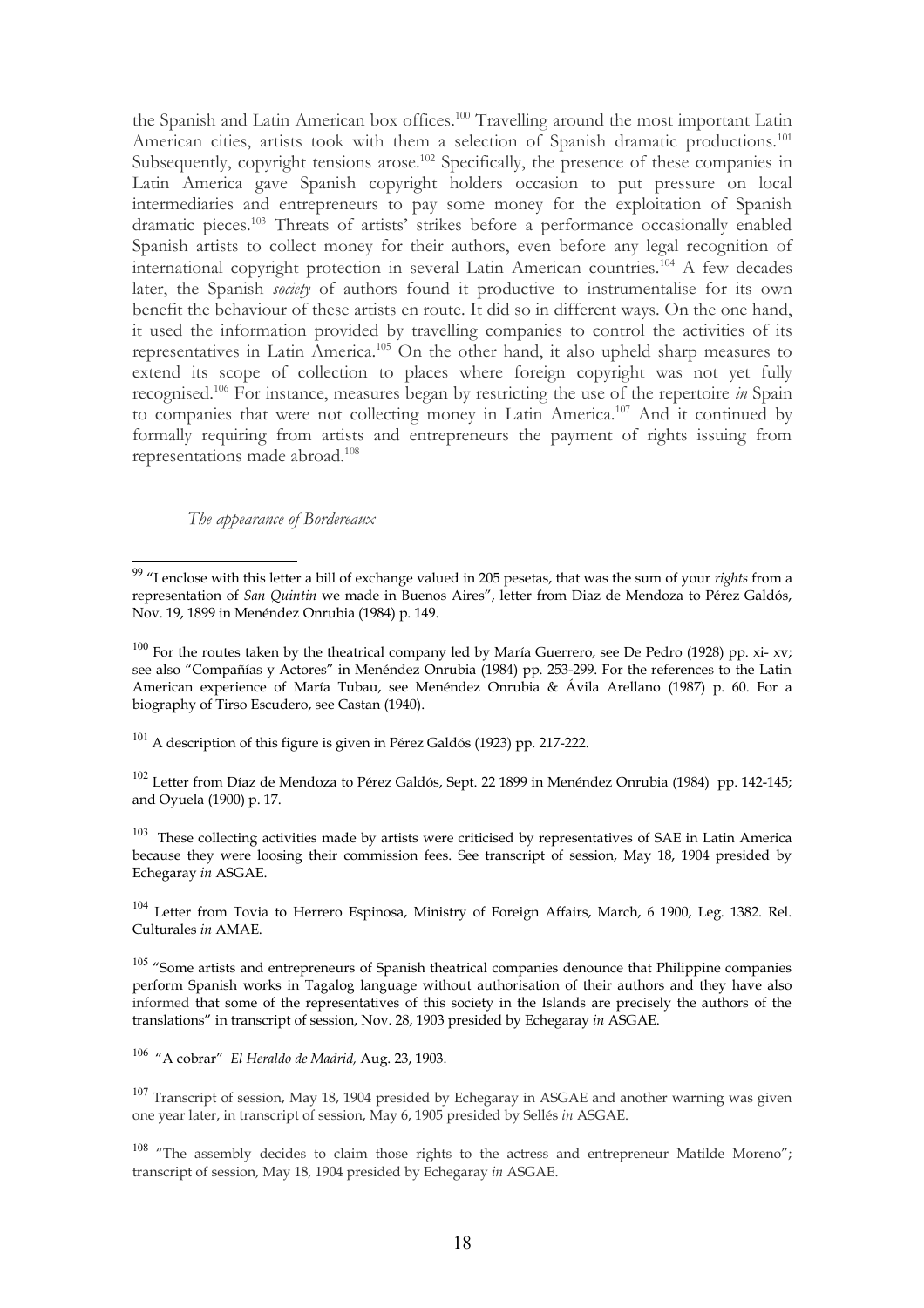the Spanish and Latin American box offices.[100] Travelling around the most important Latin American cities, artists took with them a selection of Spanish dramatic productions.[101] Subsequently, copyright tensions arose.[102] Specifically, the presence of these companies in Latin America gave Spanish copyright holders occasion to put pressure on local intermediaries and entrepreneurs to pay some money for the exploitation of Spanish dramatic pieces.[103] Threats of artists' strikes before a performance occasionally enabled Spanish artists to collect money for their authors, even before any legal recognition of international copyright protection in several Latin American countries.[104] A few decades later, the Spanish *society* of authors found it productive to instrumentalise for its own benefit the behaviour of these artists en route. It did so in different ways. On the one hand, it used the information provided by travelling companies to control the activities of its representatives in Latin America.[105] On the other hand, it also upheld sharp measures to extend its scope of collection to places where foreign copyright was not yet fully recognised.[106] For instance, measures began by restricting the use of the repertoire *in* Spain to companies that were not collecting money in Latin America.[107] And it continued by formally requiring from artists and entrepreneurs the payment of rights issuing from representations made abroad.[108]

*The appearance of Bordereaux*

---

[99] "I enclose with this letter a bill of exchange valued in 205 pesetas, that was the sum of your *rights* from a representation of *San Quintin* we made in Buenos Aires", letter from Diaz de Mendoza to Pérez Galdós, Nov. 19, 1899 in Menéndez Onrubia (1984) p. 149.

[100] For the routes taken by the theatrical company led by María Guerrero, see De Pedro (1928) pp. xi- xv; see also "Compañías y Actores" in Menéndez Onrubia (1984) pp. 253-299. For the references to the Latin American experience of María Tubau, see Menéndez Onrubia & Ávila Arellano (1987) p. 60. For a biography of Tirso Escudero, see Castan (1940).

[101] A description of this figure is given in Pérez Galdós (1923) pp. 217-222.

[102] Letter from Díaz de Mendoza to Pérez Galdós, Sept. 22 1899 in Menéndez Onrubia (1984) pp. 142-145; and Oyuela (1900) p. 17.

[103] These collecting activities made by artists were criticised by representatives of SAE in Latin America because they were loosing their commission fees. See transcript of session, May 18, 1904 presided by Echegaray *in* ASGAE.

[104] Letter from Tovia to Herrero Espinosa, Ministry of Foreign Affairs, March, 6 1900, Leg. 1382. Rel. Culturales *in* AMAE.

[105] "Some artists and entrepreneurs of Spanish theatrical companies denounce that Philippine companies perform Spanish works in Tagalog language without authorisation of their authors and they have also informed that some of the representatives of this society in the Islands are precisely the authors of the translations" in transcript of session, Nov. 28, 1903 presided by Echegaray *in* ASGAE.

[106] "A cobrar" *El Heraldo de Madrid,* Aug. 23, 1903.

[107] Transcript of session, May 18, 1904 presided by Echegaray in ASGAE and another warning was given one year later, in transcript of session, May 6, 1905 presided by Sellés *in* ASGAE.

[108] "The assembly decides to claim those rights to the actress and entrepreneur Matilde Moreno"; transcript of session, May 18, 1904 presided by Echegaray *in* ASGAE.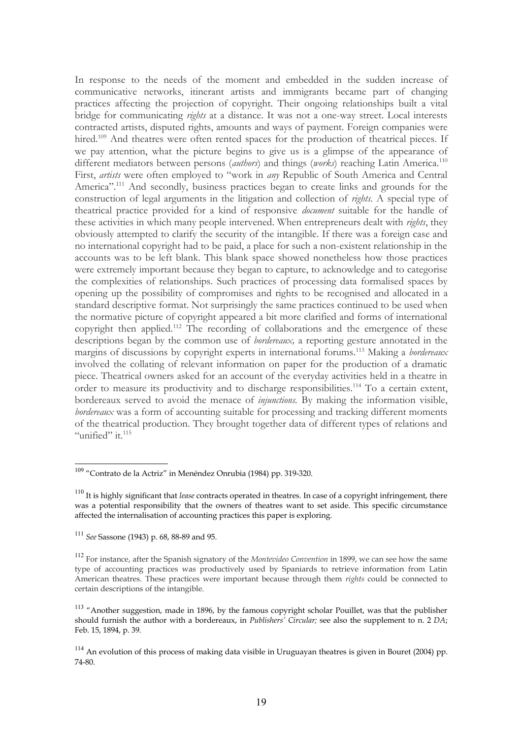In response to the needs of the moment and embedded in the sudden increase of communicative networks, itinerant artists and immigrants became part of changing practices affecting the projection of copyright. Their ongoing relationships built a vital bridge for communicating *rights* at a distance. It was not a one-way street. Local interests contracted artists, disputed rights, amounts and ways of payment. Foreign companies were hired.[109] And theatres were often rented spaces for the production of theatrical pieces. If we pay attention, what the picture begins to give us is a glimpse of the appearance of different mediators between persons (*authors*) and things (*works*) reaching Latin America.[110] First, *artists* were often employed to "work in *any* Republic of South America and Central America".[111] And secondly, business practices began to create links and grounds for the construction of legal arguments in the litigation and collection of *rights*. A special type of theatrical practice provided for a kind of responsive *document* suitable for the handle of these activities in which many people intervened. When entrepreneurs dealt with *rights*, they obviously attempted to clarify the security of the intangible. If there was a foreign case and no international copyright had to be paid, a place for such a non-existent relationship in the accounts was to be left blank. This blank space showed nonetheless how those practices were extremely important because they began to capture, to acknowledge and to categorise the complexities of relationships. Such practices of processing data formalised spaces by opening up the possibility of compromises and rights to be recognised and allocated in a standard descriptive format. Not surprisingly the same practices continued to be used when the normative picture of copyright appeared a bit more clarified and forms of international copyright then applied.[112] The recording of collaborations and the emergence of these descriptions began by the common use of *bordereaux*, a reporting gesture annotated in the margins of discussions by copyright experts in international forums.[113] Making a *bordereaux* involved the collating of relevant information on paper for the production of a dramatic piece. Theatrical owners asked for an account of the everyday activities held in a theatre in order to measure its productivity and to discharge responsibilities.[114] To a certain extent, bordereaux served to avoid the menace of *injunctions*. By making the information visible, *bordereaux* was a form of accounting suitable for processing and tracking different moments of the theatrical production. They brought together data of different types of relations and "unified" it.[115]

---

[109] "Contrato de la Actriz" in Menéndez Onrubia (1984) pp. 319-320.

[110] It is highly significant that *lease* contracts operated in theatres. In case of a copyright infringement, there was a potential responsibility that the owners of theatres want to set aside. This specific circumstance affected the internalisation of accounting practices this paper is exploring.

[111] *See* Sassone (1943) p. 68, 88-89 and 95.

[112] For instance, after the Spanish signatory of the *Montevideo Convention* in 1899, we can see how the same type of accounting practices was productively used by Spaniards to retrieve information from Latin American theatres. These practices were important because through them *rights* could be connected to certain descriptions of the intangible.

[113] "Another suggestion, made in 1896, by the famous copyright scholar Pouillet, was that the publisher should furnish the author with a bordereaux, in *Publishers' Circular;* see also the supplement to n. 2 *DA*; Feb. 15, 1894, p. 39.

[114] An evolution of this process of making data visible in Uruguayan theatres is given in Bouret (2004) pp. 74-80.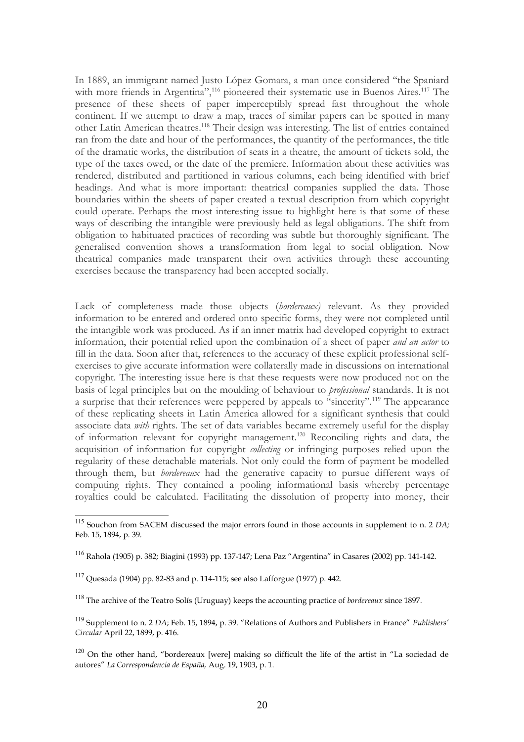In 1889, an immigrant named Justo López Gomara, a man once considered "the Spaniard with more friends in Argentina",[116] pioneered their systematic use in Buenos Aires.[117] The presence of these sheets of paper imperceptibly spread fast throughout the whole continent. If we attempt to draw a map, traces of similar papers can be spotted in many other Latin American theatres.[118] Their design was interesting. The list of entries contained ran from the date and hour of the performances, the quantity of the performances, the title of the dramatic works, the distribution of seats in a theatre, the amount of tickets sold, the type of the taxes owed, or the date of the premiere. Information about these activities was rendered, distributed and partitioned in various columns, each being identified with brief headings. And what is more important: theatrical companies supplied the data. Those boundaries within the sheets of paper created a textual description from which copyright could operate. Perhaps the most interesting issue to highlight here is that some of these ways of describing the intangible were previously held as legal obligations. The shift from obligation to habituated practices of recording was subtle but thoroughly significant. The generalised convention shows a transformation from legal to social obligation. Now theatrical companies made transparent their own activities through these accounting exercises because the transparency had been accepted socially.

Lack of completeness made those objects (*bordereaux)* relevant. As they provided information to be entered and ordered onto specific forms, they were not completed until the intangible work was produced. As if an inner matrix had developed copyright to extract information, their potential relied upon the combination of a sheet of paper *and an actor* to fill in the data. Soon after that, references to the accuracy of these explicit professional self-exercises to give accurate information were collaterally made in discussions on international copyright. The interesting issue here is that these requests were now produced not on the basis of legal principles but on the moulding of behaviour to *professional* standards. It is not a surprise that their references were peppered by appeals to "sincerity".[119] The appearance of these replicating sheets in Latin America allowed for a significant synthesis that could associate data *with* rights. The set of data variables became extremely useful for the display of information relevant for copyright management.[120] Reconciling rights and data, the acquisition of information for copyright *collecting* or infringing purposes relied upon the regularity of these detachable materials. Not only could the form of payment be modelled through them, but *bordereaux* had the generative capacity to pursue different ways of computing rights. They contained a pooling informational basis whereby percentage royalties could be calculated. Facilitating the dissolution of property into money, their

---

[115] Souchon from SACEM discussed the major errors found in those accounts in supplement to n. 2 *DA;* Feb. 15, 1894, p. 39.

[116] Rahola (1905) p. 382; Biagini (1993) pp. 137-147; Lena Paz "Argentina" in Casares (2002) pp. 141-142.

[117] Quesada (1904) pp. 82-83 and p. 114-115; see also Lafforgue (1977) p. 442.

[118] The archive of the Teatro Solís (Uruguay) keeps the accounting practice of *bordereaux* since 1897.

[119] Supplement to n. 2 *DA*; Feb. 15, 1894, p. 39. "Relations of Authors and Publishers in France" *Publishers' Circular* April 22, 1899, p. 416.

[120] On the other hand, "bordereaux [were] making so difficult the life of the artist in "La sociedad de autores" *La Correspondencia de España,* Aug. 19, 1903, p. 1.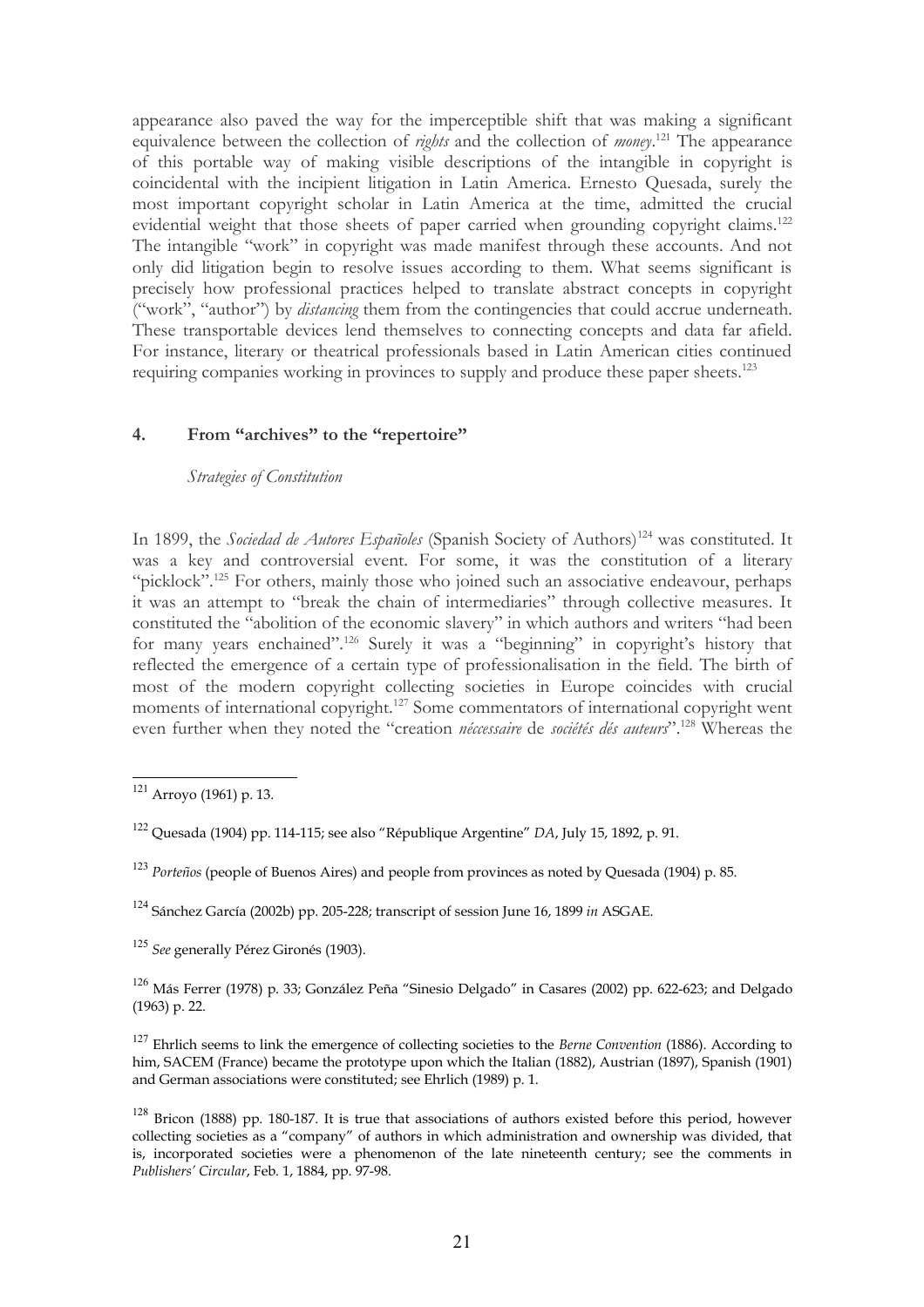appearance also paved the way for the imperceptible shift that was making a significant equivalence between the collection of *rights* and the collection of *money*.[121] The appearance of this portable way of making visible descriptions of the intangible in copyright is coincidental with the incipient litigation in Latin America. Ernesto Quesada, surely the most important copyright scholar in Latin America at the time, admitted the crucial evidential weight that those sheets of paper carried when grounding copyright claims.[122] The intangible "work" in copyright was made manifest through these accounts. And not only did litigation begin to resolve issues according to them. What seems significant is precisely how professional practices helped to translate abstract concepts in copyright ("work", "author") by *distancing* them from the contingencies that could accrue underneath. These transportable devices lend themselves to connecting concepts and data far afield. For instance, literary or theatrical professionals based in Latin American cities continued requiring companies working in provinces to supply and produce these paper sheets.[123]

## 4. From "archives" to the "repertoire"

*Strategies of Constitution*

In 1899, the *Sociedad de Autores Españoles* (Spanish Society of Authors)[124] was constituted. It was a key and controversial event. For some, it was the constitution of a literary "picklock".[125] For others, mainly those who joined such an associative endeavour, perhaps it was an attempt to "break the chain of intermediaries" through collective measures. It constituted the "abolition of the economic slavery" in which authors and writers "had been for many years enchained".[126] Surely it was a "beginning" in copyright's history that reflected the emergence of a certain type of professionalisation in the field. The birth of most of the modern copyright collecting societies in Europe coincides with crucial moments of international copyright.[127] Some commentators of international copyright went even further when they noted the "creation *néccessaire* de *sociétés dés auteurs*".[128] Whereas the

---

[121] Arroyo (1961) p. 13.

[122] Quesada (1904) pp. 114-115; see also "République Argentine" *DA*, July 15, 1892, p. 91.

[123] *Porteños* (people of Buenos Aires) and people from provinces as noted by Quesada (1904) p. 85.

[124] Sánchez García (2002b) pp. 205-228; transcript of session June 16, 1899 *in* ASGAE.

[125] *See* generally Pérez Gironés (1903).

[126] Más Ferrer (1978) p. 33; González Peña "Sinesio Delgado" in Casares (2002) pp. 622-623; and Delgado (1963) p. 22.

[127] Ehrlich seems to link the emergence of collecting societies to the *Berne Convention* (1886). According to him, SACEM (France) became the prototype upon which the Italian (1882), Austrian (1897), Spanish (1901) and German associations were constituted; see Ehrlich (1989) p. 1.

[128] Bricon (1888) pp. 180-187. It is true that associations of authors existed before this period, however collecting societies as a "company" of authors in which administration and ownership was divided, that is, incorporated societies were a phenomenon of the late nineteenth century; see the comments in *Publishers' Circular*, Feb. 1, 1884, pp. 97-98.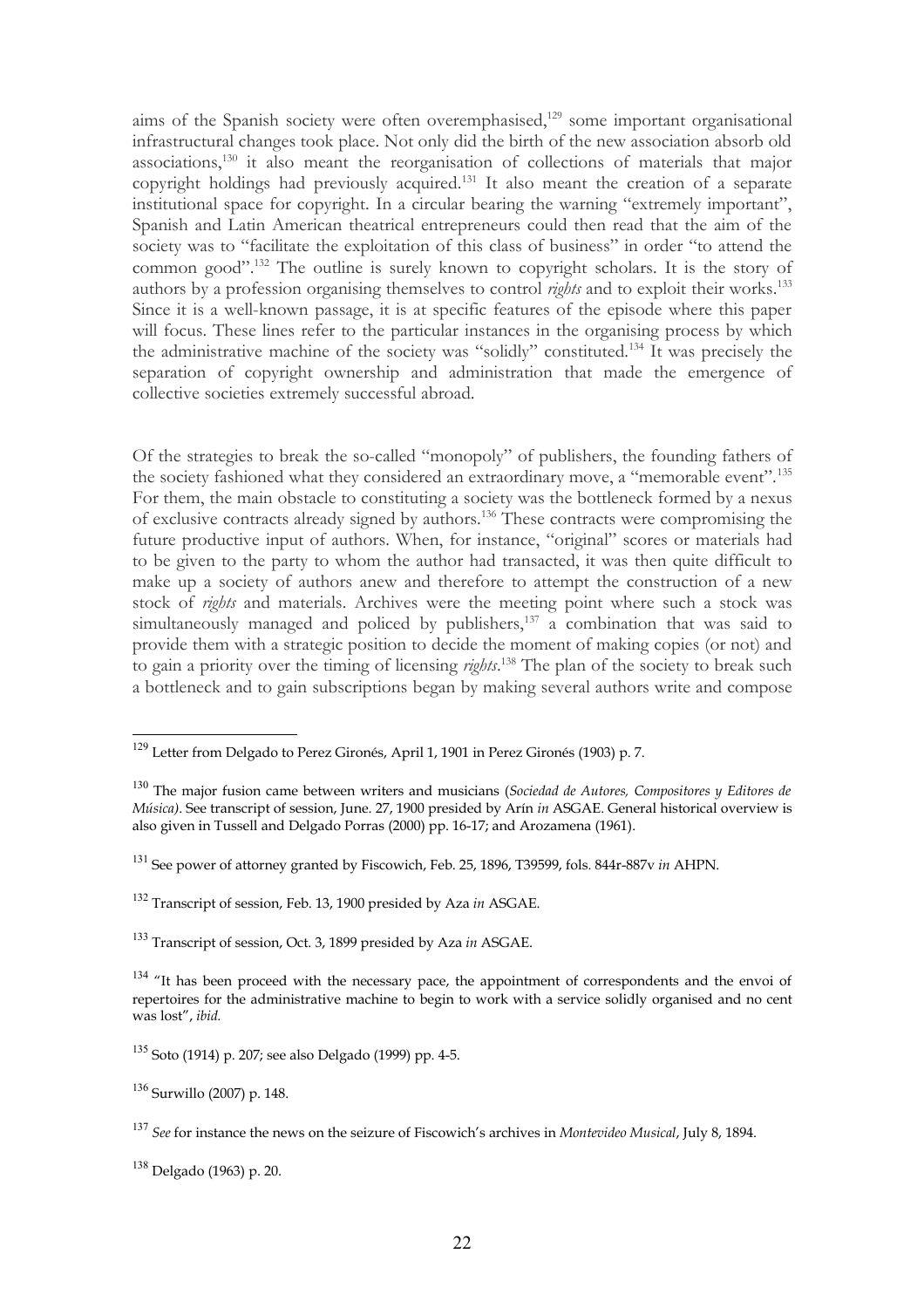aims of the Spanish society were often overemphasised,[129] some important organisational infrastructural changes took place. Not only did the birth of the new association absorb old associations,[130] it also meant the reorganisation of collections of materials that major copyright holdings had previously acquired.[131] It also meant the creation of a separate institutional space for copyright. In a circular bearing the warning "extremely important", Spanish and Latin American theatrical entrepreneurs could then read that the aim of the society was to "facilitate the exploitation of this class of business" in order "to attend the common good".[132] The outline is surely known to copyright scholars. It is the story of authors by a profession organising themselves to control *rights* and to exploit their works.[133] Since it is a well-known passage, it is at specific features of the episode where this paper will focus. These lines refer to the particular instances in the organising process by which the administrative machine of the society was "solidly" constituted.[134] It was precisely the separation of copyright ownership and administration that made the emergence of collective societies extremely successful abroad.

Of the strategies to break the so-called "monopoly" of publishers, the founding fathers of the society fashioned what they considered an extraordinary move, a "memorable event".[135] For them, the main obstacle to constituting a society was the bottleneck formed by a nexus of exclusive contracts already signed by authors.[136] These contracts were compromising the future productive input of authors. When, for instance, "original" scores or materials had to be given to the party to whom the author had transacted, it was then quite difficult to make up a society of authors anew and therefore to attempt the construction of a new stock of *rights* and materials. Archives were the meeting point where such a stock was simultaneously managed and policed by publishers,[137] a combination that was said to provide them with a strategic position to decide the moment of making copies (or not) and to gain a priority over the timing of licensing *rights*.[138] The plan of the society to break such a bottleneck and to gain subscriptions began by making several authors write and compose

---

[129] Letter from Delgado to Perez Gironés, April 1, 1901 in Perez Gironés (1903) p. 7.

[130] The major fusion came between writers and musicians (*Sociedad de Autores, Compositores y Editores de Música)*. See transcript of session, June. 27, 1900 presided by Arín *in* ASGAE. General historical overview is also given in Tussell and Delgado Porras (2000) pp. 16-17; and Arozamena (1961).

[131] See power of attorney granted by Fiscowich, Feb. 25, 1896, T39599, fols. 844r-887v *in* AHPN.

[132] Transcript of session, Feb. 13, 1900 presided by Aza *in* ASGAE.

[133] Transcript of session, Oct. 3, 1899 presided by Aza *in* ASGAE.

[134] "It has been proceed with the necessary pace, the appointment of correspondents and the envoi of repertoires for the administrative machine to begin to work with a service solidly organised and no cent was lost", *ibid.*

[135] Soto (1914) p. 207; see also Delgado (1999) pp. 4-5.

[136] Surwillo (2007) p. 148.

[137] *See* for instance the news on the seizure of Fiscowich's archives in *Montevideo Musical*, July 8, 1894.

[138] Delgado (1963) p. 20.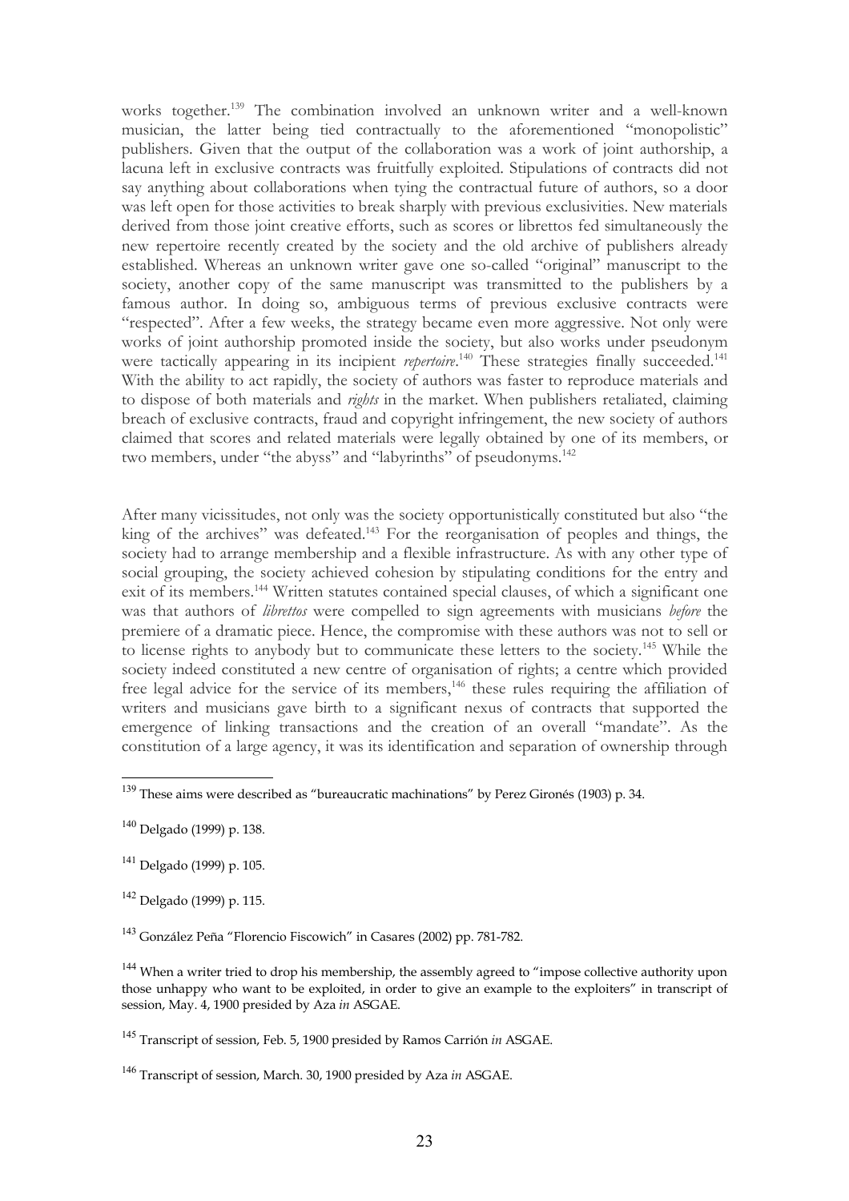works together.[139] The combination involved an unknown writer and a well-known musician, the latter being tied contractually to the aforementioned "monopolistic" publishers. Given that the output of the collaboration was a work of joint authorship, a lacuna left in exclusive contracts was fruitfully exploited. Stipulations of contracts did not say anything about collaborations when tying the contractual future of authors, so a door was left open for those activities to break sharply with previous exclusivities. New materials derived from those joint creative efforts, such as scores or librettos fed simultaneously the new repertoire recently created by the society and the old archive of publishers already established. Whereas an unknown writer gave one so-called "original" manuscript to the society, another copy of the same manuscript was transmitted to the publishers by a famous author. In doing so, ambiguous terms of previous exclusive contracts were "respected". After a few weeks, the strategy became even more aggressive. Not only were works of joint authorship promoted inside the society, but also works under pseudonym were tactically appearing in its incipient *repertoire*.[140] These strategies finally succeeded.[141] With the ability to act rapidly, the society of authors was faster to reproduce materials and to dispose of both materials and *rights* in the market. When publishers retaliated, claiming breach of exclusive contracts, fraud and copyright infringement, the new society of authors claimed that scores and related materials were legally obtained by one of its members, or two members, under "the abyss" and "labyrinths" of pseudonyms.[142]

After many vicissitudes, not only was the society opportunistically constituted but also "the king of the archives" was defeated.[143] For the reorganisation of peoples and things, the society had to arrange membership and a flexible infrastructure. As with any other type of social grouping, the society achieved cohesion by stipulating conditions for the entry and exit of its members.[144] Written statutes contained special clauses, of which a significant one was that authors of *librettos* were compelled to sign agreements with musicians *before* the premiere of a dramatic piece. Hence, the compromise with these authors was not to sell or to license rights to anybody but to communicate these letters to the society.[145] While the society indeed constituted a new centre of organisation of rights; a centre which provided free legal advice for the service of its members,[146] these rules requiring the affiliation of writers and musicians gave birth to a significant nexus of contracts that supported the emergence of linking transactions and the creation of an overall "mandate". As the constitution of a large agency, it was its identification and separation of ownership through

---

[139] These aims were described as "bureaucratic machinations" by Perez Gironés (1903) p. 34.

[140] Delgado (1999) p. 138.

[141] Delgado (1999) p. 105.

[142] Delgado (1999) p. 115.

[143] González Peña "Florencio Fiscowich" in Casares (2002) pp. 781-782.

[144] When a writer tried to drop his membership, the assembly agreed to "impose collective authority upon those unhappy who want to be exploited, in order to give an example to the exploiters" in transcript of session, May. 4, 1900 presided by Aza *in* ASGAE.

[145] Transcript of session, Feb. 5, 1900 presided by Ramos Carrión *in* ASGAE.

[146] Transcript of session, March. 30, 1900 presided by Aza *in* ASGAE.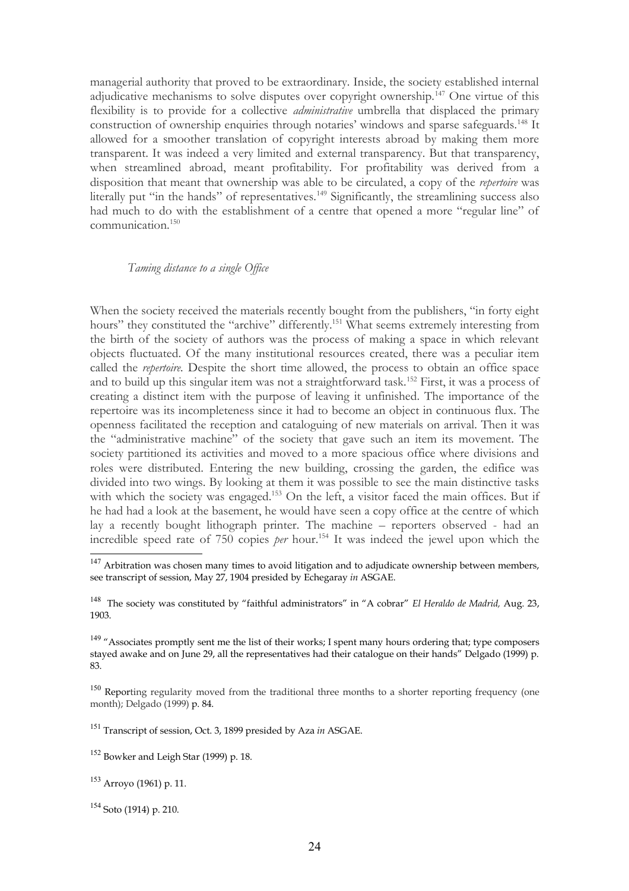managerial authority that proved to be extraordinary. Inside, the society established internal adjudicative mechanisms to solve disputes over copyright ownership.[147] One virtue of this flexibility is to provide for a collective *administrative* umbrella that displaced the primary construction of ownership enquiries through notaries' windows and sparse safeguards.[148] It allowed for a smoother translation of copyright interests abroad by making them more transparent. It was indeed a very limited and external transparency. But that transparency, when streamlined abroad, meant profitability. For profitability was derived from a disposition that meant that ownership was able to be circulated, a copy of the *repertoire* was literally put "in the hands" of representatives.[149] Significantly, the streamlining success also had much to do with the establishment of a centre that opened a more "regular line" of communication.[150]

### *Taming distance to a single Office*

When the society received the materials recently bought from the publishers, "in forty eight hours" they constituted the "archive" differently.[151] What seems extremely interesting from the birth of the society of authors was the process of making a space in which relevant objects fluctuated. Of the many institutional resources created, there was a peculiar item called the *repertoire*. Despite the short time allowed, the process to obtain an office space and to build up this singular item was not a straightforward task.[152] First, it was a process of creating a distinct item with the purpose of leaving it unfinished. The importance of the repertoire was its incompleteness since it had to become an object in continuous flux. The openness facilitated the reception and cataloguing of new materials on arrival. Then it was the "administrative machine" of the society that gave such an item its movement. The society partitioned its activities and moved to a more spacious office where divisions and roles were distributed. Entering the new building, crossing the garden, the edifice was divided into two wings. By looking at them it was possible to see the main distinctive tasks with which the society was engaged.[153] On the left, a visitor faced the main offices. But if he had had a look at the basement, he would have seen a copy office at the centre of which lay a recently bought lithograph printer. The machine – reporters observed - had an incredible speed rate of 750 copies *per* hour.[154] It was indeed the jewel upon which the

---

[147] Arbitration was chosen many times to avoid litigation and to adjudicate ownership between members, see transcript of session, May 27, 1904 presided by Echegaray *in* ASGAE.

[148] The society was constituted by "faithful administrators" in "A cobrar" *El Heraldo de Madrid,* Aug. 23, 1903.

[149] "Associates promptly sent me the list of their works; I spent many hours ordering that; type composers stayed awake and on June 29, all the representatives had their catalogue on their hands" Delgado (1999) p. 83.

[150] Reporting regularity moved from the traditional three months to a shorter reporting frequency (one month); Delgado (1999) p. 84.

[151] Transcript of session, Oct. 3, 1899 presided by Aza *in* ASGAE.

[152] Bowker and Leigh Star (1999) p. 18.

[153] Arroyo (1961) p. 11.

[154] Soto (1914) p. 210.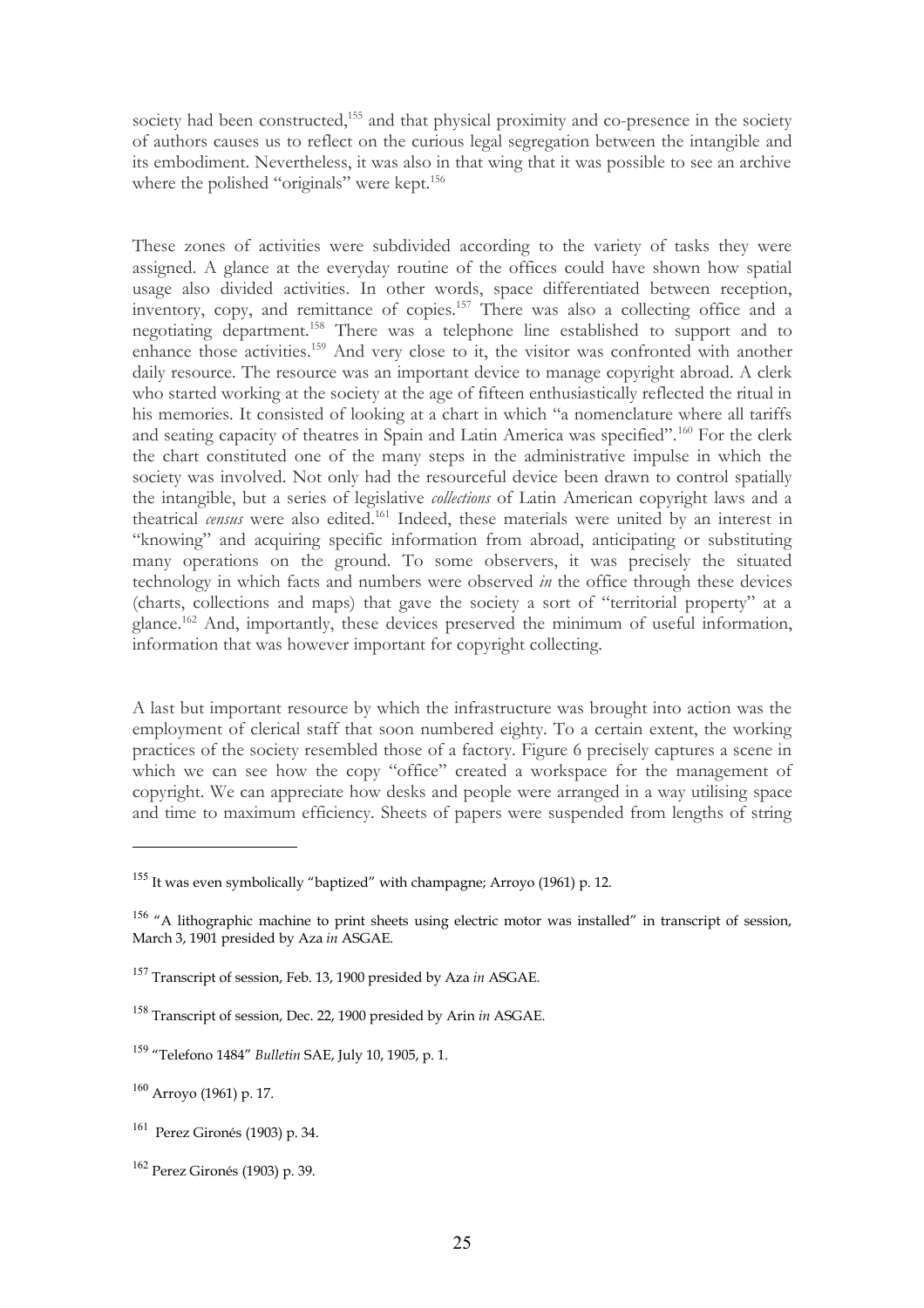society had been constructed,[155] and that physical proximity and co-presence in the society of authors causes us to reflect on the curious legal segregation between the intangible and its embodiment. Nevertheless, it was also in that wing that it was possible to see an archive where the polished "originals" were kept.[156]

These zones of activities were subdivided according to the variety of tasks they were assigned. A glance at the everyday routine of the offices could have shown how spatial usage also divided activities. In other words, space differentiated between reception, inventory, copy, and remittance of copies.[157] There was also a collecting office and a negotiating department.[158] There was a telephone line established to support and to enhance those activities.[159] And very close to it, the visitor was confronted with another daily resource. The resource was an important device to manage copyright abroad. A clerk who started working at the society at the age of fifteen enthusiastically reflected the ritual in his memories. It consisted of looking at a chart in which "a nomenclature where all tariffs and seating capacity of theatres in Spain and Latin America was specified".[160] For the clerk the chart constituted one of the many steps in the administrative impulse in which the society was involved. Not only had the resourceful device been drawn to control spatially the intangible, but a series of legislative *collections* of Latin American copyright laws and a theatrical *census* were also edited.[161] Indeed, these materials were united by an interest in "knowing" and acquiring specific information from abroad, anticipating or substituting many operations on the ground. To some observers, it was precisely the situated technology in which facts and numbers were observed *in* the office through these devices (charts, collections and maps) that gave the society a sort of "territorial property" at a glance.[162] And, importantly, these devices preserved the minimum of useful information, information that was however important for copyright collecting.

A last but important resource by which the infrastructure was brought into action was the employment of clerical staff that soon numbered eighty. To a certain extent, the working practices of the society resembled those of a factory. Figure 6 precisely captures a scene in which we can see how the copy "office" created a workspace for the management of copyright. We can appreciate how desks and people were arranged in a way utilising space and time to maximum efficiency. Sheets of papers were suspended from lengths of string

---

[155] It was even symbolically "baptized" with champagne; Arroyo (1961) p. 12.

[156] "A lithographic machine to print sheets using electric motor was installed" in transcript of session, March 3, 1901 presided by Aza *in* ASGAE.

[157] Transcript of session, Feb. 13, 1900 presided by Aza *in* ASGAE.

[158] Transcript of session, Dec. 22, 1900 presided by Arin *in* ASGAE.

[159] "Telefono 1484" *Bulletin* SAE, July 10, 1905, p. 1.

[160] Arroyo (1961) p. 17.

[161] Perez Gironés (1903) p. 34.

[162] Perez Gironés (1903) p. 39.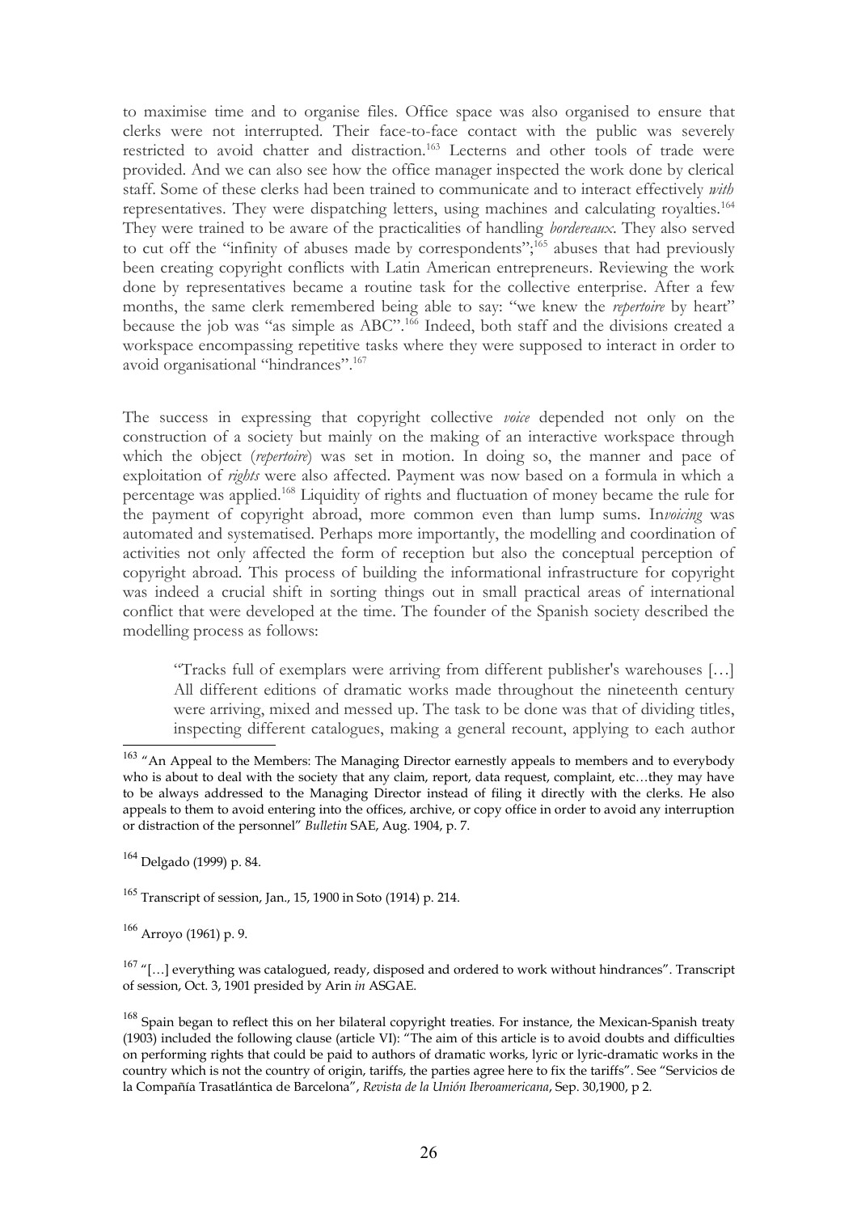to maximise time and to organise files. Office space was also organised to ensure that clerks were not interrupted. Their face-to-face contact with the public was severely restricted to avoid chatter and distraction.[163] Lecterns and other tools of trade were provided. And we can also see how the office manager inspected the work done by clerical staff. Some of these clerks had been trained to communicate and to interact effectively *with* representatives. They were dispatching letters, using machines and calculating royalties.[164] They were trained to be aware of the practicalities of handling *bordereaux*. They also served to cut off the "infinity of abuses made by correspondents";[165] abuses that had previously been creating copyright conflicts with Latin American entrepreneurs. Reviewing the work done by representatives became a routine task for the collective enterprise. After a few months, the same clerk remembered being able to say: "we knew the *repertoire* by heart" because the job was "as simple as ABC".[166] Indeed, both staff and the divisions created a workspace encompassing repetitive tasks where they were supposed to interact in order to avoid organisational "hindrances".[167]

The success in expressing that copyright collective *voice* depended not only on the construction of a society but mainly on the making of an interactive workspace through which the object (*repertoire*) was set in motion. In doing so, the manner and pace of exploitation of *rights* were also affected. Payment was now based on a formula in which a percentage was applied.[168] Liquidity of rights and fluctuation of money became the rule for the payment of copyright abroad, more common even than lump sums. In*voicing* was automated and systematised. Perhaps more importantly, the modelling and coordination of activities not only affected the form of reception but also the conceptual perception of copyright abroad. This process of building the informational infrastructure for copyright was indeed a crucial shift in sorting things out in small practical areas of international conflict that were developed at the time. The founder of the Spanish society described the modelling process as follows:

> "Tracks full of exemplars were arriving from different publisher's warehouses […] All different editions of dramatic works made throughout the nineteenth century were arriving, mixed and messed up. The task to be done was that of dividing titles, inspecting different catalogues, making a general recount, applying to each author

---

[163] "An Appeal to the Members: The Managing Director earnestly appeals to members and to everybody who is about to deal with the society that any claim, report, data request, complaint, etc…they may have to be always addressed to the Managing Director instead of filing it directly with the clerks. He also appeals to them to avoid entering into the offices, archive, or copy office in order to avoid any interruption or distraction of the personnel" *Bulletin* SAE, Aug. 1904, p. 7.

[164] Delgado (1999) p. 84.

[165] Transcript of session, Jan., 15, 1900 in Soto (1914) p. 214.

[166] Arroyo (1961) p. 9.

[167] "[…] everything was catalogued, ready, disposed and ordered to work without hindrances". Transcript of session, Oct. 3, 1901 presided by Arin *in* ASGAE.

[168] Spain began to reflect this on her bilateral copyright treaties. For instance, the Mexican-Spanish treaty (1903) included the following clause (article VI): "The aim of this article is to avoid doubts and difficulties on performing rights that could be paid to authors of dramatic works, lyric or lyric-dramatic works in the country which is not the country of origin, tariffs, the parties agree here to fix the tariffs". See "Servicios de la Compañía Trasatlántica de Barcelona", *Revista de la Unión Iberoamericana*, Sep. 30,1900, p 2.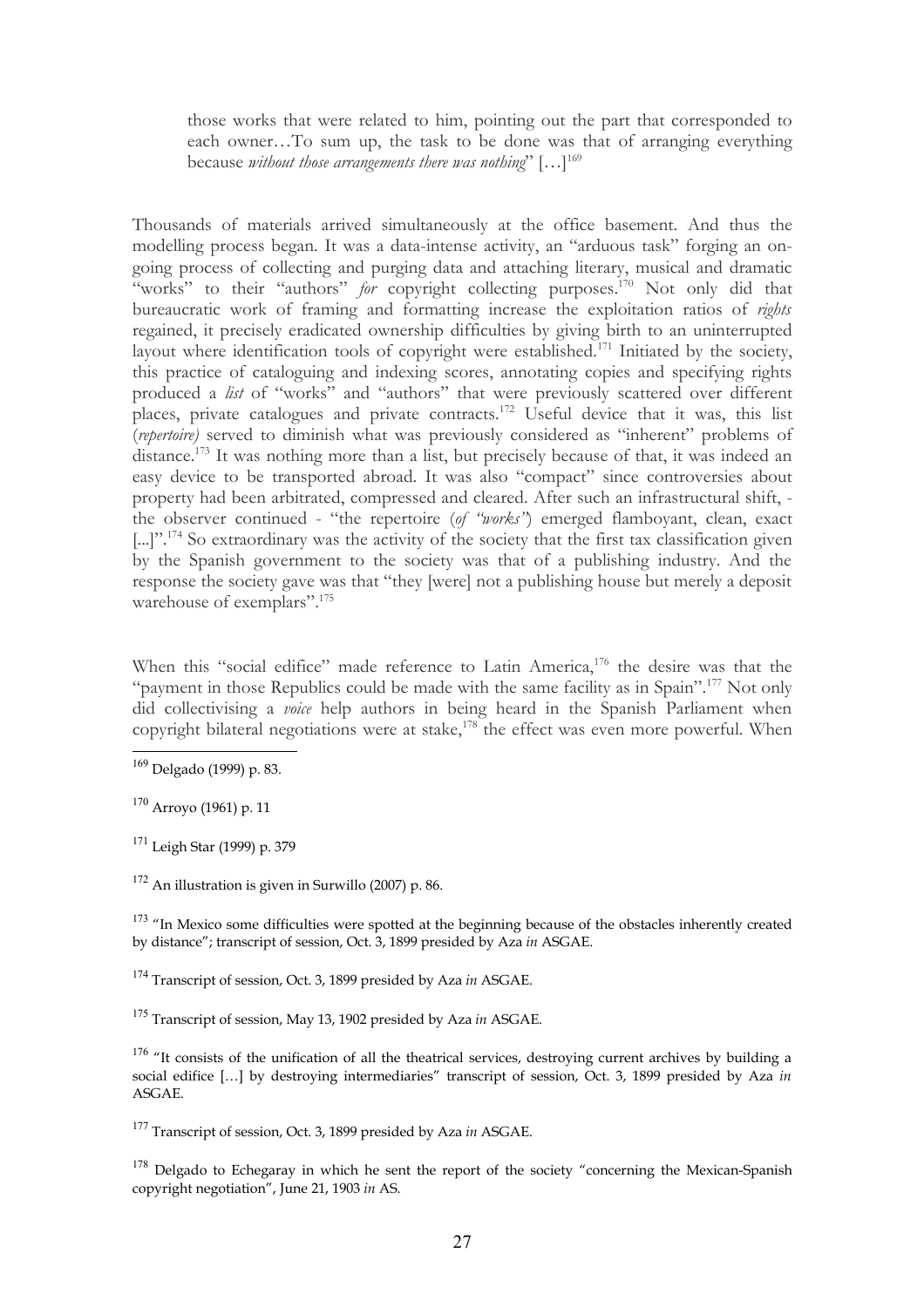those works that were related to him, pointing out the part that corresponded to each owner…To sum up, the task to be done was that of arranging everything because *without those arrangements there was nothing*" […][169]

Thousands of materials arrived simultaneously at the office basement. And thus the modelling process began. It was a data-intense activity, an "arduous task" forging an on-going process of collecting and purging data and attaching literary, musical and dramatic "works" to their "authors" *for* copyright collecting purposes.[170] Not only did that bureaucratic work of framing and formatting increase the exploitation ratios of *rights* regained, it precisely eradicated ownership difficulties by giving birth to an uninterrupted layout where identification tools of copyright were established.[171] Initiated by the society, this practice of cataloguing and indexing scores, annotating copies and specifying rights produced a *list* of "works" and "authors" that were previously scattered over different places, private catalogues and private contracts.[172] Useful device that it was, this list (*repertoire*) served to diminish what was previously considered as "inherent" problems of distance.[173] It was nothing more than a list, but precisely because of that, it was indeed an easy device to be transported abroad. It was also "compact" since controversies about property had been arbitrated, compressed and cleared. After such an infrastructural shift, - the observer continued - "the repertoire (*of "works"*) emerged flamboyant, clean, exact [...]".[174] So extraordinary was the activity of the society that the first tax classification given by the Spanish government to the society was that of a publishing industry. And the response the society gave was that "they [were] not a publishing house but merely a deposit warehouse of exemplars".[175]

When this "social edifice" made reference to Latin America,[176] the desire was that the "payment in those Republics could be made with the same facility as in Spain".[177] Not only did collectivising a *voice* help authors in being heard in the Spanish Parliament when copyright bilateral negotiations were at stake,[178] the effect was even more powerful. When

---

[169] Delgado (1999) p. 83.

[170] Arroyo (1961) p. 11

[171] Leigh Star (1999) p. 379

[172] An illustration is given in Surwillo (2007) p. 86.

[173] "In Mexico some difficulties were spotted at the beginning because of the obstacles inherently created by distance"; transcript of session, Oct. 3, 1899 presided by Aza *in* ASGAE.

[174] Transcript of session, Oct. 3, 1899 presided by Aza *in* ASGAE.

[175] Transcript of session, May 13, 1902 presided by Aza *in* ASGAE.

[176] "It consists of the unification of all the theatrical services, destroying current archives by building a social edifice […] by destroying intermediaries" transcript of session, Oct. 3, 1899 presided by Aza *in* ASGAE.

[177] Transcript of session, Oct. 3, 1899 presided by Aza *in* ASGAE.

[178] Delgado to Echegaray in which he sent the report of the society "concerning the Mexican-Spanish copyright negotiation", June 21, 1903 *in* AS.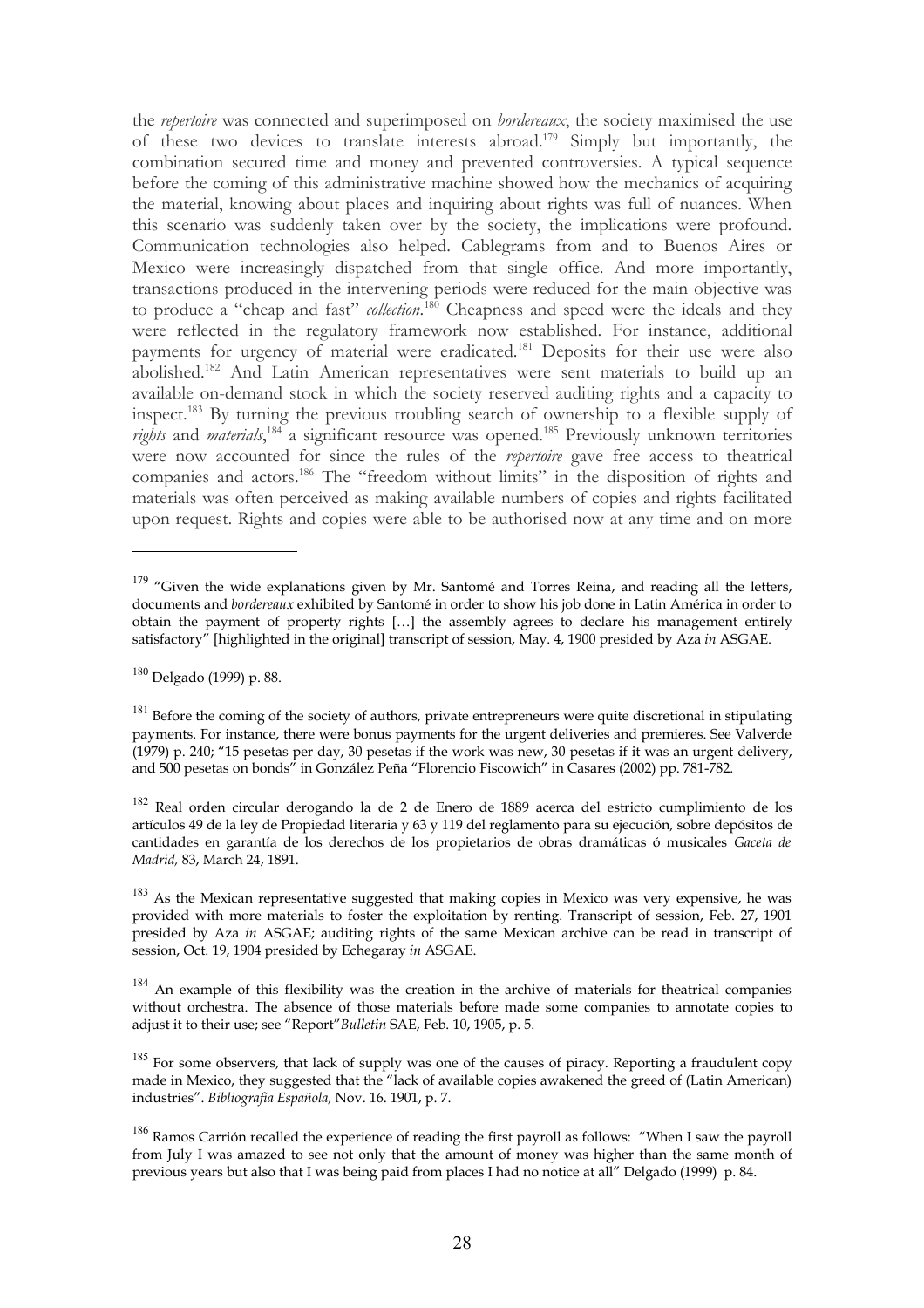the *repertoire* was connected and superimposed on *bordereaux*, the society maximised the use of these two devices to translate interests abroad.[179] Simply but importantly, the combination secured time and money and prevented controversies. A typical sequence before the coming of this administrative machine showed how the mechanics of acquiring the material, knowing about places and inquiring about rights was full of nuances. When this scenario was suddenly taken over by the society, the implications were profound. Communication technologies also helped. Cablegrams from and to Buenos Aires or Mexico were increasingly dispatched from that single office. And more importantly, transactions produced in the intervening periods were reduced for the main objective was to produce a "cheap and fast" *collection*.[180] Cheapness and speed were the ideals and they were reflected in the regulatory framework now established. For instance, additional payments for urgency of material were eradicated.[181] Deposits for their use were also abolished.[182] And Latin American representatives were sent materials to build up an available on-demand stock in which the society reserved auditing rights and a capacity to inspect.[183] By turning the previous troubling search of ownership to a flexible supply of *rights* and *materials*,[184] a significant resource was opened.[185] Previously unknown territories were now accounted for since the rules of the *repertoire* gave free access to theatrical companies and actors.[186] The "freedom without limits" in the disposition of rights and materials was often perceived as making available numbers of copies and rights facilitated upon request. Rights and copies were able to be authorised now at any time and on more

---

[179] "Given the wide explanations given by Mr. Santomé and Torres Reina, and reading all the letters, documents and ***bordereaux*** exhibited by Santomé in order to show his job done in Latin América in order to obtain the payment of property rights […] the assembly agrees to declare his management entirely satisfactory" [highlighted in the original] transcript of session, May. 4, 1900 presided by Aza *in* ASGAE.

[180] Delgado (1999) p. 88.

[181] Before the coming of the society of authors, private entrepreneurs were quite discretional in stipulating payments. For instance, there were bonus payments for the urgent deliveries and premieres. See Valverde (1979) p. 240; "15 pesetas per day, 30 pesetas if the work was new, 30 pesetas if it was an urgent delivery, and 500 pesetas on bonds" in González Peña "Florencio Fiscowich" in Casares (2002) pp. 781-782.

[182] Real orden circular derogando la de 2 de Enero de 1889 acerca del estricto cumplimiento de los artículos 49 de la ley de Propiedad literaria y 63 y 119 del reglamento para su ejecución, sobre depósitos de cantidades en garantía de los derechos de los propietarios de obras dramáticas ó musicales *Gaceta de Madrid,* 83, March 24, 1891.

[183] As the Mexican representative suggested that making copies in Mexico was very expensive, he was provided with more materials to foster the exploitation by renting. Transcript of session, Feb. 27, 1901 presided by Aza *in* ASGAE; auditing rights of the same Mexican archive can be read in transcript of session, Oct. 19, 1904 presided by Echegaray *in* ASGAE.

[184] An example of this flexibility was the creation in the archive of materials for theatrical companies without orchestra. The absence of those materials before made some companies to annotate copies to adjust it to their use; see "Report"*Bulletin* SAE, Feb. 10, 1905, p. 5.

[185] For some observers, that lack of supply was one of the causes of piracy. Reporting a fraudulent copy made in Mexico, they suggested that the "lack of available copies awakened the greed of (Latin American) industries". *Bibliografía Española,* Nov. 16. 1901, p. 7.

[186] Ramos Carrión recalled the experience of reading the first payroll as follows: "When I saw the payroll from July I was amazed to see not only that the amount of money was higher than the same month of previous years but also that I was being paid from places I had no notice at all" Delgado (1999) p. 84.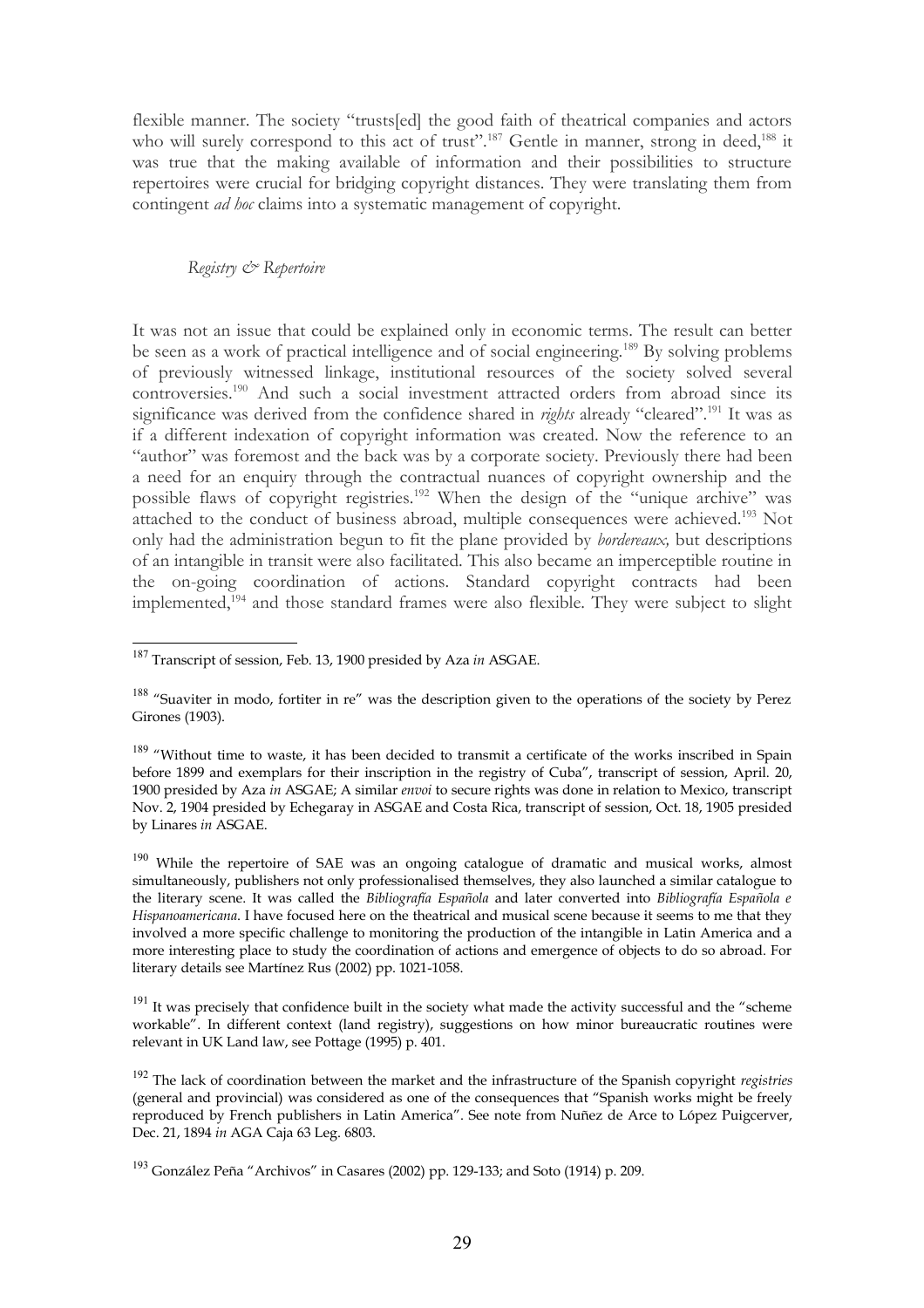flexible manner. The society "trusts[ed] the good faith of theatrical companies and actors who will surely correspond to this act of trust".[187] Gentle in manner, strong in deed,[188] it was true that the making available of information and their possibilities to structure repertoires were crucial for bridging copyright distances. They were translating them from contingent *ad hoc* claims into a systematic management of copyright.

### *Registry & Repertoire*

It was not an issue that could be explained only in economic terms. The result can better be seen as a work of practical intelligence and of social engineering.[189] By solving problems of previously witnessed linkage, institutional resources of the society solved several controversies.[190] And such a social investment attracted orders from abroad since its significance was derived from the confidence shared in *rights* already "cleared".[191] It was as if a different indexation of copyright information was created. Now the reference to an "author" was foremost and the back was by a corporate society. Previously there had been a need for an enquiry through the contractual nuances of copyright ownership and the possible flaws of copyright registries.[192] When the design of the "unique archive" was attached to the conduct of business abroad, multiple consequences were achieved.[193] Not only had the administration begun to fit the plane provided by *bordereaux*, but descriptions of an intangible in transit were also facilitated. This also became an imperceptible routine in the on-going coordination of actions. Standard copyright contracts had been implemented,[194] and those standard frames were also flexible. They were subject to slight

---

[187] Transcript of session, Feb. 13, 1900 presided by Aza *in* ASGAE.

[188] "Suaviter in modo, fortiter in re" was the description given to the operations of the society by Perez Girones (1903).

[189] "Without time to waste, it has been decided to transmit a certificate of the works inscribed in Spain before 1899 and exemplars for their inscription in the registry of Cuba", transcript of session, April. 20, 1900 presided by Aza *in* ASGAE; A similar *envoi* to secure rights was done in relation to Mexico, transcript Nov. 2, 1904 presided by Echegaray in ASGAE and Costa Rica, transcript of session, Oct. 18, 1905 presided by Linares *in* ASGAE.

[190] While the repertoire of SAE was an ongoing catalogue of dramatic and musical works, almost simultaneously, publishers not only professionalised themselves, they also launched a similar catalogue to the literary scene. It was called the *Bibliografía Española* and later converted into *Bibliografía Española e Hispanoamericana*. I have focused here on the theatrical and musical scene because it seems to me that they involved a more specific challenge to monitoring the production of the intangible in Latin America and a more interesting place to study the coordination of actions and emergence of objects to do so abroad. For literary details see Martínez Rus (2002) pp. 1021-1058.

[191] It was precisely that confidence built in the society what made the activity successful and the "scheme workable". In different context (land registry), suggestions on how minor bureaucratic routines were relevant in UK Land law, see Pottage (1995) p. 401.

[192] The lack of coordination between the market and the infrastructure of the Spanish copyright *registries* (general and provincial) was considered as one of the consequences that "Spanish works might be freely reproduced by French publishers in Latin America". See note from Nuñez de Arce to López Puigcerver, Dec. 21, 1894 *in* AGA Caja 63 Leg. 6803.

[193] González Peña "Archivos" in Casares (2002) pp. 129-133; and Soto (1914) p. 209.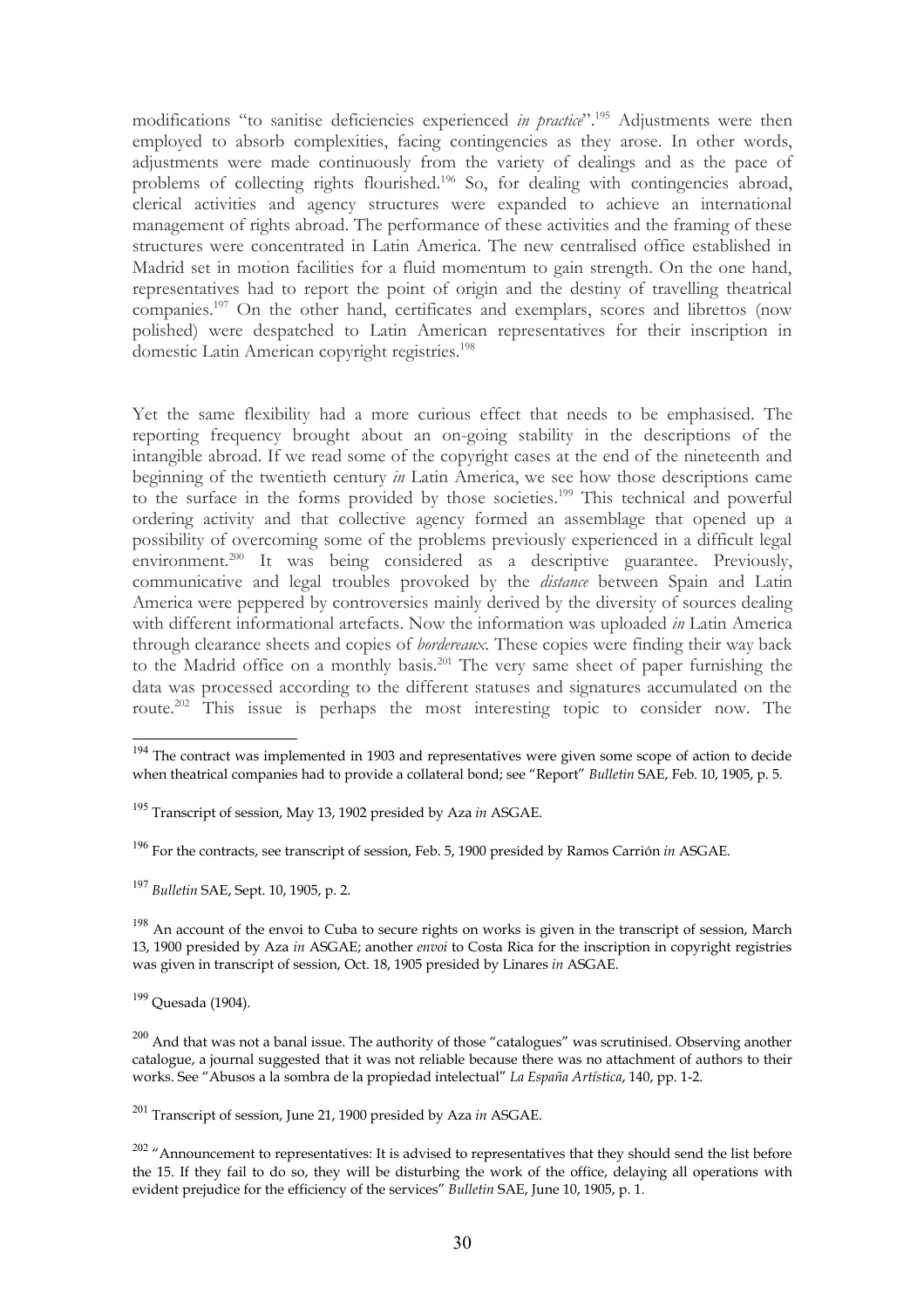modifications "to sanitise deficiencies experienced *in practice*".[195] Adjustments were then employed to absorb complexities, facing contingencies as they arose. In other words, adjustments were made continuously from the variety of dealings and as the pace of problems of collecting rights flourished.[196] So, for dealing with contingencies abroad, clerical activities and agency structures were expanded to achieve an international management of rights abroad. The performance of these activities and the framing of these structures were concentrated in Latin America. The new centralised office established in Madrid set in motion facilities for a fluid momentum to gain strength. On the one hand, representatives had to report the point of origin and the destiny of travelling theatrical companies.[197] On the other hand, certificates and exemplars, scores and librettos (now polished) were despatched to Latin American representatives for their inscription in domestic Latin American copyright registries.[198]

Yet the same flexibility had a more curious effect that needs to be emphasised. The reporting frequency brought about an on-going stability in the descriptions of the intangible abroad. If we read some of the copyright cases at the end of the nineteenth and beginning of the twentieth century *in* Latin America, we see how those descriptions came to the surface in the forms provided by those societies.[199] This technical and powerful ordering activity and that collective agency formed an assemblage that opened up a possibility of overcoming some of the problems previously experienced in a difficult legal environment.[200] It was being considered as a descriptive guarantee. Previously, communicative and legal troubles provoked by the *distance* between Spain and Latin America were peppered by controversies mainly derived by the diversity of sources dealing with different informational artefacts. Now the information was uploaded *in* Latin America through clearance sheets and copies of *bordereaux*. These copies were finding their way back to the Madrid office on a monthly basis.[201] The very same sheet of paper furnishing the data was processed according to the different statuses and signatures accumulated on the route.[202] This issue is perhaps the most interesting topic to consider now. The

---

[194] The contract was implemented in 1903 and representatives were given some scope of action to decide when theatrical companies had to provide a collateral bond; see "Report" *Bulletin* SAE, Feb. 10, 1905, p. 5.

[195] Transcript of session, May 13, 1902 presided by Aza *in* ASGAE.

[196] For the contracts, see transcript of session, Feb. 5, 1900 presided by Ramos Carrión *in* ASGAE.

[197] *Bulletin* SAE, Sept. 10, 1905, p. 2.

[198] An account of the envoi to Cuba to secure rights on works is given in the transcript of session, March 13, 1900 presided by Aza *in* ASGAE; another *envoi* to Costa Rica for the inscription in copyright registries was given in transcript of session, Oct. 18, 1905 presided by Linares *in* ASGAE.

[199] Quesada (1904).

[200] And that was not a banal issue. The authority of those "catalogues" was scrutinised. Observing another catalogue, a journal suggested that it was not reliable because there was no attachment of authors to their works. See "Abusos a la sombra de la propiedad intelectual" *La España Artística*, 140, pp. 1-2.

[201] Transcript of session, June 21, 1900 presided by Aza *in* ASGAE.

[202] "Announcement to representatives: It is advised to representatives that they should send the list before the 15. If they fail to do so, they will be disturbing the work of the office, delaying all operations with evident prejudice for the efficiency of the services" *Bulletin* SAE, June 10, 1905, p. 1.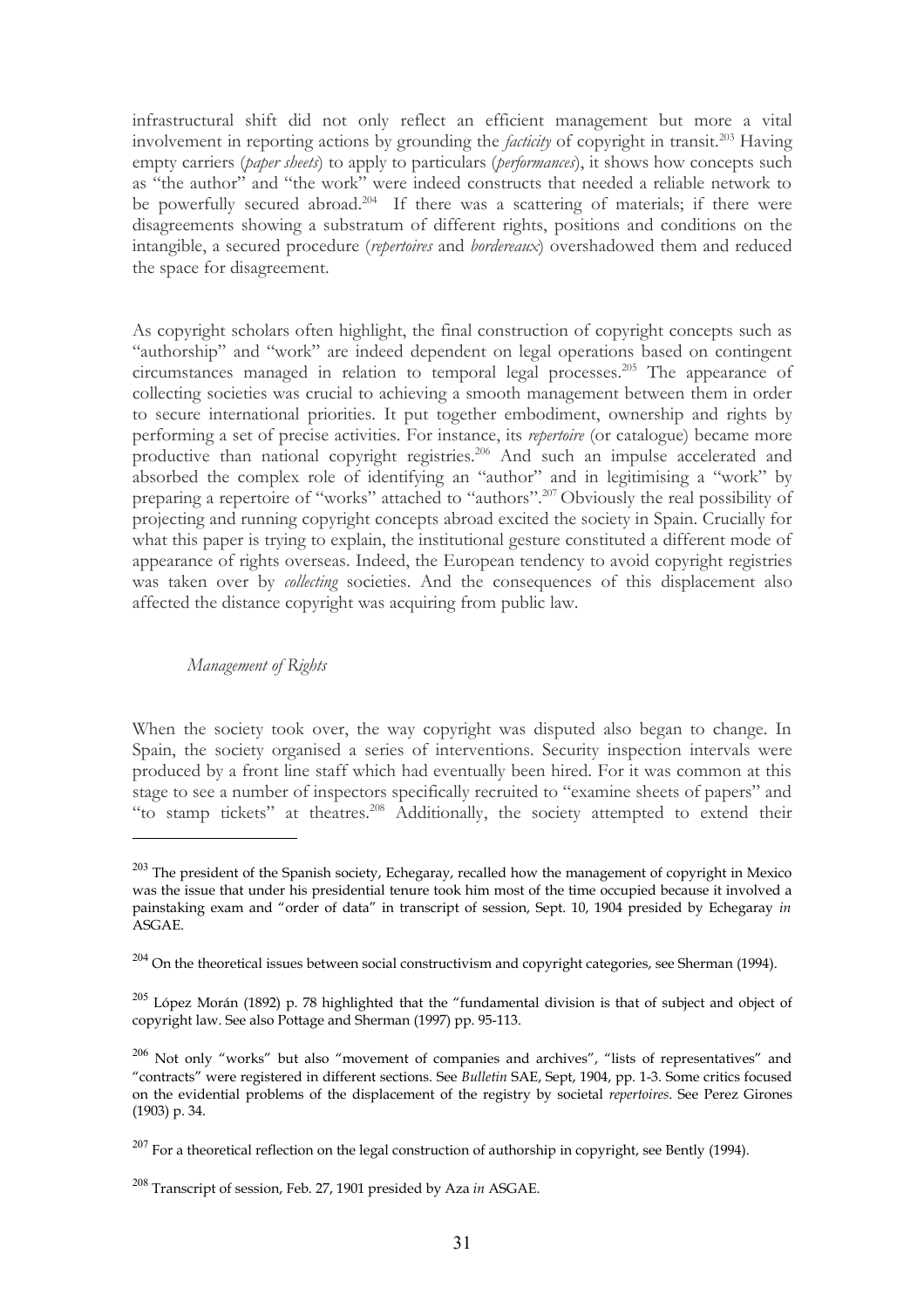infrastructural shift did not only reflect an efficient management but more a vital involvement in reporting actions by grounding the *facticity* of copyright in transit.[203] Having empty carriers (*paper sheets*) to apply to particulars (*performances*), it shows how concepts such as "the author" and "the work" were indeed constructs that needed a reliable network to be powerfully secured abroad.[204] If there was a scattering of materials; if there were disagreements showing a substratum of different rights, positions and conditions on the intangible, a secured procedure (*repertoires* and *bordereaux*) overshadowed them and reduced the space for disagreement.

As copyright scholars often highlight, the final construction of copyright concepts such as "authorship" and "work" are indeed dependent on legal operations based on contingent circumstances managed in relation to temporal legal processes.[205] The appearance of collecting societies was crucial to achieving a smooth management between them in order to secure international priorities. It put together embodiment, ownership and rights by performing a set of precise activities. For instance, its *repertoire* (or catalogue) became more productive than national copyright registries.[206] And such an impulse accelerated and absorbed the complex role of identifying an "author" and in legitimising a "work" by preparing a repertoire of "works" attached to "authors".[207] Obviously the real possibility of projecting and running copyright concepts abroad excited the society in Spain. Crucially for what this paper is trying to explain, the institutional gesture constituted a different mode of appearance of rights overseas. Indeed, the European tendency to avoid copyright registries was taken over by *collecting* societies. And the consequences of this displacement also affected the distance copyright was acquiring from public law.

*Management of Rights*

When the society took over, the way copyright was disputed also began to change. In Spain, the society organised a series of interventions. Security inspection intervals were produced by a front line staff which had eventually been hired. For it was common at this stage to see a number of inspectors specifically recruited to "examine sheets of papers" and "to stamp tickets" at theatres.[208] Additionally, the society attempted to extend their

---

[203] The president of the Spanish society, Echegaray, recalled how the management of copyright in Mexico was the issue that under his presidential tenure took him most of the time occupied because it involved a painstaking exam and "order of data" in transcript of session, Sept. 10, 1904 presided by Echegaray *in* ASGAE.

[204] On the theoretical issues between social constructivism and copyright categories, see Sherman (1994).

[205] López Morán (1892) p. 78 highlighted that the "fundamental division is that of subject and object of copyright law. See also Pottage and Sherman (1997) pp. 95-113.

[206] Not only "works" but also "movement of companies and archives", "lists of representatives" and "contracts" were registered in different sections. See *Bulletin* SAE, Sept, 1904, pp. 1-3. Some critics focused on the evidential problems of the displacement of the registry by societal *repertoires*. See Perez Girones (1903) p. 34.

[207] For a theoretical reflection on the legal construction of authorship in copyright, see Bently (1994).

[208] Transcript of session, Feb. 27, 1901 presided by Aza *in* ASGAE.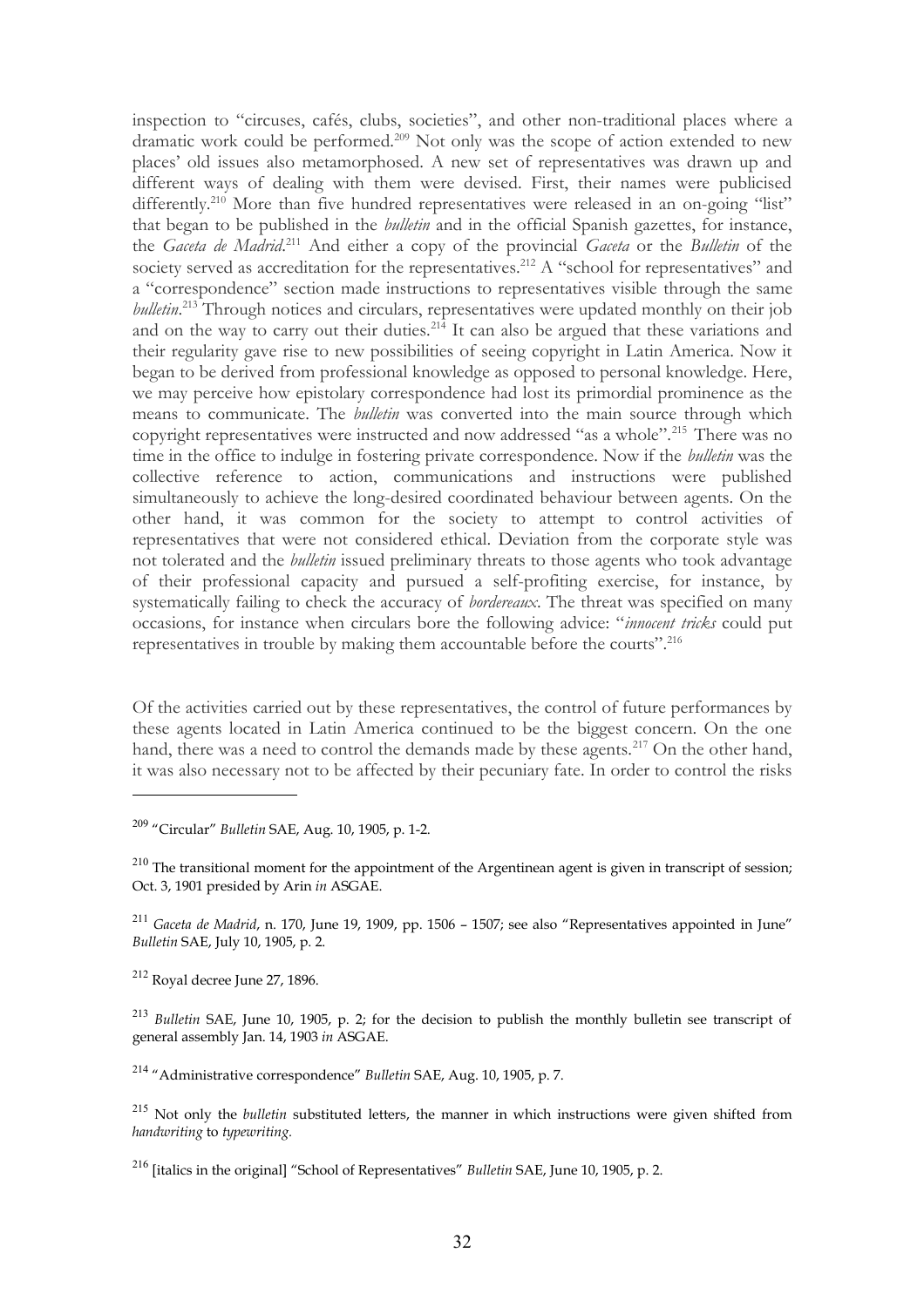inspection to "circuses, cafés, clubs, societies", and other non-traditional places where a dramatic work could be performed.[209] Not only was the scope of action extended to new places' old issues also metamorphosed. A new set of representatives was drawn up and different ways of dealing with them were devised. First, their names were publicised differently.[210] More than five hundred representatives were released in an on-going "list" that began to be published in the *bulletin* and in the official Spanish gazettes, for instance, the *Gaceta de Madrid*.[211] And either a copy of the provincial *Gaceta* or the *Bulletin* of the society served as accreditation for the representatives.[212] A "school for representatives" and a "correspondence" section made instructions to representatives visible through the same *bulletin*.[213] Through notices and circulars, representatives were updated monthly on their job and on the way to carry out their duties.[214] It can also be argued that these variations and their regularity gave rise to new possibilities of seeing copyright in Latin America. Now it began to be derived from professional knowledge as opposed to personal knowledge. Here, we may perceive how epistolary correspondence had lost its primordial prominence as the means to communicate. The *bulletin* was converted into the main source through which copyright representatives were instructed and now addressed "as a whole".[215] There was no time in the office to indulge in fostering private correspondence. Now if the *bulletin* was the collective reference to action, communications and instructions were published simultaneously to achieve the long-desired coordinated behaviour between agents. On the other hand, it was common for the society to attempt to control activities of representatives that were not considered ethical. Deviation from the corporate style was not tolerated and the *bulletin* issued preliminary threats to those agents who took advantage of their professional capacity and pursued a self-profiting exercise, for instance, by systematically failing to check the accuracy of *bordereaux*. The threat was specified on many occasions, for instance when circulars bore the following advice: "*innocent tricks* could put representatives in trouble by making them accountable before the courts".[216]

Of the activities carried out by these representatives, the control of future performances by these agents located in Latin America continued to be the biggest concern. On the one hand, there was a need to control the demands made by these agents.[217] On the other hand, it was also necessary not to be affected by their pecuniary fate. In order to control the risks

---

[209] "Circular" *Bulletin* SAE, Aug. 10, 1905, p. 1-2.

[210] The transitional moment for the appointment of the Argentinean agent is given in transcript of session; Oct. 3, 1901 presided by Arin *in* ASGAE.

[211] *Gaceta de Madrid*, n. 170, June 19, 1909, pp. 1506 – 1507; see also "Representatives appointed in June" *Bulletin* SAE, July 10, 1905, p. 2.

[212] Royal decree June 27, 1896.

[213] *Bulletin* SAE, June 10, 1905, p. 2; for the decision to publish the monthly bulletin see transcript of general assembly Jan. 14, 1903 *in* ASGAE.

[214] "Administrative correspondence" *Bulletin* SAE, Aug. 10, 1905, p. 7.

[215] Not only the *bulletin* substituted letters, the manner in which instructions were given shifted from *handwriting* to *typewriting*.

[216] [italics in the original] "School of Representatives" *Bulletin* SAE, June 10, 1905, p. 2.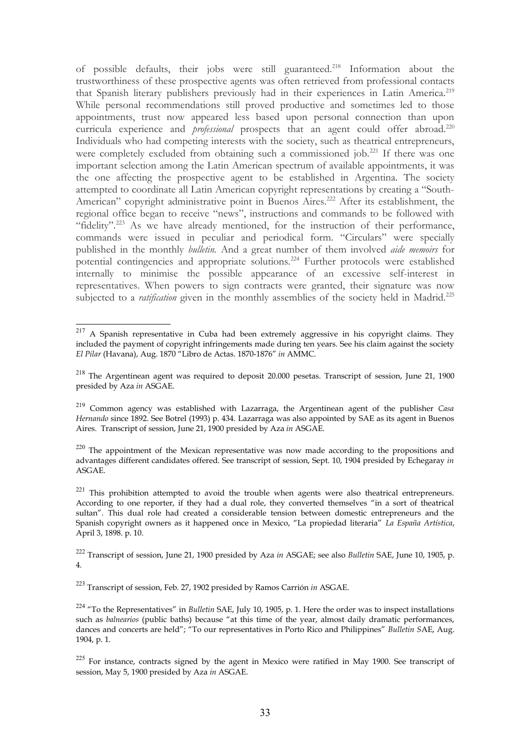of possible defaults, their jobs were still guaranteed.[218] Information about the trustworthiness of these prospective agents was often retrieved from professional contacts that Spanish literary publishers previously had in their experiences in Latin America.[219] While personal recommendations still proved productive and sometimes led to those appointments, trust now appeared less based upon personal connection than upon curricula experience and *professional* prospects that an agent could offer abroad.[220] Individuals who had competing interests with the society, such as theatrical entrepreneurs, were completely excluded from obtaining such a commissioned job.[221] If there was one important selection among the Latin American spectrum of available appointments, it was the one affecting the prospective agent to be established in Argentina. The society attempted to coordinate all Latin American copyright representations by creating a "South-American" copyright administrative point in Buenos Aires.[222] After its establishment, the regional office began to receive "news", instructions and commands to be followed with "fidelity".[223] As we have already mentioned, for the instruction of their performance, commands were issued in peculiar and periodical form. "Circulars" were specially published in the monthly *bulletin*. And a great number of them involved *aide memoirs* for potential contingencies and appropriate solutions.[224] Further protocols were established internally to minimise the possible appearance of an excessive self-interest in representatives. When powers to sign contracts were granted, their signature was now subjected to a *ratification* given in the monthly assemblies of the society held in Madrid.[225]

---

[217] A Spanish representative in Cuba had been extremely aggressive in his copyright claims. They included the payment of copyright infringements made during ten years. See his claim against the society *El Pilar* (Havana), Aug. 1870 "Libro de Actas. 1870-1876" *in* AMMC.

[218] The Argentinean agent was required to deposit 20.000 pesetas. Transcript of session, June 21, 1900 presided by Aza *in* ASGAE.

[219] Common agency was established with Lazarraga, the Argentinean agent of the publisher *Casa Hernando* since 1892. See Botrel (1993) p. 434. Lazarraga was also appointed by SAE as its agent in Buenos Aires. Transcript of session, June 21, 1900 presided by Aza *in* ASGAE.

[220] The appointment of the Mexican representative was now made according to the propositions and advantages different candidates offered. See transcript of session, Sept. 10, 1904 presided by Echegaray *in* ASGAE.

[221] This prohibition attempted to avoid the trouble when agents were also theatrical entrepreneurs. According to one reporter, if they had a dual role, they converted themselves "in a sort of theatrical sultan". This dual role had created a considerable tension between domestic entrepreneurs and the Spanish copyright owners as it happened once in Mexico, "La propiedad literaria" *La España Artística*, April 3, 1898. p. 10.

[222] Transcript of session, June 21, 1900 presided by Aza *in* ASGAE; see also *Bulletin* SAE, June 10, 1905, p. 4.

[223] Transcript of session, Feb. 27, 1902 presided by Ramos Carrión *in* ASGAE.

[224] "To the Representatives" in *Bulletin* SAE, July 10, 1905, p. 1. Here the order was to inspect installations such as *balnearios* (public baths) because "at this time of the year, almost daily dramatic performances, dances and concerts are held"; "To our representatives in Porto Rico and Philippines" *Bulletin S*AE, Aug. 1904, p. 1.

[225] For instance, contracts signed by the agent in Mexico were ratified in May 1900. See transcript of session, May 5, 1900 presided by Aza *in* ASGAE.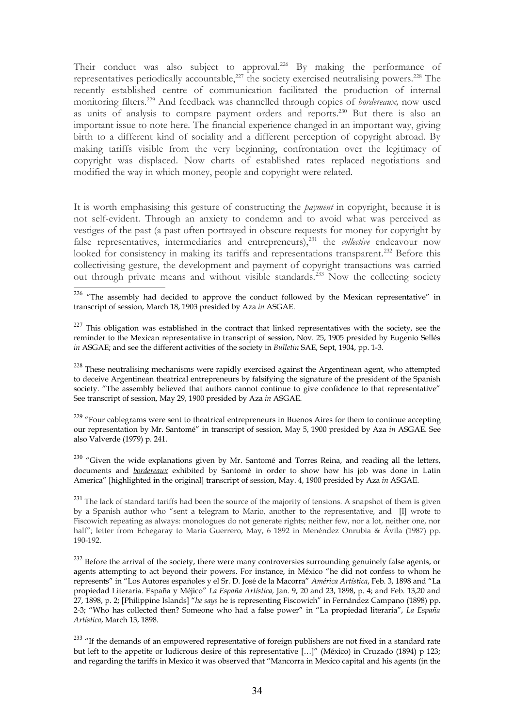Their conduct was also subject to approval.[226] By making the performance of representatives periodically accountable,[227] the society exercised neutralising powers.[228] The recently established centre of communication facilitated the production of internal monitoring filters.[229] And feedback was channelled through copies of *bordereaux*, now used as units of analysis to compare payment orders and reports.[230] But there is also an important issue to note here. The financial experience changed in an important way, giving birth to a different kind of sociality and a different perception of copyright abroad. By making tariffs visible from the very beginning, confrontation over the legitimacy of copyright was displaced. Now charts of established rates replaced negotiations and modified the way in which money, people and copyright were related.

It is worth emphasising this gesture of constructing the *payment* in copyright, because it is not self-evident. Through an anxiety to condemn and to avoid what was perceived as vestiges of the past (a past often portrayed in obscure requests for money for copyright by false representatives, intermediaries and entrepreneurs),[231] the *collective* endeavour now looked for consistency in making its tariffs and representations transparent.[232] Before this collectivising gesture, the development and payment of copyright transactions was carried out through private means and without visible standards.[233] Now the collecting society

---

[226] "The assembly had decided to approve the conduct followed by the Mexican representative" in transcript of session, March 18, 1903 presided by Aza *in* ASGAE.

[227] This obligation was established in the contract that linked representatives with the society, see the reminder to the Mexican representative in transcript of session, Nov. 25, 1905 presided by Eugenio Sellés *in* ASGAE; and see the different activities of the society in *Bulletin* SAE, Sept, 1904, pp. 1-3.

[228] These neutralising mechanisms were rapidly exercised against the Argentinean agent, who attempted to deceive Argentinean theatrical entrepreneurs by falsifying the signature of the president of the Spanish society. "The assembly believed that authors cannot continue to give confidence to that representative" See transcript of session, May 29, 1900 presided by Aza *in* ASGAE.

[229] "Four cablegrams were sent to theatrical entrepreneurs in Buenos Aires for them to continue accepting our representation by Mr. Santomé" in transcript of session, May 5, 1900 presided by Aza *in* ASGAE. See also Valverde (1979) p. 241.

[230] "Given the wide explanations given by Mr. Santomé and Torres Reina, and reading all the letters, documents and ***bordereaux*** exhibited by Santomé in order to show how his job was done in Latin America" [highlighted in the original] transcript of session, May. 4, 1900 presided by Aza *in* ASGAE.

[231] The lack of standard tariffs had been the source of the majority of tensions. A snapshot of them is given by a Spanish author who "sent a telegram to Mario, another to the representative, and [I] wrote to Fiscowich repeating as always: monologues do not generate rights; neither few, nor a lot, neither one, nor half"; letter from Echegaray to María Guerrero, May, 6 1892 in Menéndez Onrubia & Ávila (1987) pp. 190-192.

[232] Before the arrival of the society, there were many controversies surrounding genuinely false agents, or agents attempting to act beyond their powers. For instance, in México "he did not confess to whom he represents" in "Los Autores españoles y el Sr. D. José de la Macorra" *América Artística*, Feb. 3, 1898 and "La propiedad Literaria. España y Méjico" *La España Artística,* Jan. 9, 20 and 23, 1898, p. 4; and Feb. 13,20 and 27, 1898, p. 2; [Philippine Islands] "*he says* he is representing Fiscowich" in Fernández Campano (1898) pp. 2-3; "Who has collected then? Someone who had a false power" in "La propiedad literaria", *La España Artística*, March 13, 1898.

[233] "If the demands of an empowered representative of foreign publishers are not fixed in a standard rate but left to the appetite or ludicrous desire of this representative […]" (México) in Cruzado (1894) p 123; and regarding the tariffs in Mexico it was observed that "Mancorra in Mexico capital and his agents (in the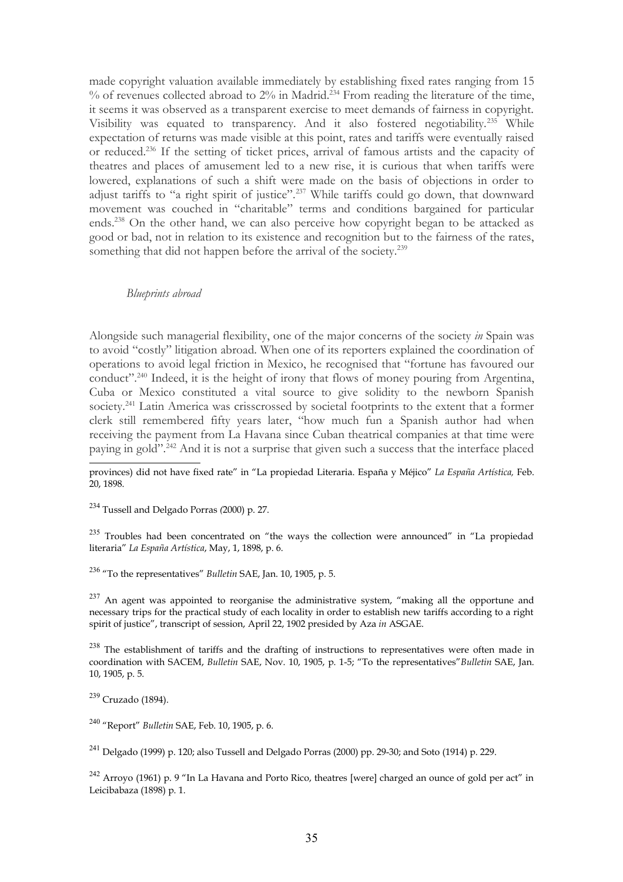made copyright valuation available immediately by establishing fixed rates ranging from 15 % of revenues collected abroad to 2% in Madrid.[234] From reading the literature of the time, it seems it was observed as a transparent exercise to meet demands of fairness in copyright. Visibility was equated to transparency. And it also fostered negotiability.[235] While expectation of returns was made visible at this point, rates and tariffs were eventually raised or reduced.[236] If the setting of ticket prices, arrival of famous artists and the capacity of theatres and places of amusement led to a new rise, it is curious that when tariffs were lowered, explanations of such a shift were made on the basis of objections in order to adjust tariffs to "a right spirit of justice".[237] While tariffs could go down, that downward movement was couched in "charitable" terms and conditions bargained for particular ends.[238] On the other hand, we can also perceive how copyright began to be attacked as good or bad, not in relation to its existence and recognition but to the fairness of the rates, something that did not happen before the arrival of the society.[239]

*Blueprints abroad*

Alongside such managerial flexibility, one of the major concerns of the society *in* Spain was to avoid "costly" litigation abroad. When one of its reporters explained the coordination of operations to avoid legal friction in Mexico, he recognised that "fortune has favoured our conduct".[240] Indeed, it is the height of irony that flows of money pouring from Argentina, Cuba or Mexico constituted a vital source to give solidity to the newborn Spanish society.[241] Latin America was crisscrossed by societal footprints to the extent that a former clerk still remembered fifty years later, "how much fun a Spanish author had when receiving the payment from La Havana since Cuban theatrical companies at that time were paying in gold".[242] And it is not a surprise that given such a success that the interface placed

---

provinces) did not have fixed rate" in "La propiedad Literaria. España y Méjico" *La España Artística,* Feb. 20, 1898.

[234] Tussell and Delgado Porras (2000) p. 27.

[235] Troubles had been concentrated on "the ways the collection were announced" in "La propiedad literaria" *La España Artística*, May, 1, 1898, p. 6.

[236] "To the representatives" *Bulletin* SAE, Jan. 10, 1905, p. 5.

[237] An agent was appointed to reorganise the administrative system, "making all the opportune and necessary trips for the practical study of each locality in order to establish new tariffs according to a right spirit of justice", transcript of session, April 22, 1902 presided by Aza *in* ASGAE.

[238] The establishment of tariffs and the drafting of instructions to representatives were often made in coordination with SACEM, *Bulletin* SAE, Nov. 10, 1905, p. 1-5; "To the representatives"*Bulletin* SAE, Jan. 10, 1905, p. 5.

[239] Cruzado (1894).

[240] "Report" *Bulletin* SAE, Feb. 10, 1905, p. 6.

[241] Delgado (1999) p. 120; also Tussell and Delgado Porras (2000) pp. 29-30; and Soto (1914) p. 229.

[242] Arroyo (1961) p. 9 "In La Havana and Porto Rico, theatres [were] charged an ounce of gold per act" in Leicibabaza (1898) p. 1.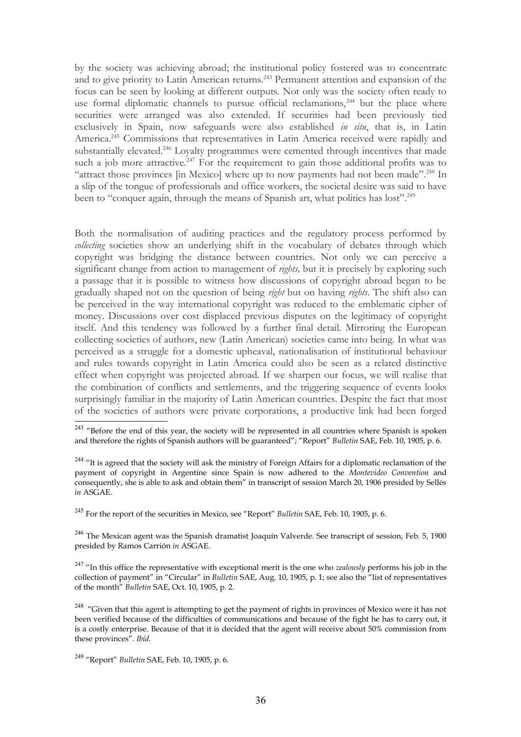by the society was achieving abroad; the institutional policy fostered was to concentrate and to give priority to Latin American returns.[243] Permanent attention and expansion of the focus can be seen by looking at different outputs. Not only was the society often ready to use formal diplomatic channels to pursue official reclamations,[244] but the place where securities were arranged was also extended. If securities had been previously tied exclusively in Spain, now safeguards were also established *in situ*, that is, in Latin America.[245] Commissions that representatives in Latin America received were rapidly and substantially elevated.[246] Loyalty programmes were cemented through incentives that made such a job more attractive.[247] For the requirement to gain those additional profits was to "attract those provinces [in Mexico] where up to now payments had not been made".[248] In a slip of the tongue of professionals and office workers, the societal desire was said to have been to "conquer again, through the means of Spanish art, what politics has lost".[249]

Both the normalisation of auditing practices and the regulatory process performed by *collecting* societies show an underlying shift in the vocabulary of debates through which copyright was bridging the distance between countries. Not only we can perceive a significant change from action to management of *rights*, but it is precisely by exploring such a passage that it is possible to witness how discussions of copyright abroad began to be gradually shaped not on the question of being *right* but on having *rights*. The shift also can be perceived in the way international copyright was reduced to the emblematic cipher of money. Discussions over cost displaced previous disputes on the legitimacy of copyright itself. And this tendency was followed by a further final detail. Mirroring the European collecting societies of authors, new (Latin American) societies came into being. In what was perceived as a struggle for a domestic upheaval, nationalisation of institutional behaviour and rules towards copyright in Latin America could also be seen as a related distinctive effect when copyright was projected abroad. If we sharpen our focus, we will realise that the combination of conflicts and settlements, and the triggering sequence of events looks surprisingly familiar in the majority of Latin American countries. Despite the fact that most of the societies of authors were private corporations, a productive link had been forged

---

[243] "Before the end of this year, the society will be represented in all countries where Spanish is spoken and therefore the rights of Spanish authors will be guaranteed"; "Report" *Bulletin* SAE, Feb. 10, 1905, p. 6.

[244] "It is agreed that the society will ask the ministry of Foreign Affairs for a diplomatic reclamation of the payment of copyright in Argentine since Spain is now adhered to the *Montevideo Convention* and consequently, she is able to ask and obtain them" in transcript of session March 20, 1906 presided by Sellés *in* ASGAE.

[245] For the report of the securities in Mexico, see "Report" *Bulletin* SAE, Feb. 10, 1905, p. 6.

[246] The Mexican agent was the Spanish dramatist Joaquín Valverde. See transcript of session, Feb. 5, 1900 presided by Ramos Carrión *in* ASGAE.

[247] "In this office the representative with exceptional merit is the one who *zealously* performs his job in the collection of payment" in "Circular" in *Bulletin* SAE, Aug. 10, 1905, p. 1; see also the "list of representatives of the month" *Bulletin* SAE, Oct. 10, 1905, p. 2.

[248] "Given that this agent is attempting to get the payment of rights in provinces of Mexico were it has not been verified because of the difficulties of communications and because of the fight he has to carry out, it is a costly enterprise. Because of that it is decided that the agent will receive about 50% commission from these provinces". *Ibíd.*

[249] "Report" *Bulletin* SAE, Feb. 10, 1905, p. 6.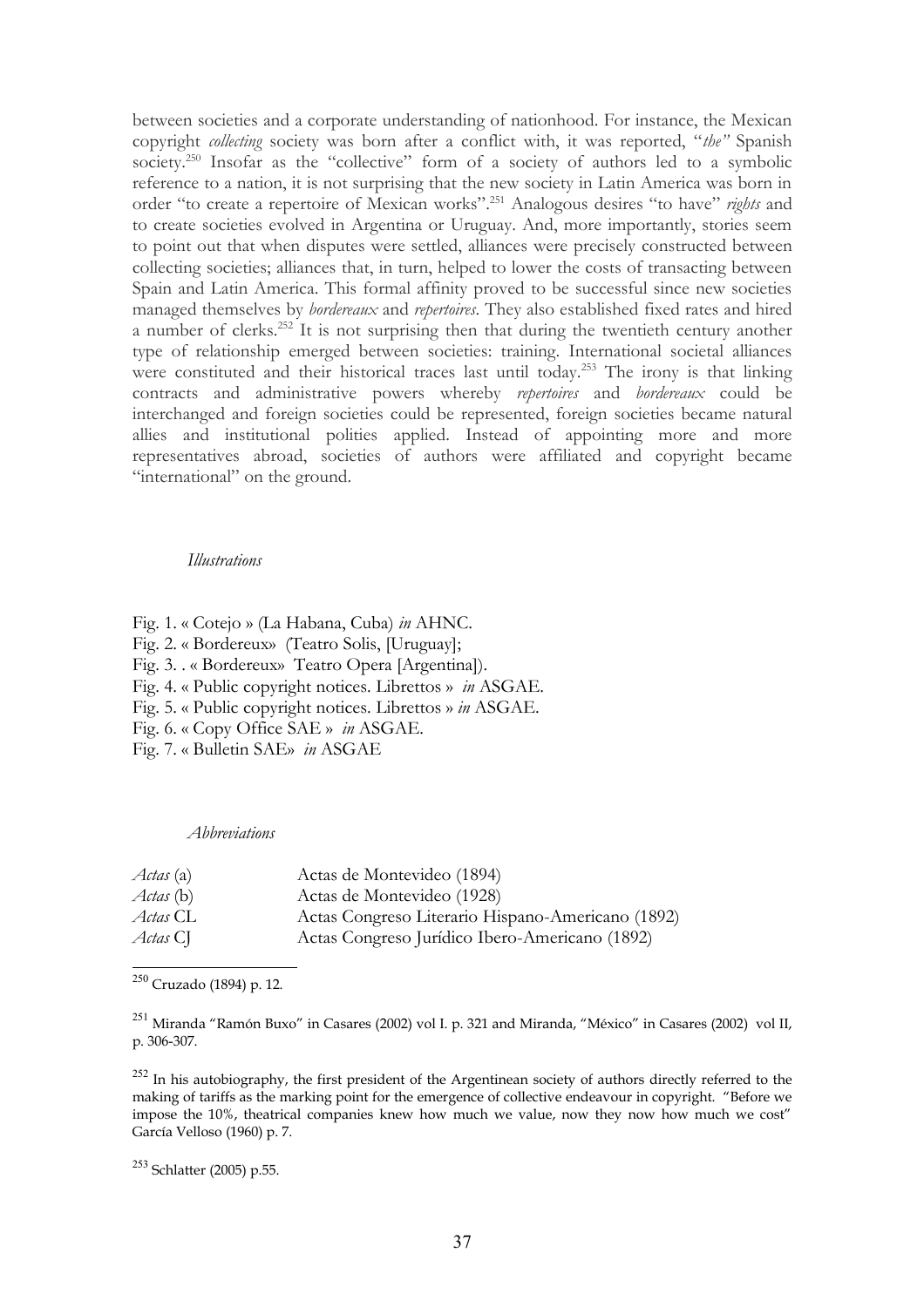between societies and a corporate understanding of nationhood. For instance, the Mexican copyright *collecting* society was born after a conflict with, it was reported, "*the"* Spanish society.[250] Insofar as the "collective" form of a society of authors led to a symbolic reference to a nation, it is not surprising that the new society in Latin America was born in order "to create a repertoire of Mexican works".[251] Analogous desires "to have" *rights* and to create societies evolved in Argentina or Uruguay. And, more importantly, stories seem to point out that when disputes were settled, alliances were precisely constructed between collecting societies; alliances that, in turn, helped to lower the costs of transacting between Spain and Latin America. This formal affinity proved to be successful since new societies managed themselves by *bordereaux* and *repertoires*. They also established fixed rates and hired a number of clerks.[252] It is not surprising then that during the twentieth century another type of relationship emerged between societies: training. International societal alliances were constituted and their historical traces last until today.[253] The irony is that linking contracts and administrative powers whereby *repertoires* and *bordereaux* could be interchanged and foreign societies could be represented, foreign societies became natural allies and institutional polities applied. Instead of appointing more and more representatives abroad, societies of authors were affiliated and copyright became "international" on the ground.

*Illustrations*

Fig. 1. « Cotejo » (La Habana, Cuba) *in* AHNC.
Fig. 2. « Bordereux» (Teatro Solis, [Uruguay];
Fig. 3. . « Bordereux» Teatro Opera [Argentina]).
Fig. 4. « Public copyright notices. Librettos » *in* ASGAE.
Fig. 5. « Public copyright notices. Librettos » *in* ASGAE.
Fig. 6. « Copy Office SAE » *in* ASGAE.
Fig. 7. « Bulletin SAE» *in* ASGAE

*Abbreviations*

| | |
|---|---|
| *Actas* (a) | Actas de Montevideo (1894) |
| *Actas* (b) | Actas de Montevideo (1928) |
| *Actas* CL | Actas Congreso Literario Hispano-Americano (1892) |
| *Actas* CJ | Actas Congreso Jurídico Ibero-Americano (1892) |

[250] Cruzado (1894) p. 12.

[251] Miranda "Ramón Buxo" in Casares (2002) vol I. p. 321 and Miranda, "México" in Casares (2002) vol II, p. 306-307.

[252] In his autobiography, the first president of the Argentinean society of authors directly referred to the making of tariffs as the marking point for the emergence of collective endeavour in copyright. "Before we impose the 10%, theatrical companies knew how much we value, now they now how much we cost" García Velloso (1960) p. 7.

[253] Schlatter (2005) p.55.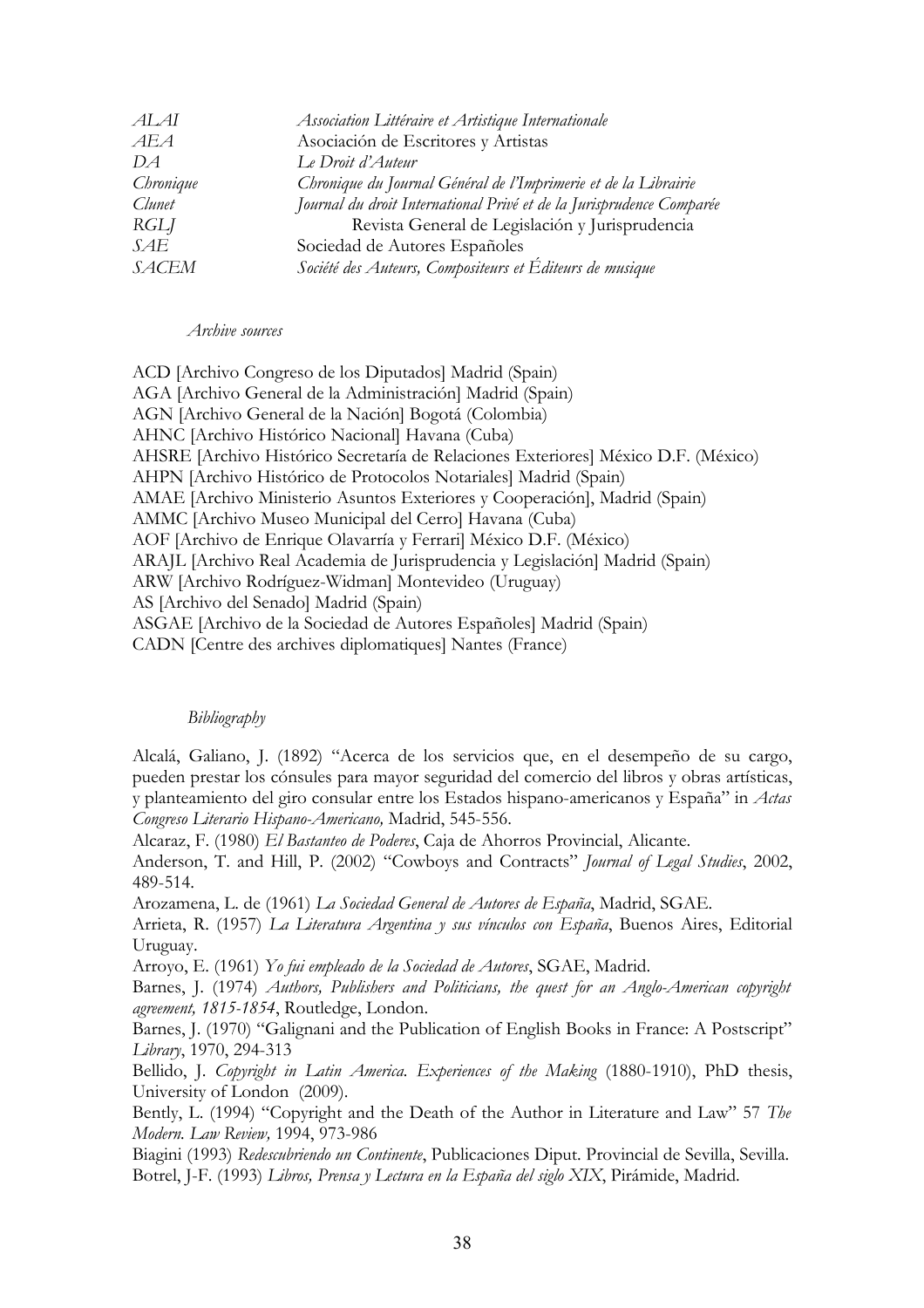| | |
|---|---|
| *ALAI* | *Association Littéraire et Artistique Internationale* |
| *AEA* | Asociación de Escritores y Artistas |
| *DA* | *Le Droit d'Auteur* |
| *Chronique* | *Chronique du Journal Général de l'Imprimerie et de la Librairie* |
| *Clunet* | *Journal du droit International Privé et de la Jurisprudence Comparée* |
| *RGLJ* | Revista General de Legislación y Jurisprudencia |
| *SAE* | Sociedad de Autores Españoles |
| *SACEM* | *Société des Auteurs, Compositeurs et Éditeurs de musique* |

*Archive sources*

ACD [Archivo Congreso de los Diputados] Madrid (Spain)
AGA [Archivo General de la Administración] Madrid (Spain)
AGN [Archivo General de la Nación] Bogotá (Colombia)
AHNC [Archivo Histórico Nacional] Havana (Cuba)
AHSRE [Archivo Histórico Secretaría de Relaciones Exteriores] México D.F. (México)
AHPN [Archivo Histórico de Protocolos Notariales] Madrid (Spain)
AMAE [Archivo Ministerio Asuntos Exteriores y Cooperación], Madrid (Spain)
AMMC [Archivo Museo Municipal del Cerro] Havana (Cuba)
AOF [Archivo de Enrique Olavarría y Ferrari] México D.F. (México)
ARAJL [Archivo Real Academia de Jurisprudencia y Legislación] Madrid (Spain)
ARW [Archivo Rodríguez-Widman] Montevideo (Uruguay)
AS [Archivo del Senado] Madrid (Spain)
ASGAE [Archivo de la Sociedad de Autores Españoles] Madrid (Spain)
CADN [Centre des archives diplomatiques] Nantes (France)

*Bibliography*

Alcalá, Galiano, J. (1892) "Acerca de los servicios que, en el desempeño de su cargo, pueden prestar los cónsules para mayor seguridad del comercio del libros y obras artísticas, y planteamiento del giro consular entre los Estados hispano-americanos y España" in *Actas Congreso Literario Hispano-Americano,* Madrid, 545-556.

Alcaraz, F. (1980) *El Bastanteo de Poderes*, Caja de Ahorros Provincial, Alicante.

Anderson, T. and Hill, P. (2002) "Cowboys and Contracts" *Journal of Legal Studies*, 2002, 489-514.

Arozamena, L. de (1961) *La Sociedad General de Autores de España*, Madrid, SGAE.

Arrieta, R. (1957) *La Literatura Argentina y sus vínculos con España*, Buenos Aires, Editorial Uruguay.

Arroyo, E. (1961) *Yo fui empleado de la Sociedad de Autores*, SGAE, Madrid.

Barnes, J. (1974) *Authors, Publishers and Politicians, the quest for an Anglo-American copyright agreement, 1815-1854*, Routledge, London.

Barnes, J. (1970) "Galignani and the Publication of English Books in France: A Postscript" *Library*, 1970, 294-313

Bellido, J. *Copyright in Latin America. Experiences of the Making* (1880-1910), PhD thesis, University of London (2009).

Bently, L. (1994) "Copyright and the Death of the Author in Literature and Law" 57 *The Modern. Law Review,* 1994, 973-986

Biagini (1993) *Redescubriendo un Continente*, Publicaciones Diput. Provincial de Sevilla, Sevilla.

Botrel, J-F. (1993) *Libros, Prensa y Lectura en la España del siglo XIX*, Pirámide, Madrid.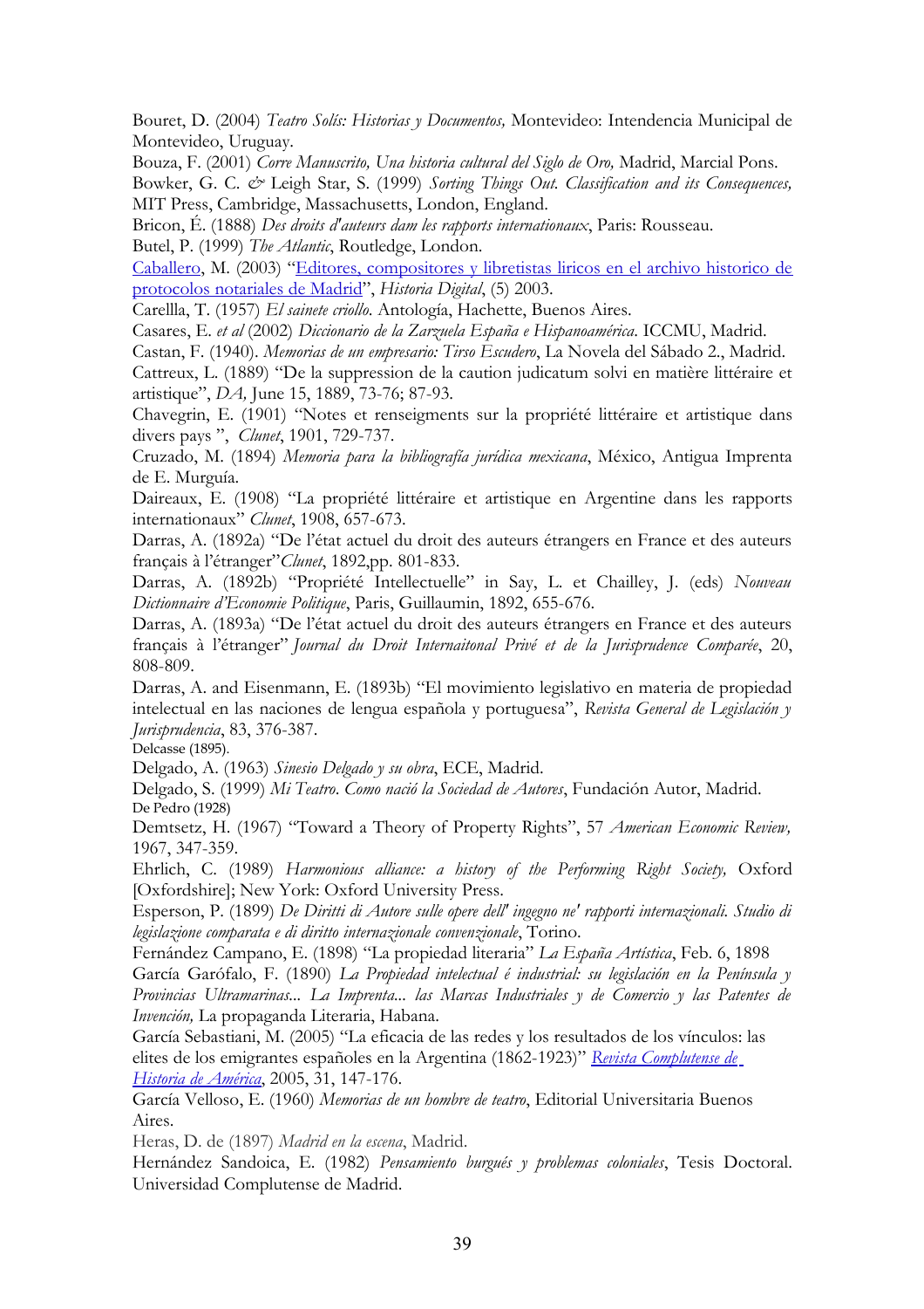Bouret, D. (2004) *Teatro Solís: Historias y Documentos,* Montevideo: Intendencia Municipal de Montevideo, Uruguay.

Bouza, F. (2001) *Corre Manuscrito, Una historia cultural del Siglo de Oro,* Madrid, Marcial Pons.

Bowker, G. C. & Leigh Star, S. (1999) *Sorting Things Out. Classification and its Consequences,* MIT Press, Cambridge, Massachusetts, London, England.

Bricon, É. (1888) *Des droits d'auteurs dam les rapports internationaux*, Paris: Rousseau.

Butel, P. (1999) *The Atlantic*, Routledge, London.

Caballero, M. (2003) "Editores, compositores y libretistas liricos en el archivo historico de protocolos notariales de Madrid", *Historia Digital*, (5) 2003.

Carellla, T. (1957) *El sainete criollo*. Antología, Hachette, Buenos Aires.

Casares, E. *et al* (2002) *Diccionario de la Zarzuela España e Hispanoamérica*. ICCMU, Madrid.

Castan, F. (1940). *Memorias de un empresario: Tirso Escudero*, La Novela del Sábado 2., Madrid.

Cattreux, L. (1889) "De la suppression de la caution judicatum solvi en matière littéraire et artistique", *DA,* June 15, 1889, 73-76; 87-93.

Chavegrin, E. (1901) "Notes et renseigments sur la propriété littéraire et artistique dans divers pays ", *Clunet*, 1901, 729-737.

Cruzado, M. (1894) *Memoria para la bibliografía jurídica mexicana*, México, Antigua Imprenta de E. Murguía.

Daireaux, E. (1908) "La propriété littéraire et artistique en Argentine dans les rapports internationaux" *Clunet*, 1908, 657-673.

Darras, A. (1892a) "De l'état actuel du droit des auteurs étrangers en France et des auteurs français à l'étranger"*Clunet*, 1892,pp. 801-833.

Darras, A. (1892b) "Propriété Intellectuelle" in Say, L. et Chailley, J. (eds) *Nouveau Dictionnaire d'Economie Politique*, Paris, Guillaumin, 1892, 655-676.

Darras, A. (1893a) "De l'état actuel du droit des auteurs étrangers en France et des auteurs français à l'étranger" *Journal du Droit Internaitonal Privé et de la Jurisprudence Comparée*, 20, 808-809.

Darras, A. and Eisenmann, E. (1893b) "El movimiento legislativo en materia de propiedad intelectual en las naciones de lengua española y portuguesa", *Revista General de Legislación y Jurisprudencia*, 83, 376-387.

Delcasse (1895).

Delgado, A. (1963) *Sinesio Delgado y su obra*, ECE, Madrid.

Delgado, S. (1999) *Mi Teatro. Como nació la Sociedad de Autores*, Fundación Autor, Madrid.

De Pedro (1928)

Demtsetz, H. (1967) "Toward a Theory of Property Rights", 57 *American Economic Review,* 1967, 347-359.

Ehrlich, C. (1989) *Harmonious alliance: a history of the Performing Right Society,* Oxford [Oxfordshire]; New York: Oxford University Press.

Esperson, P. (1899) *De Diritti di Autore sulle opere dell' ingegno ne' rapporti internazionali. Studio di legislazione comparata e di diritto internazionale convenzionale*, Torino.

Fernández Campano, E. (1898) "La propiedad literaria" *La España Artística*, Feb. 6, 1898

García Garófalo, F. (1890) *La Propiedad intelectual é industrial: su legislación en la Península y Provincias Ultramarinas... La Imprenta... las Marcas Industriales y de Comercio y las Patentes de Invención,* La propaganda Literaria, Habana.

García Sebastiani, M. (2005) "La eficacia de las redes y los resultados de los vínculos: las elites de los emigrantes españoles en la Argentina (1862-1923)" *Revista Complutense de Historia de América*, 2005, 31, 147-176.

García Velloso, E. (1960) *Memorias de un hombre de teatro*, Editorial Universitaria Buenos Aires.

Heras, D. de (1897) *Madrid en la escena*, Madrid.

Hernández Sandoica, E. (1982) *Pensamiento burgués y problemas coloniales*, Tesis Doctoral. Universidad Complutense de Madrid.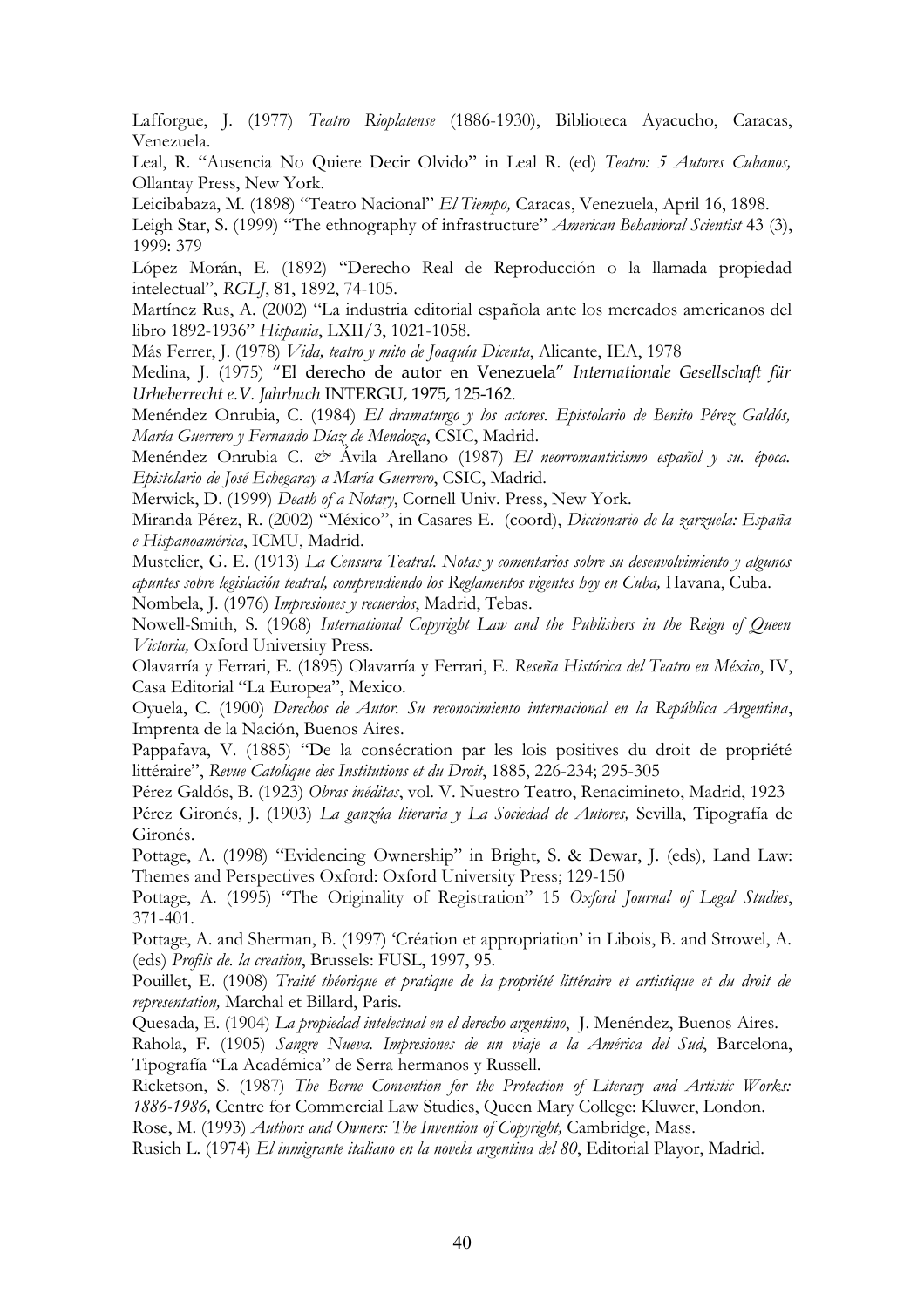Lafforgue, J. (1977) *Teatro Rioplatense* (1886-1930), Biblioteca Ayacucho, Caracas, Venezuela.

Leal, R. "Ausencia No Quiere Decir Olvido" in Leal R. (ed) *Teatro: 5 Autores Cubanos,* Ollantay Press, New York.

Leicibabaza, M. (1898) "Teatro Nacional" *El Tiempo,* Caracas, Venezuela, April 16, 1898.

Leigh Star, S. (1999) "The ethnography of infrastructure" *American Behavioral Scientist* 43 (3), 1999: 379

López Morán, E. (1892) "Derecho Real de Reproducción o la llamada propiedad intelectual", *RGLJ*, 81, 1892, 74-105.

Martínez Rus, A. (2002) "La industria editorial española ante los mercados americanos del libro 1892-1936" *Hispania*, LXII/3, 1021-1058.

Más Ferrer, J. (1978) *Vida, teatro y mito de Joaquín Dicenta*, Alicante, IEA, 1978

Medina, J. (1975) "El derecho de autor en Venezuela" *Internationale Gesellschaft für Urheberrecht e.V. Jahrbuch* INTERGU, 1975, 125-162.

Menéndez Onrubia, C. (1984) *El dramaturgo y los actores. Epistolario de Benito Pérez Galdós, María Guerrero y Fernando Díaz de Mendoza*, CSIC, Madrid.

Menéndez Onrubia C. *&* Ávila Arellano (1987) *El neorromanticismo español y su. época. Epistolario de José Echegaray a María Guerrero*, CSIC, Madrid.

Merwick, D. (1999) *Death of a Notary*, Cornell Univ. Press, New York.

Miranda Pérez, R. (2002) "México", in Casares E. (coord), *Diccionario de la zarzuela: España e Hispanoamérica*, ICMU, Madrid.

Mustelier, G. E. (1913) *La Censura Teatral. Notas y comentarios sobre su desenvolvimiento y algunos apuntes sobre legislación teatral, comprendiendo los Reglamentos vigentes hoy en Cuba,* Havana, Cuba.

Nombela, J. (1976) *Impresiones y recuerdos*, Madrid, Tebas.

Nowell-Smith, S. (1968) *International Copyright Law and the Publishers in the Reign of Queen Victoria,* Oxford University Press.

Olavarría y Ferrari, E. (1895) Olavarría y Ferrari, E. *Reseña Histórica del Teatro en México*, IV, Casa Editorial "La Europea", Mexico.

Oyuela, C. (1900) *Derechos de Autor. Su reconocimiento internacional en la República Argentina*, Imprenta de la Nación, Buenos Aires.

Pappafava, V. (1885) "De la consécration par les lois positives du droit de propriété littéraire", *Revue Catolique des Institutions et du Droit*, 1885, 226-234; 295-305

Pérez Galdós, B. (1923) *Obras inéditas*, vol. V. Nuestro Teatro, Renacimineto, Madrid, 1923

Pérez Gironés, J. (1903) *La ganzúa literaria y La Sociedad de Autores,* Sevilla, Tipografía de Gironés.

Pottage, A. (1998) "Evidencing Ownership" in Bright, S. & Dewar, J. (eds), Land Law: Themes and Perspectives Oxford: Oxford University Press; 129-150

Pottage, A. (1995) "The Originality of Registration" 15 *Oxford Journal of Legal Studies*, 371-401.

Pottage, A. and Sherman, B. (1997) 'Création et appropriation' in Libois, B. and Strowel, A. (eds) *Profils de. la creation*, Brussels: FUSL, 1997, 95.

Pouillet, E. (1908) *Traité théorique et pratique de la propriété littéraire et artistique et du droit de representation,* Marchal et Billard, Paris.

Quesada, E. (1904) *La propiedad intelectual en el derecho argentino*, J. Menéndez, Buenos Aires.

Rahola, F. (1905) *Sangre Nueva. Impresiones de un viaje a la América del Sud*, Barcelona, Tipografía "La Académica" de Serra hermanos y Russell.

Ricketson, S. (1987) *The Berne Convention for the Protection of Literary and Artistic Works: 1886-1986,* Centre for Commercial Law Studies, Queen Mary College: Kluwer, London.

Rose, M. (1993) *Authors and Owners: The Invention of Copyright,* Cambridge, Mass.

Rusich L. (1974) *El inmigrante italiano en la novela argentina del 80*, Editorial Playor, Madrid.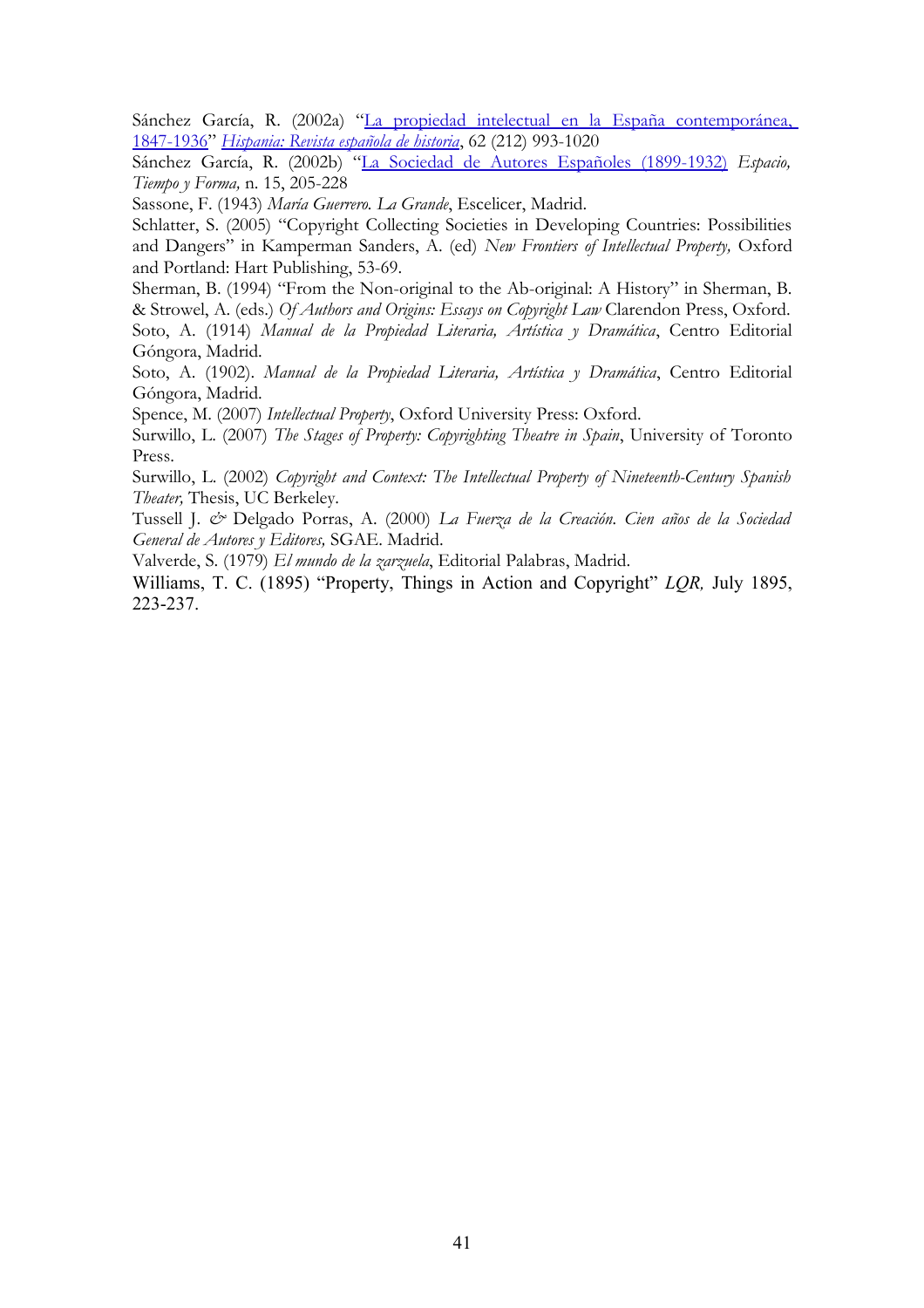Sánchez García, R. (2002a) "La propiedad intelectual en la España contemporánea, 1847-1936" *Hispania: Revista española de historia*, 62 (212) 993-1020

Sánchez García, R. (2002b) "La Sociedad de Autores Españoles (1899-1932) *Espacio, Tiempo y Forma,* n. 15, 205-228

Sassone, F. (1943) *María Guerrero. La Grande*, Escelicer, Madrid.

Schlatter, S. (2005) "Copyright Collecting Societies in Developing Countries: Possibilities and Dangers" in Kamperman Sanders, A. (ed) *New Frontiers of Intellectual Property,* Oxford and Portland: Hart Publishing, 53-69.

Sherman, B. (1994) "From the Non-original to the Ab-original: A History" in Sherman, B. & Strowel, A. (eds.) *Of Authors and Origins: Essays on Copyright Law* Clarendon Press, Oxford.

Soto, A. (1914) *Manual de la Propiedad Literaria, Artística y Dramática*, Centro Editorial Góngora, Madrid.

Soto, A. (1902). *Manual de la Propiedad Literaria, Artística y Dramática*, Centro Editorial Góngora, Madrid.

Spence, M. (2007) *Intellectual Property*, Oxford University Press: Oxford.

Surwillo, L. (2007) *The Stages of Property: Copyrighting Theatre in Spain*, University of Toronto Press.

Surwillo, L. (2002) *Copyright and Context: The Intellectual Property of Nineteenth-Century Spanish Theater,* Thesis, UC Berkeley.

Tussell J. *&* Delgado Porras, A. (2000) *La Fuerza de la Creación. Cien años de la Sociedad General de Autores y Editores,* SGAE. Madrid.

Valverde, S. (1979) *El mundo de la zarzuela*, Editorial Palabras, Madrid.

Williams, T. C. (1895) "Property, Things in Action and Copyright" *LQR,* July 1895, 223-237.